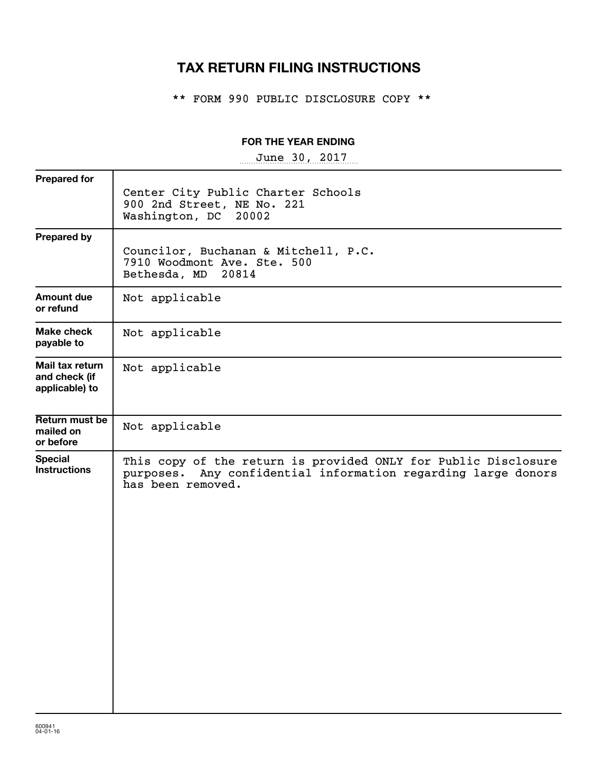# TAX RETURN FILING INSTRUCTIONS

** FORM 990 PUBLIC DISCLOSURE COPY **

**FOR THE YEAR ENDING**

June 30, 2017

| | |
|---|---|
| **Prepared for** | Center City Public Charter Schools<br>900 2nd Street, NE No. 221<br>Washington, DC 20002 |
| **Prepared by** | Councilor, Buchanan & Mitchell, P.C.<br>7910 Woodmont Ave. Ste. 500<br>Bethesda, MD 20814 |
| **Amount due or refund** | Not applicable |
| **Make check payable to** | Not applicable |
| **Mail tax return and check (if applicable) to** | Not applicable |
| **Return must be mailed on or before** | Not applicable |
| **Special Instructions** | This copy of the return is provided ONLY for Public Disclosure purposes. Any confidential information regarding large donors has been removed. |

600941
04-01-16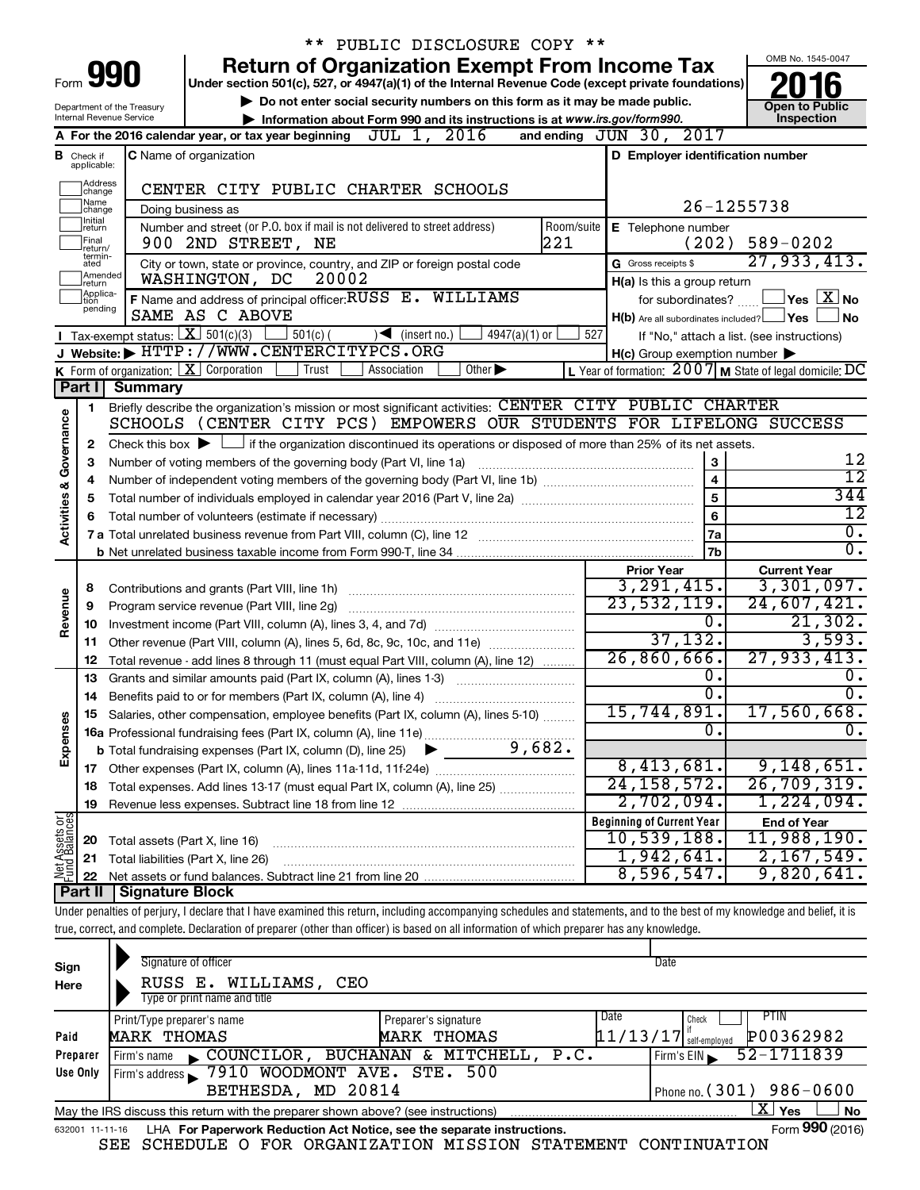\*\* PUBLIC DISCLOSURE COPY \*\*

# Form 990 — Return of Organization Exempt From Income Tax (2016)

Under section 501(c), 527, or 4947(a)(1) of the Internal Revenue Code (except private foundations)

▶ Do not enter social security numbers on this form as it may be made public.

▶ Information about Form 990 and its instructions is at www.irs.gov/form990.

Department of the Treasury
Internal Revenue Service

OMB No. 1545-0047

**Open to Public Inspection**

**A** For the 2016 calendar year, or tax year beginning JUL 1, 2016 and ending JUN 30, 2017

**B** Check if applicable: Address change, Name change, Initial return, Final return/terminated, Amended return, Application pending

**C** Name of organization: CENTER CITY PUBLIC CHARTER SCHOOLS

Doing business as

Number and street (or P.O. box if mail is not delivered to street address): 900 2ND STREET, NE — Room/suite: 221

City or town, state or province, country, and ZIP or foreign postal code: WASHINGTON, DC 20002

**D** Employer identification number: 26-1255738

**E** Telephone number: (202) 589-0202

**G** Gross receipts $ 27,933,413.

**F** Name and address of principal officer: RUSS E. WILLIAMS, SAME AS C ABOVE

**H(a)** Is this a group return for subordinates? ☐ Yes ☒ No

**H(b)** Are all subordinates included? ☐ Yes ☐ No — If "No," attach a list. (see instructions)

**H(c)** Group exemption number ▶

**I** Tax-exempt status: ☒ 501(c)(3) ☐ 501(c) ( ) ◀ (insert no.) ☐ 4947(a)(1) or ☐ 527

**J** Website: ▶ HTTP://WWW.CENTERCITYPCS.ORG

**K** Form of organization: ☒ Corporation ☐ Trust ☐ Association ☐ Other ▶

**L** Year of formation: 2007 **M** State of legal domicile: DC

## Part I Summary

**Activities & Governance**

1. Briefly describe the organization's mission or most significant activities: CENTER CITY PUBLIC CHARTER SCHOOLS (CENTER CITY PCS) EMPOWERS OUR STUDENTS FOR LIFELONG SUCCESS
2. Check this box ▶ ☐ if the organization discontinued its operations or disposed of more than 25% of its net assets.

| | | | |
|---|---|---|---|
| 3 | Number of voting members of the governing body (Part VI, line 1a) | 3 | 12 |
| 4 | Number of independent voting members of the governing body (Part VI, line 1b) | 4 | 12 |
| 5 | Total number of individuals employed in calendar year 2016 (Part V, line 2a) | 5 | 344 |
| 6 | Total number of volunteers (estimate if necessary) | 6 | 12 |
| 7a | Total unrelated business revenue from Part VIII, column (C), line 12 | 7a | 0. |
| b | Net unrelated business taxable income from Form 990-T, line 34 | 7b | 0. |

| | | Prior Year | Current Year |
|---|---|---|---|
| **Revenue** | | | |
| 8 | Contributions and grants (Part VIII, line 1h) | 3,291,415. | 3,301,097. |
| 9 | Program service revenue (Part VIII, line 2g) | 23,532,119. | 24,607,421. |
| 10 | Investment income (Part VIII, column (A), lines 3, 4, and 7d) | 0. | 21,302. |
| 11 | Other revenue (Part VIII, column (A), lines 5, 6d, 8c, 9c, 10c, and 11e) | 37,132. | 3,593. |
| 12 | Total revenue - add lines 8 through 11 (must equal Part VIII, column (A), line 12) | 26,860,666. | 27,933,413. |
| **Expenses** | | | |
| 13 | Grants and similar amounts paid (Part IX, column (A), lines 1-3) | 0. | 0. |
| 14 | Benefits paid to or for members (Part IX, column (A), line 4) | 0. | 0. |
| 15 | Salaries, other compensation, employee benefits (Part IX, column (A), lines 5-10) | 15,744,891. | 17,560,668. |
| 16a | Professional fundraising fees (Part IX, column (A), line 11e) | 0. | 0. |
| b | Total fundraising expenses (Part IX, column (D), line 25) ▶ 9,682. | | |
| 17 | Other expenses (Part IX, column (A), lines 11a-11d, 11f-24e) | 8,413,681. | 9,148,651. |
| 18 | Total expenses. Add lines 13-17 (must equal Part IX, column (A), line 25) | 24,158,572. | 26,709,319. |
| 19 | Revenue less expenses. Subtract line 18 from line 12 | 2,702,094. | 1,224,094. |

| **Net Assets or Fund Balances** | | Beginning of Current Year | End of Year |
|---|---|---|---|
| 20 | Total assets (Part X, line 16) | 10,539,188. | 11,988,190. |
| 21 | Total liabilities (Part X, line 26) | 1,942,641. | 2,167,549. |
| 22 | Net assets or fund balances. Subtract line 21 from line 20 | 8,596,547. | 9,820,641. |

## Part II Signature Block

Under penalties of perjury, I declare that I have examined this return, including accompanying schedules and statements, and to the best of my knowledge and belief, it is true, correct, and complete. Declaration of preparer (other than officer) is based on all information of which preparer has any knowledge.

**Sign Here**

Signature of officer — Date

RUSS E. WILLIAMS, CEO
Type or print name and title

**Paid Preparer Use Only**

| Print/Type preparer's name | Preparer's signature | Date | Check if self-employed | PTIN |
|---|---|---|---|---|
| MARK THOMAS | MARK THOMAS | 11/13/17 | ☐ | P00362982 |

Firm's name ▶ COUNCILOR, BUCHANAN & MITCHELL, P.C. — Firm's EIN ▶ 52-1711839

Firm's address ▶ 7910 WOODMONT AVE. STE. 500, BETHESDA, MD 20814 — Phone no. (301) 986-0600

May the IRS discuss this return with the preparer shown above? (see instructions) ☒ Yes ☐ No

632001 11-11-16 LHA For Paperwork Reduction Act Notice, see the separate instructions. Form **990** (2016)

SEE SCHEDULE O FOR ORGANIZATION MISSION STATEMENT CONTINUATION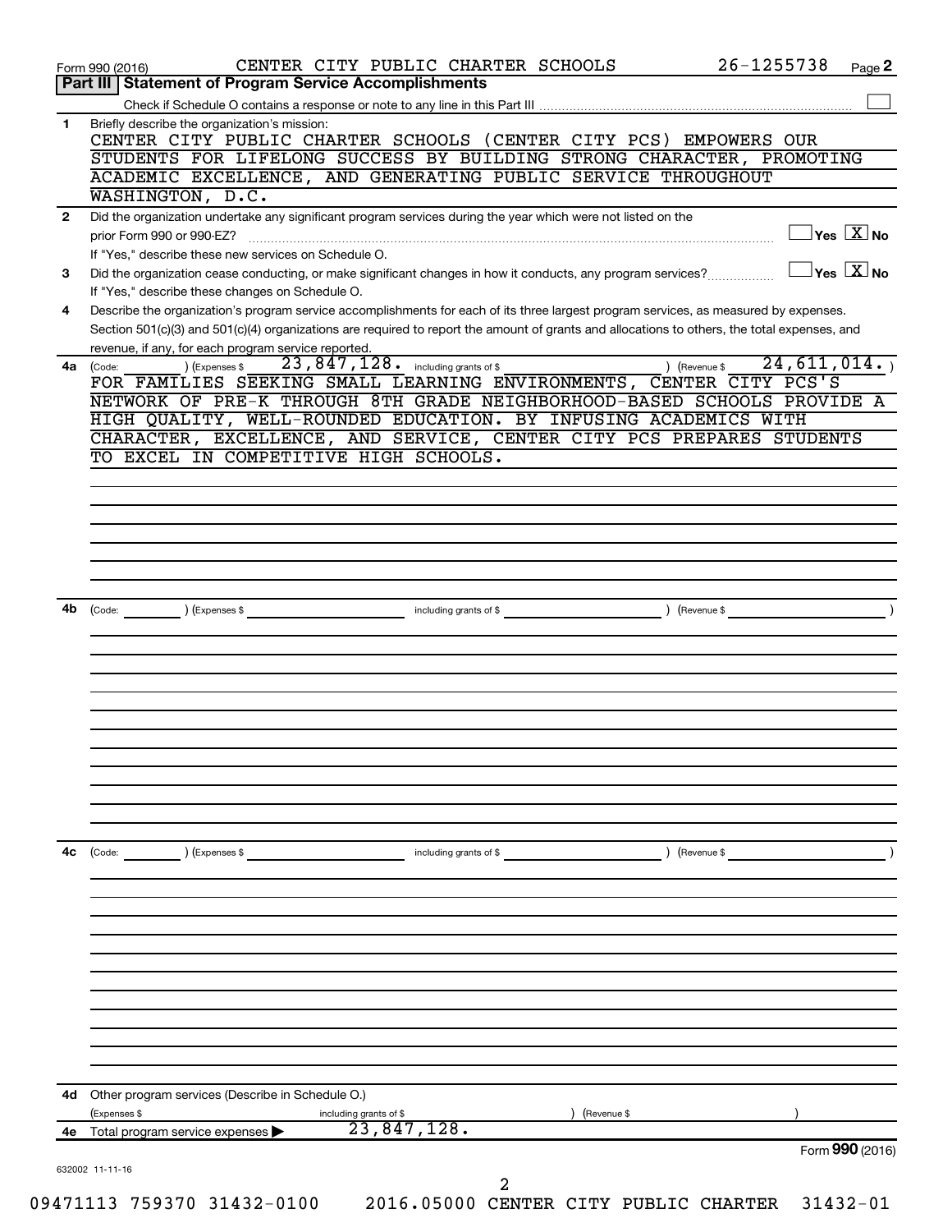Form 990 (2016) CENTER CITY PUBLIC CHARTER SCHOOLS 26-1255738 Page **2**

## Part III | Statement of Program Service Accomplishments

Check if Schedule O contains a response or note to any line in this Part III ☐

**1** Briefly describe the organization's mission:

CENTER CITY PUBLIC CHARTER SCHOOLS (CENTER CITY PCS) EMPOWERS OUR STUDENTS FOR LIFELONG SUCCESS BY BUILDING STRONG CHARACTER, PROMOTING ACADEMIC EXCELLENCE, AND GENERATING PUBLIC SERVICE THROUGHOUT WASHINGTON, D.C.

**2** Did the organization undertake any significant program services during the year which were not listed on the prior Form 990 or 990-EZ? ☐ Yes ☒ No

If "Yes," describe these new services on Schedule O.

**3** Did the organization cease conducting, or make significant changes in how it conducts, any program services? ☐ Yes ☒ No

If "Yes," describe these changes on Schedule O.

**4** Describe the organization's program service accomplishments for each of its three largest program services, as measured by expenses. Section 501(c)(3) and 501(c)(4) organizations are required to report the amount of grants and allocations to others, the total expenses, and revenue, if any, for each program service reported.

**4a** (Code: ) (Expenses $ 23,847,128. including grants of $ ) (Revenue $ 24,611,014. )

FOR FAMILIES SEEKING SMALL LEARNING ENVIRONMENTS, CENTER CITY PCS'S NETWORK OF PRE-K THROUGH 8TH GRADE NEIGHBORHOOD-BASED SCHOOLS PROVIDE A HIGH QUALITY, WELL-ROUNDED EDUCATION. BY INFUSING ACADEMICS WITH CHARACTER, EXCELLENCE, AND SERVICE, CENTER CITY PCS PREPARES STUDENTS TO EXCEL IN COMPETITIVE HIGH SCHOOLS.

**4b** (Code: ) (Expenses $ including grants of $ ) (Revenue $ )

**4c** (Code: ) (Expenses $ including grants of $ ) (Revenue $ )

**4d** Other program services (Describe in Schedule O.)

(Expenses $ including grants of $ ) (Revenue $ )

**4e** Total program service expenses ▶ 23,847,128.

Form **990** (2016)

632002 11-11-16

09471113 759370 31432-0100 2016.05000 CENTER CITY PUBLIC CHARTER 31432-01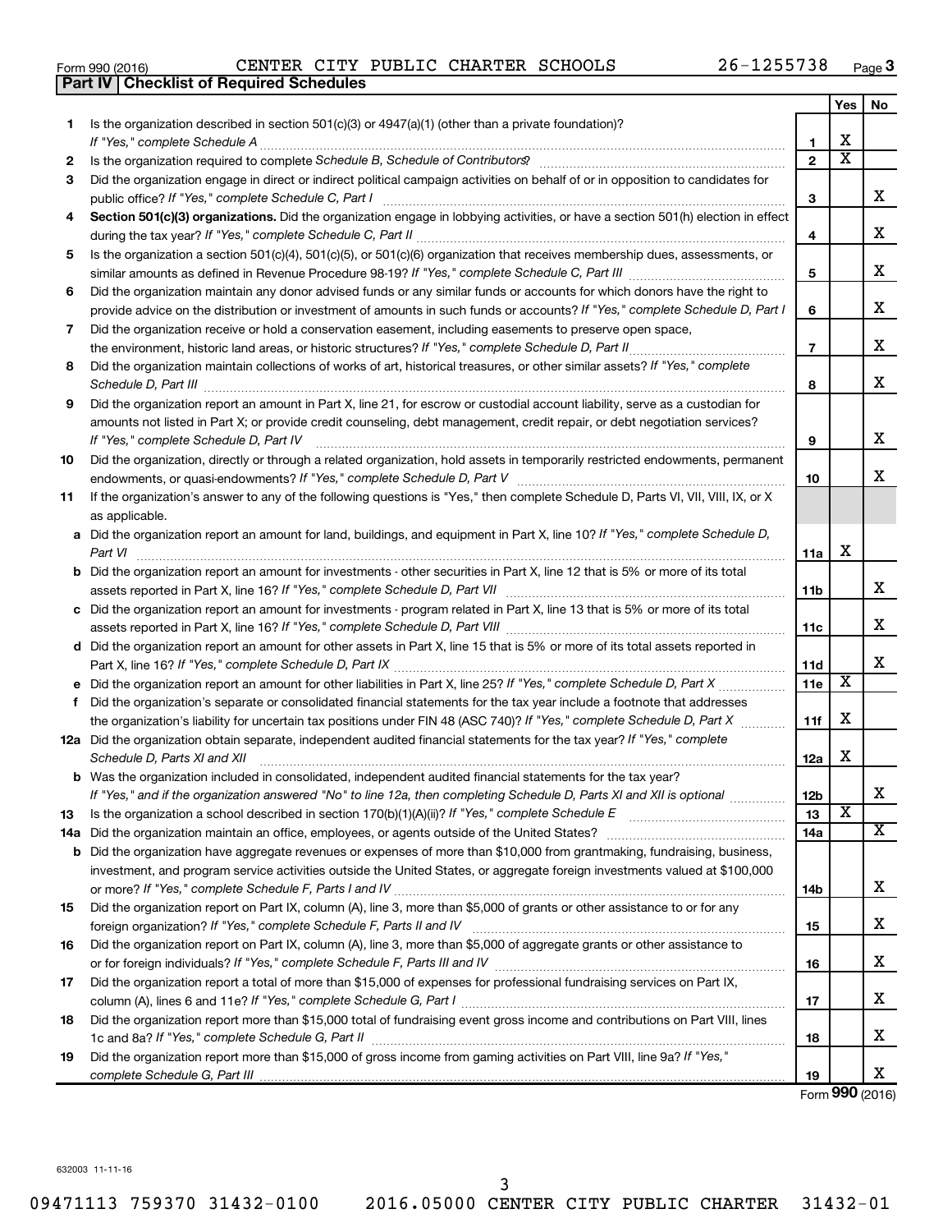Form 990 (2016) CENTER CITY PUBLIC CHARTER SCHOOLS 26-1255738 Page 3

## Part IV | Checklist of Required Schedules

| | | | Yes | No |
|---|---|---|---|---|
| **1** | Is the organization described in section 501(c)(3) or 4947(a)(1) (other than a private foundation)? *If "Yes," complete Schedule A* | **1** | X | |
| **2** | Is the organization required to complete *Schedule B, Schedule of Contributors*? | **2** | X | |
| **3** | Did the organization engage in direct or indirect political campaign activities on behalf of or in opposition to candidates for public office? *If "Yes," complete Schedule C, Part I* | **3** | | X |
| **4** | **Section 501(c)(3) organizations.** Did the organization engage in lobbying activities, or have a section 501(h) election in effect during the tax year? *If "Yes," complete Schedule C, Part II* | **4** | | X |
| **5** | Is the organization a section 501(c)(4), 501(c)(5), or 501(c)(6) organization that receives membership dues, assessments, or similar amounts as defined in Revenue Procedure 98-19? *If "Yes," complete Schedule C, Part III* | **5** | | X |
| **6** | Did the organization maintain any donor advised funds or any similar funds or accounts for which donors have the right to provide advice on the distribution or investment of amounts in such funds or accounts? *If "Yes," complete Schedule D, Part I* | **6** | | X |
| **7** | Did the organization receive or hold a conservation easement, including easements to preserve open space, the environment, historic land areas, or historic structures? *If "Yes," complete Schedule D, Part II* | **7** | | X |
| **8** | Did the organization maintain collections of works of art, historical treasures, or other similar assets? *If "Yes," complete Schedule D, Part III* | **8** | | X |
| **9** | Did the organization report an amount in Part X, line 21, for escrow or custodial account liability, serve as a custodian for amounts not listed in Part X; or provide credit counseling, debt management, credit repair, or debt negotiation services? *If "Yes," complete Schedule D, Part IV* | **9** | | X |
| **10** | Did the organization, directly or through a related organization, hold assets in temporarily restricted endowments, permanent endowments, or quasi-endowments? *If "Yes," complete Schedule D, Part V* | **10** | | X |
| **11** | If the organization's answer to any of the following questions is "Yes," then complete Schedule D, Parts VI, VII, VIII, IX, or X as applicable. | | | |
| **a** | Did the organization report an amount for land, buildings, and equipment in Part X, line 10? *If "Yes," complete Schedule D, Part VI* | **11a** | X | |
| **b** | Did the organization report an amount for investments - other securities in Part X, line 12 that is 5% or more of its total assets reported in Part X, line 16? *If "Yes," complete Schedule D, Part VII* | **11b** | | X |
| **c** | Did the organization report an amount for investments - program related in Part X, line 13 that is 5% or more of its total assets reported in Part X, line 16? *If "Yes," complete Schedule D, Part VIII* | **11c** | | X |
| **d** | Did the organization report an amount for other assets in Part X, line 15 that is 5% or more of its total assets reported in Part X, line 16? *If "Yes," complete Schedule D, Part IX* | **11d** | | X |
| **e** | Did the organization report an amount for other liabilities in Part X, line 25? *If "Yes," complete Schedule D, Part X* | **11e** | X | |
| **f** | Did the organization's separate or consolidated financial statements for the tax year include a footnote that addresses the organization's liability for uncertain tax positions under FIN 48 (ASC 740)? *If "Yes," complete Schedule D, Part X* | **11f** | X | |
| **12a** | Did the organization obtain separate, independent audited financial statements for the tax year? *If "Yes," complete Schedule D, Parts XI and XII* | **12a** | X | |
| **b** | Was the organization included in consolidated, independent audited financial statements for the tax year? *If "Yes," and if the organization answered "No" to line 12a, then completing Schedule D, Parts XI and XII is optional* | **12b** | | X |
| **13** | Is the organization a school described in section 170(b)(1)(A)(ii)? *If "Yes," complete Schedule E* | **13** | X | |
| **14a** | Did the organization maintain an office, employees, or agents outside of the United States? | **14a** | | X |
| **b** | Did the organization have aggregate revenues or expenses of more than $10,000 from grantmaking, fundraising, business, investment, and program service activities outside the United States, or aggregate foreign investments valued at $100,000 or more? *If "Yes," complete Schedule F, Parts I and IV* | **14b** | | X |
| **15** | Did the organization report on Part IX, column (A), line 3, more than $5,000 of grants or other assistance to or for any foreign organization? *If "Yes," complete Schedule F, Parts II and IV* | **15** | | X |
| **16** | Did the organization report on Part IX, column (A), line 3, more than $5,000 of aggregate grants or other assistance to or for foreign individuals? *If "Yes," complete Schedule F, Parts III and IV* | **16** | | X |
| **17** | Did the organization report a total of more than $15,000 of expenses for professional fundraising services on Part IX, column (A), lines 6 and 11e? *If "Yes," complete Schedule G, Part I* | **17** | | X |
| **18** | Did the organization report more than $15,000 total of fundraising event gross income and contributions on Part VIII, lines 1c and 8a? *If "Yes," complete Schedule G, Part II* | **18** | | X |
| **19** | Did the organization report more than $15,000 of gross income from gaming activities on Part VIII, line 9a? *If "Yes," complete Schedule G, Part III* | **19** | | X |

Form **990** (2016)

632003 11-11-16

09471113 759370 31432-0100 2016.05000 CENTER CITY PUBLIC CHARTER 31432-01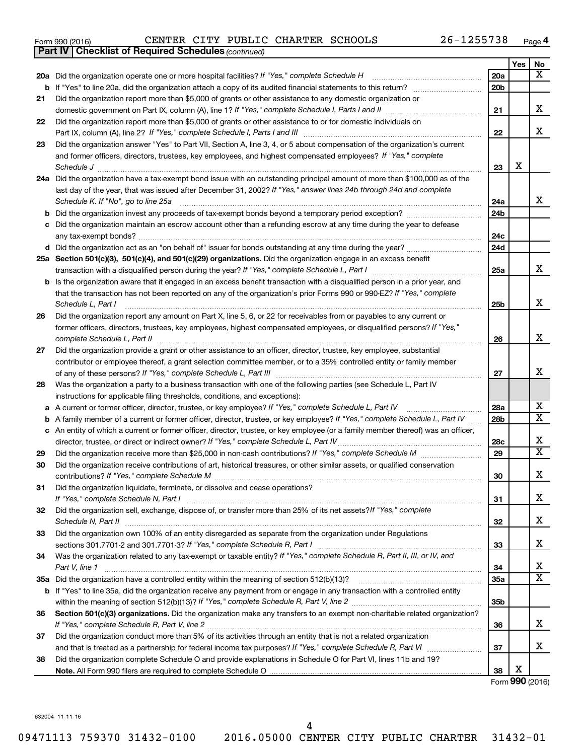Form 990 (2016) CENTER CITY PUBLIC CHARTER SCHOOLS 26-1255738 Page 4

**Part IV | Checklist of Required Schedules** *(continued)*

| | | | Yes | No |
|---|---|---|---|---|
| **20a** | Did the organization operate one or more hospital facilities? *If "Yes," complete Schedule H* | 20a | | X |
| **b** | If "Yes" to line 20a, did the organization attach a copy of its audited financial statements to this return? | 20b | | |
| **21** | Did the organization report more than $5,000 of grants or other assistance to any domestic organization or domestic government on Part IX, column (A), line 1? *If "Yes," complete Schedule I, Parts I and II* | 21 | | X |
| **22** | Did the organization report more than $5,000 of grants or other assistance to or for domestic individuals on Part IX, column (A), line 2? *If "Yes," complete Schedule I, Parts I and III* | 22 | | X |
| **23** | Did the organization answer "Yes" to Part VII, Section A, line 3, 4, or 5 about compensation of the organization's current and former officers, directors, trustees, key employees, and highest compensated employees? *If "Yes," complete Schedule J* | 23 | X | |
| **24a** | Did the organization have a tax-exempt bond issue with an outstanding principal amount of more than $100,000 as of the last day of the year, that was issued after December 31, 2002? *If "Yes," answer lines 24b through 24d and complete Schedule K. If "No", go to line 25a* | 24a | | X |
| **b** | Did the organization invest any proceeds of tax-exempt bonds beyond a temporary period exception? | 24b | | |
| **c** | Did the organization maintain an escrow account other than a refunding escrow at any time during the year to defease any tax-exempt bonds? | 24c | | |
| **d** | Did the organization act as an "on behalf of" issuer for bonds outstanding at any time during the year? | 24d | | |
| **25a** | **Section 501(c)(3), 501(c)(4), and 501(c)(29) organizations.** Did the organization engage in an excess benefit transaction with a disqualified person during the year? *If "Yes," complete Schedule L, Part I* | 25a | | X |
| **b** | Is the organization aware that it engaged in an excess benefit transaction with a disqualified person in a prior year, and that the transaction has not been reported on any of the organization's prior Forms 990 or 990-EZ? *If "Yes," complete Schedule L, Part I* | 25b | | X |
| **26** | Did the organization report any amount on Part X, line 5, 6, or 22 for receivables from or payables to any current or former officers, directors, trustees, key employees, highest compensated employees, or disqualified persons? *If "Yes," complete Schedule L, Part II* | 26 | | X |
| **27** | Did the organization provide a grant or other assistance to an officer, director, trustee, key employee, substantial contributor or employee thereof, a grant selection committee member, or to a 35% controlled entity or family member of any of these persons? *If "Yes," complete Schedule L, Part III* | 27 | | X |
| **28** | Was the organization a party to a business transaction with one of the following parties (see Schedule L, Part IV instructions for applicable filing thresholds, conditions, and exceptions): | | | |
| **a** | A current or former officer, director, trustee, or key employee? *If "Yes," complete Schedule L, Part IV* | 28a | | X |
| **b** | A family member of a current or former officer, director, trustee, or key employee? *If "Yes," complete Schedule L, Part IV* | 28b | | X |
| **c** | An entity of which a current or former officer, director, trustee, or key employee (or a family member thereof) was an officer, director, trustee, or direct or indirect owner? *If "Yes," complete Schedule L, Part IV* | 28c | | X |
| **29** | Did the organization receive more than $25,000 in non-cash contributions? *If "Yes," complete Schedule M* | 29 | | X |
| **30** | Did the organization receive contributions of art, historical treasures, or other similar assets, or qualified conservation contributions? *If "Yes," complete Schedule M* | 30 | | X |
| **31** | Did the organization liquidate, terminate, or dissolve and cease operations? *If "Yes," complete Schedule N, Part I* | 31 | | X |
| **32** | Did the organization sell, exchange, dispose of, or transfer more than 25% of its net assets? *If "Yes," complete Schedule N, Part II* | 32 | | X |
| **33** | Did the organization own 100% of an entity disregarded as separate from the organization under Regulations sections 301.7701-2 and 301.7701-3? *If "Yes," complete Schedule R, Part I* | 33 | | X |
| **34** | Was the organization related to any tax-exempt or taxable entity? *If "Yes," complete Schedule R, Part II, III, or IV, and Part V, line 1* | 34 | | X |
| **35a** | Did the organization have a controlled entity within the meaning of section 512(b)(13)? | 35a | | X |
| **b** | If "Yes" to line 35a, did the organization receive any payment from or engage in any transaction with a controlled entity within the meaning of section 512(b)(13)? *If "Yes," complete Schedule R, Part V, line 2* | 35b | | |
| **36** | **Section 501(c)(3) organizations.** Did the organization make any transfers to an exempt non-charitable related organization? *If "Yes," complete Schedule R, Part V, line 2* | 36 | | X |
| **37** | Did the organization conduct more than 5% of its activities through an entity that is not a related organization and that is treated as a partnership for federal income tax purposes? *If "Yes," complete Schedule R, Part VI* | 37 | | X |
| **38** | Did the organization complete Schedule O and provide explanations in Schedule O for Part VI, lines 11b and 19? **Note.** All Form 990 filers are required to complete Schedule O | 38 | X | |

Form **990** (2016)

632004 11-11-16

09471113 759370 31432-0100 2016.05000 CENTER CITY PUBLIC CHARTER 31432-01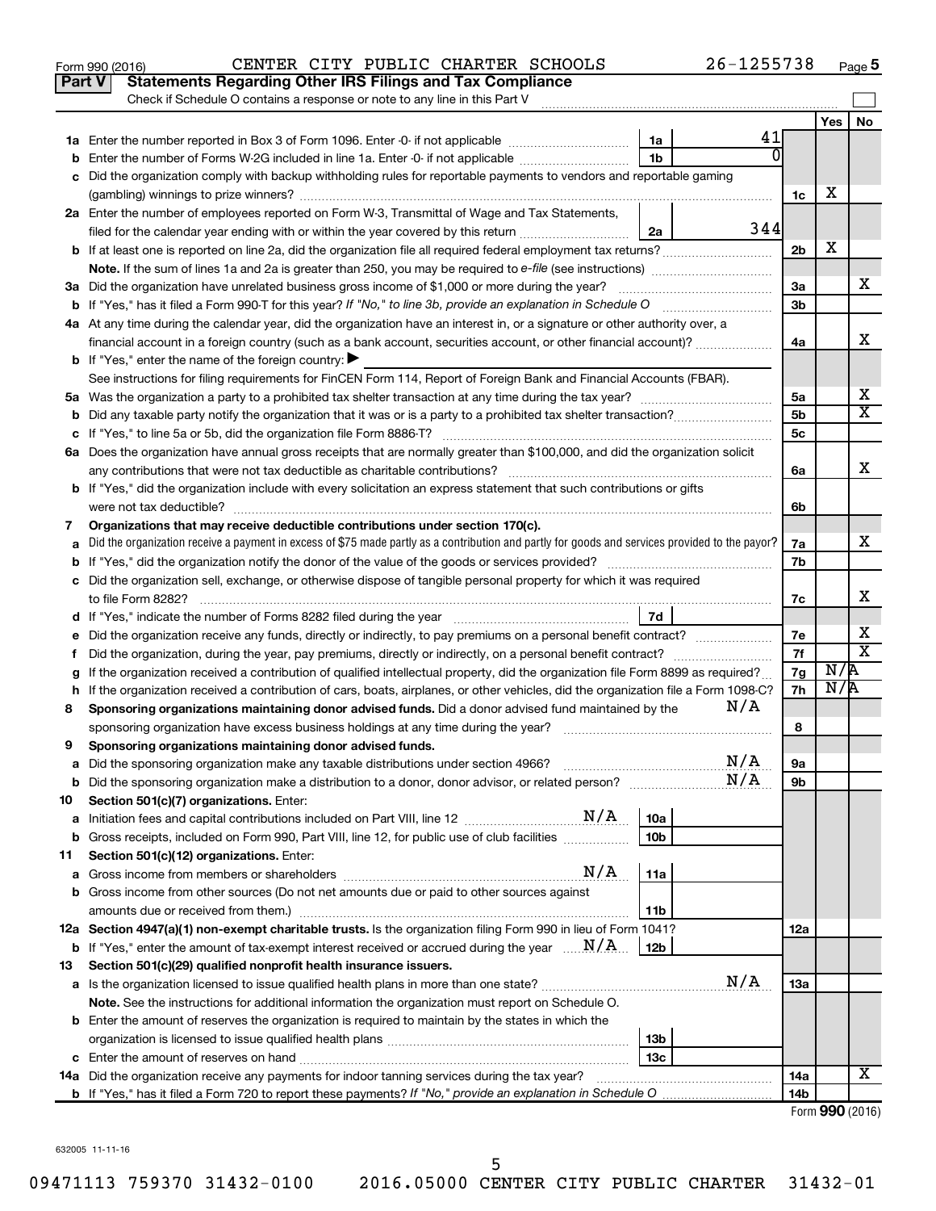Form 990 (2016) CENTER CITY PUBLIC CHARTER SCHOOLS 26-1255738 Page 5

## Part V Statements Regarding Other IRS Filings and Tax Compliance

Check if Schedule O contains a response or note to any line in this Part V

| | | | | | Yes | No |
|---|---|---|---|---|---|---|
| **1a** | Enter the number reported in Box 3 of Form 1096. Enter -0- if not applicable | 1a | 41 | | | |
| **b** | Enter the number of Forms W-2G included in line 1a. Enter -0- if not applicable | 1b | 0 | | | |
| **c** | Did the organization comply with backup withholding rules for reportable payments to vendors and reportable gaming (gambling) winnings to prize winners? | | | 1c | X | |
| **2a** | Enter the number of employees reported on Form W-3, Transmittal of Wage and Tax Statements, filed for the calendar year ending with or within the year covered by this return | 2a | 344 | | | |
| **b** | If at least one is reported on line 2a, did the organization file all required federal employment tax returns? | | | 2b | X | |
| | **Note.** If the sum of lines 1a and 2a is greater than 250, you may be required to *e-file* (see instructions) | | | | | |
| **3a** | Did the organization have unrelated business gross income of $1,000 or more during the year? | | | 3a | | X |
| **b** | If "Yes," has it filed a Form 990-T for this year? *If "No," to line 3b, provide an explanation in Schedule O* | | | 3b | | |
| **4a** | At any time during the calendar year, did the organization have an interest in, or a signature or other authority over, a financial account in a foreign country (such as a bank account, securities account, or other financial account)? | | | 4a | | X |
| **b** | If "Yes," enter the name of the foreign country: ▶ | | | | | |
| | See instructions for filing requirements for FinCEN Form 114, Report of Foreign Bank and Financial Accounts (FBAR). | | | | | |
| **5a** | Was the organization a party to a prohibited tax shelter transaction at any time during the tax year? | | | 5a | | X |
| **b** | Did any taxable party notify the organization that it was or is a party to a prohibited tax shelter transaction? | | | 5b | | X |
| **c** | If "Yes," to line 5a or 5b, did the organization file Form 8886-T? | | | 5c | | |
| **6a** | Does the organization have annual gross receipts that are normally greater than $100,000, and did the organization solicit any contributions that were not tax deductible as charitable contributions? | | | 6a | | X |
| **b** | If "Yes," did the organization include with every solicitation an express statement that such contributions or gifts were not tax deductible? | | | 6b | | |
| **7** | **Organizations that may receive deductible contributions under section 170(c).** | | | | | |
| **a** | Did the organization receive a payment in excess of $75 made partly as a contribution and partly for goods and services provided to the payor? | | | 7a | | X |
| **b** | If "Yes," did the organization notify the donor of the value of the goods or services provided? | | | 7b | | |
| **c** | Did the organization sell, exchange, or otherwise dispose of tangible personal property for which it was required to file Form 8282? | | | 7c | | X |
| **d** | If "Yes," indicate the number of Forms 8282 filed during the year | 7d | | | | |
| **e** | Did the organization receive any funds, directly or indirectly, to pay premiums on a personal benefit contract? | | | 7e | | X |
| **f** | Did the organization, during the year, pay premiums, directly or indirectly, on a personal benefit contract? | | | 7f | | X |
| **g** | If the organization received a contribution of qualified intellectual property, did the organization file Form 8899 as required? | | | 7g | N/A | |
| **h** | If the organization received a contribution of cars, boats, airplanes, or other vehicles, did the organization file a Form 1098-C? | | | 7h | N/A | |
| **8** | **Sponsoring organizations maintaining donor advised funds.** Did a donor advised fund maintained by the sponsoring organization have excess business holdings at any time during the year? N/A | | | 8 | | |
| **9** | **Sponsoring organizations maintaining donor advised funds.** | | | | | |
| **a** | Did the sponsoring organization make any taxable distributions under section 4966? N/A | | | 9a | | |
| **b** | Did the sponsoring organization make a distribution to a donor, donor advisor, or related person? N/A | | | 9b | | |
| **10** | **Section 501(c)(7) organizations.** Enter: | | | | | |
| **a** | Initiation fees and capital contributions included on Part VIII, line 12 N/A | 10a | | | | |
| **b** | Gross receipts, included on Form 990, Part VIII, line 12, for public use of club facilities | 10b | | | | |
| **11** | **Section 501(c)(12) organizations.** Enter: | | | | | |
| **a** | Gross income from members or shareholders N/A | 11a | | | | |
| **b** | Gross income from other sources (Do not net amounts due or paid to other sources against amounts due or received from them.) | 11b | | | | |
| **12a** | **Section 4947(a)(1) non-exempt charitable trusts.** Is the organization filing Form 990 in lieu of Form 1041? | | | 12a | | |
| **b** | If "Yes," enter the amount of tax-exempt interest received or accrued during the year N/A | 12b | | | | |
| **13** | **Section 501(c)(29) qualified nonprofit health insurance issuers.** | | | | | |
| **a** | Is the organization licensed to issue qualified health plans in more than one state? N/A | | | 13a | | |
| | **Note.** See the instructions for additional information the organization must report on Schedule O. | | | | | |
| **b** | Enter the amount of reserves the organization is required to maintain by the states in which the organization is licensed to issue qualified health plans | 13b | | | | |
| **c** | Enter the amount of reserves on hand | 13c | | | | |
| **14a** | Did the organization receive any payments for indoor tanning services during the tax year? | | | 14a | | X |
| **b** | If "Yes," has it filed a Form 720 to report these payments? *If "No," provide an explanation in Schedule O* | | | 14b | | |

Form **990** (2016)

632005 11-11-16

09471113 759370 31432-0100 2016.05000 CENTER CITY PUBLIC CHARTER 31432-01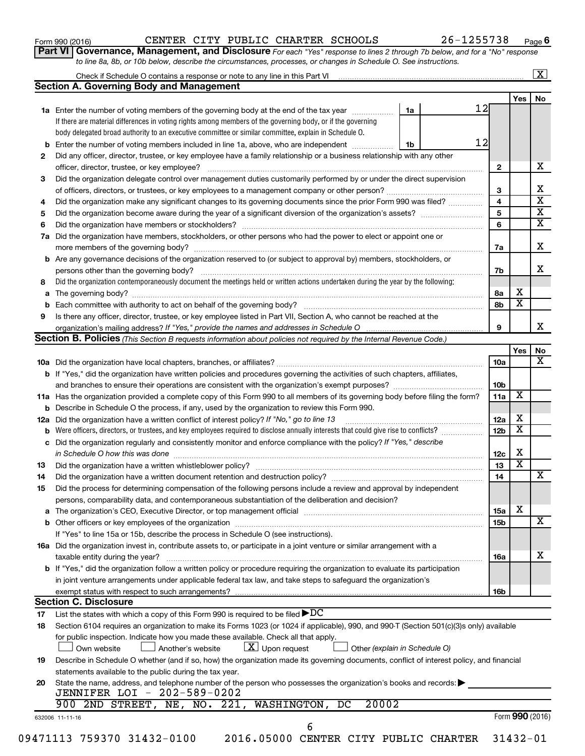Form 990 (2016) CENTER CITY PUBLIC CHARTER SCHOOLS 26-1255738 Page 6

**Part VI Governance, Management, and Disclosure** *For each "Yes" response to lines 2 through 7b below, and for a "No" response to line 8a, 8b, or 10b below, describe the circumstances, processes, or changes in Schedule O. See instructions.*

Check if Schedule O contains a response or note to any line in this Part VI .......... [X]

## Section A. Governing Body and Management

| | | | | Yes | No |
|---|---|---|---|---|---|
| **1a** | Enter the number of voting members of the governing body at the end of the tax year ... **1a** 12<br>If there are material differences in voting rights among members of the governing body, or if the governing body delegated broad authority to an executive committee or similar committee, explain in Schedule O. | | | | |
| **b** | Enter the number of voting members included in line 1a, above, who are independent ... **1b** 12 | | | | |
| **2** | Did any officer, director, trustee, or key employee have a family relationship or a business relationship with any other officer, director, trustee, or key employee? | **2** | | | X |
| **3** | Did the organization delegate control over management duties customarily performed by or under the direct supervision of officers, directors, or trustees, or key employees to a management company or other person? | **3** | | | X |
| **4** | Did the organization make any significant changes to its governing documents since the prior Form 990 was filed? | **4** | | | X |
| **5** | Did the organization become aware during the year of a significant diversion of the organization's assets? | **5** | | | X |
| **6** | Did the organization have members or stockholders? | **6** | | | X |
| **7a** | Did the organization have members, stockholders, or other persons who had the power to elect or appoint one or more members of the governing body? | **7a** | | | X |
| **b** | Are any governance decisions of the organization reserved to (or subject to approval by) members, stockholders, or persons other than the governing body? | **7b** | | | X |
| **8** | Did the organization contemporaneously document the meetings held or written actions undertaken during the year by the following: | | | | |
| **a** | The governing body? | **8a** | | X | |
| **b** | Each committee with authority to act on behalf of the governing body? | **8b** | | X | |
| **9** | Is there any officer, director, trustee, or key employee listed in Part VII, Section A, who cannot be reached at the organization's mailing address? *If "Yes," provide the names and addresses in Schedule O* | **9** | | | X |

## Section B. Policies *(This Section B requests information about policies not required by the Internal Revenue Code.)*

| | | | Yes | No |
|---|---|---|---|---|
| **10a** | Did the organization have local chapters, branches, or affiliates? | **10a** | | X |
| **b** | If "Yes," did the organization have written policies and procedures governing the activities of such chapters, affiliates, and branches to ensure their operations are consistent with the organization's exempt purposes? | **10b** | | |
| **11a** | Has the organization provided a complete copy of this Form 990 to all members of its governing body before filing the form? | **11a** | X | |
| **b** | Describe in Schedule O the process, if any, used by the organization to review this Form 990. | | | |
| **12a** | Did the organization have a written conflict of interest policy? *If "No," go to line 13* | **12a** | X | |
| **b** | Were officers, directors, or trustees, and key employees required to disclose annually interests that could give rise to conflicts? | **12b** | X | |
| **c** | Did the organization regularly and consistently monitor and enforce compliance with the policy? *If "Yes," describe in Schedule O how this was done* | **12c** | X | |
| **13** | Did the organization have a written whistleblower policy? | **13** | X | |
| **14** | Did the organization have a written document retention and destruction policy? | **14** | | X |
| **15** | Did the process for determining compensation of the following persons include a review and approval by independent persons, comparability data, and contemporaneous substantiation of the deliberation and decision? | | | |
| **a** | The organization's CEO, Executive Director, or top management official | **15a** | X | |
| **b** | Other officers or key employees of the organization | **15b** | | X |
| | If "Yes" to line 15a or 15b, describe the process in Schedule O (see instructions). | | | |
| **16a** | Did the organization invest in, contribute assets to, or participate in a joint venture or similar arrangement with a taxable entity during the year? | **16a** | | X |
| **b** | If "Yes," did the organization follow a written policy or procedure requiring the organization to evaluate its participation in joint venture arrangements under applicable federal tax law, and take steps to safeguard the organization's exempt status with respect to such arrangements? | **16b** | | |

## Section C. Disclosure

**17** List the states with which a copy of this Form 990 is required to be filed ▶ DC

**18** Section 6104 requires an organization to make its Forms 1023 (or 1024 if applicable), 990, and 990-T (Section 501(c)(3)s only) available for public inspection. Indicate how you made these available. Check all that apply.

[ ] Own website [ ] Another's website [X] Upon request [ ] Other *(explain in Schedule O)*

**19** Describe in Schedule O whether (and if so, how) the organization made its governing documents, conflict of interest policy, and financial statements available to the public during the tax year.

**20** State the name, address, and telephone number of the person who possesses the organization's books and records: ▶
JENNIFER LOI - 202-589-0202
900 2ND STREET, NE, NO. 221, WASHINGTON, DC 20002

632006 11-11-16 Form **990** (2016)

09471113 759370 31432-0100 2016.05000 CENTER CITY PUBLIC CHARTER 31432-01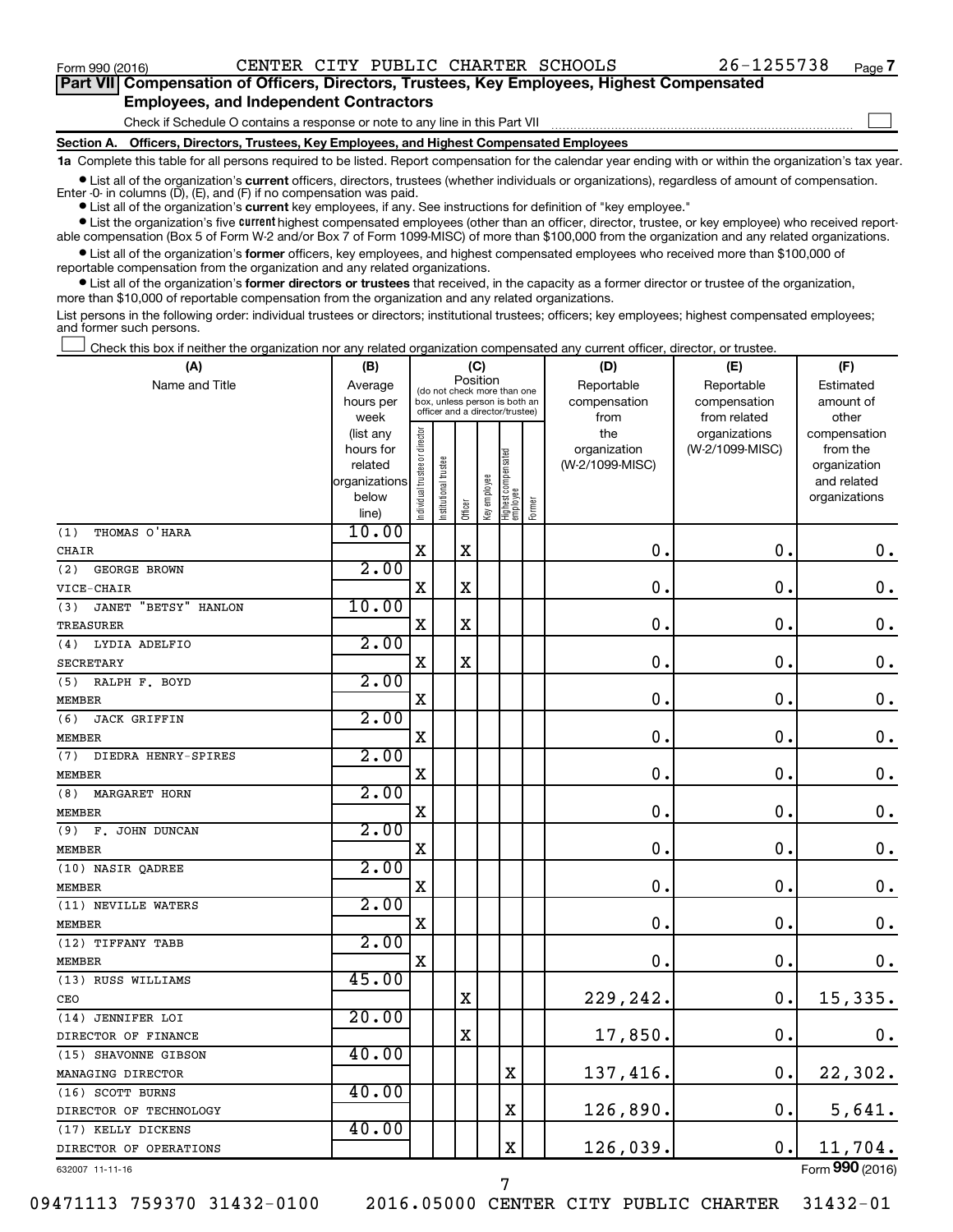Form 990 (2016) CENTER CITY PUBLIC CHARTER SCHOOLS 26-1255738 Page 7

**Part VII Compensation of Officers, Directors, Trustees, Key Employees, Highest Compensated Employees, and Independent Contractors**

Check if Schedule O contains a response or note to any line in this Part VII

**Section A. Officers, Directors, Trustees, Key Employees, and Highest Compensated Employees**

**1a** Complete this table for all persons required to be listed. Report compensation for the calendar year ending with or within the organization's tax year.

- List all of the organization's **current** officers, directors, trustees (whether individuals or organizations), regardless of amount of compensation. Enter -0- in columns (D), (E), and (F) if no compensation was paid.
- List all of the organization's **current** key employees, if any. See instructions for definition of "key employee."
- List the organization's five **current** highest compensated employees (other than an officer, director, trustee, or key employee) who received reportable compensation (Box 5 of Form W-2 and/or Box 7 of Form 1099-MISC) of more than $100,000 from the organization and any related organizations.
- List all of the organization's **former** officers, key employees, and highest compensated employees who received more than $100,000 of reportable compensation from the organization and any related organizations.
- List all of the organization's **former directors or trustees** that received, in the capacity as a former director or trustee of the organization, more than $10,000 of reportable compensation from the organization and any related organizations.

List persons in the following order: individual trustees or directors; institutional trustees; officers; key employees; highest compensated employees; and former such persons.

☐ Check this box if neither the organization nor any related organization compensated any current officer, director, or trustee.

| (A) Name and Title | (B) Average hours per week (list any hours for related organizations below line) | (C) Position: Individual trustee or director | Institutional trustee | Officer | Key employee | Highest compensated employee | Former | (D) Reportable compensation from the organization (W-2/1099-MISC) | (E) Reportable compensation from related organizations (W-2/1099-MISC) | (F) Estimated amount of other compensation from the organization and related organizations |
|---|---|---|---|---|---|---|---|---|---|---|
| (1) THOMAS O'HARA<br>CHAIR | 10.00 | X | | X | | | | 0. | 0. | 0. |
| (2) GEORGE BROWN<br>VICE-CHAIR | 2.00 | X | | X | | | | 0. | 0. | 0. |
| (3) JANET "BETSY" HANLON<br>TREASURER | 10.00 | X | | X | | | | 0. | 0. | 0. |
| (4) LYDIA ADELFIO<br>SECRETARY | 2.00 | X | | X | | | | 0. | 0. | 0. |
| (5) RALPH F. BOYD<br>MEMBER | 2.00 | X | | | | | | 0. | 0. | 0. |
| (6) JACK GRIFFIN<br>MEMBER | 2.00 | X | | | | | | 0. | 0. | 0. |
| (7) DIEDRA HENRY-SPIRES<br>MEMBER | 2.00 | X | | | | | | 0. | 0. | 0. |
| (8) MARGARET HORN<br>MEMBER | 2.00 | X | | | | | | 0. | 0. | 0. |
| (9) F. JOHN DUNCAN<br>MEMBER | 2.00 | X | | | | | | 0. | 0. | 0. |
| (10) NASIR QADREE<br>MEMBER | 2.00 | X | | | | | | 0. | 0. | 0. |
| (11) NEVILLE WATERS<br>MEMBER | 2.00 | X | | | | | | 0. | 0. | 0. |
| (12) TIFFANY TABB<br>MEMBER | 2.00 | X | | | | | | 0. | 0. | 0. |
| (13) RUSS WILLIAMS<br>CEO | 45.00 | | | X | | | | 229,242. | 0. | 15,335. |
| (14) JENNIFER LOI<br>DIRECTOR OF FINANCE | 20.00 | | | X | | | | 17,850. | 0. | 0. |
| (15) SHAVONNE GIBSON<br>MANAGING DIRECTOR | 40.00 | | | | | X | | 137,416. | 0. | 22,302. |
| (16) SCOTT BURNS<br>DIRECTOR OF TECHNOLOGY | 40.00 | | | | | X | | 126,890. | 0. | 5,641. |
| (17) KELLY DICKENS<br>DIRECTOR OF OPERATIONS | 40.00 | | | | | X | | 126,039. | 0. | 11,704. |

632007 11-11-16 Form **990** (2016)

09471113 759370 31432-0100 2016.05000 CENTER CITY PUBLIC CHARTER 31432-01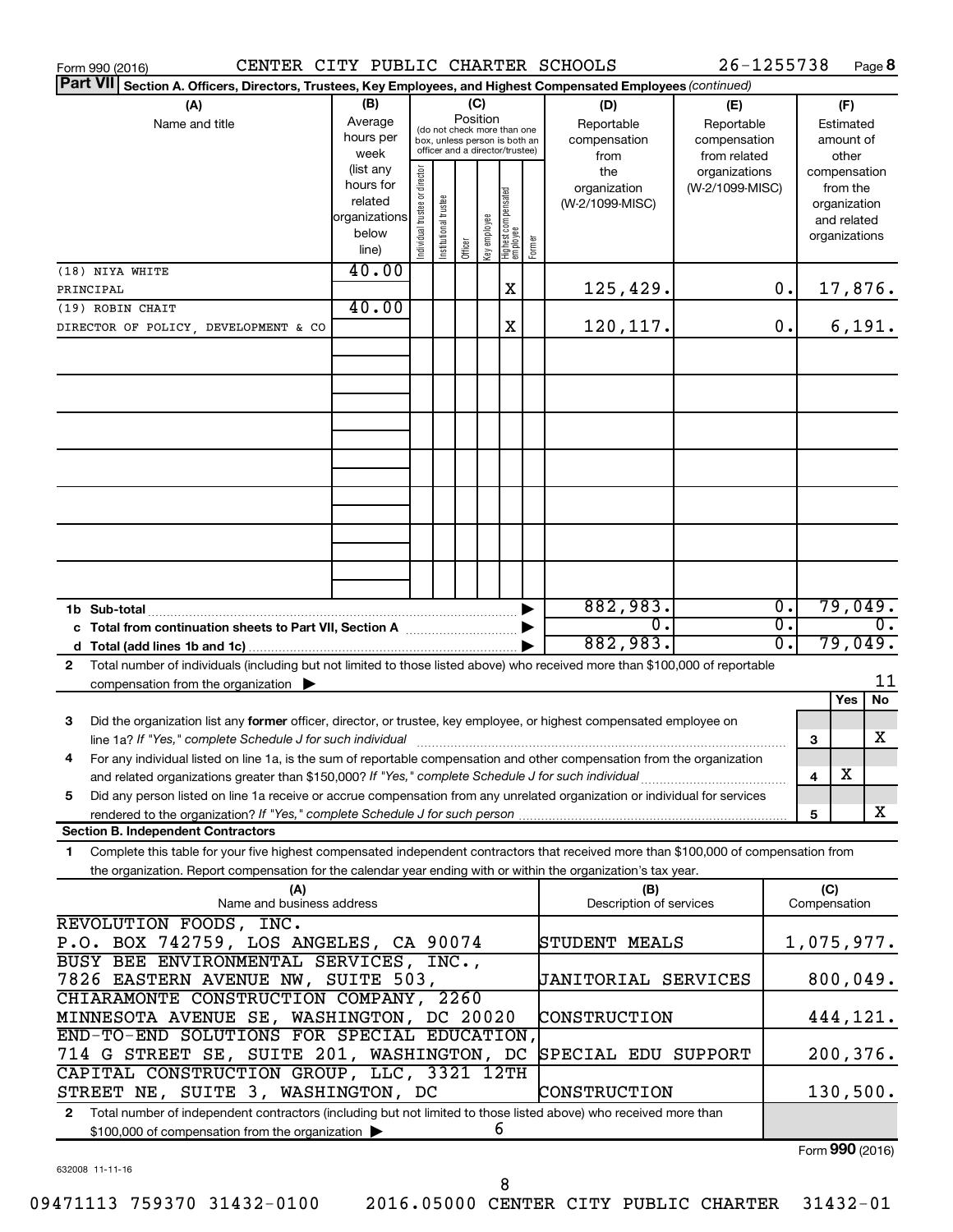Form 990 (2016) CENTER CITY PUBLIC CHARTER SCHOOLS 26-1255738 Page 8

**Part VII Section A. Officers, Directors, Trustees, Key Employees, and Highest Compensated Employees** *(continued)*

| (A) Name and title | (B) Average hours per week (list any hours for related organizations below line) | (C) Position: Individual trustee or director | Institutional trustee | Officer | Key employee | Highest compensated employee | Former | (D) Reportable compensation from the organization (W-2/1099-MISC) | (E) Reportable compensation from related organizations (W-2/1099-MISC) | (F) Estimated amount of other compensation from the organization and related organizations |
|---|---|---|---|---|---|---|---|---|---|---|
| (18) NIYA WHITE<br>PRINCIPAL | 40.00 | | | | | X | | 125,429. | 0. | 17,876. |
| (19) ROBIN CHAIT<br>DIRECTOR OF POLICY, DEVELOPMENT & CO | 40.00 | | | | | X | | 120,117. | 0. | 6,191. |
| **1b Sub-total** | | | | | | | | 882,983. | 0. | 79,049. |
| **c Total from continuation sheets to Part VII, Section A** | | | | | | | | 0. | 0. | 0. |
| **d Total (add lines 1b and 1c)** | | | | | | | | 882,983. | 0. | 79,049. |

**2** Total number of individuals (including but not limited to those listed above) who received more than $100,000 of reportable compensation from the organization ▶ 11

| | | | Yes | No |
|---|---|---|---|---|
| **3** | Did the organization list any **former** officer, director, or trustee, key employee, or highest compensated employee on line 1a? *If "Yes," complete Schedule J for such individual* | 3 | | X |
| **4** | For any individual listed on line 1a, is the sum of reportable compensation and other compensation from the organization and related organizations greater than $150,000? *If "Yes," complete Schedule J for such individual* | 4 | X | |
| **5** | Did any person listed on line 1a receive or accrue compensation from any unrelated organization or individual for services rendered to the organization? *If "Yes," complete Schedule J for such person* | 5 | | X |

**Section B. Independent Contractors**

**1** Complete this table for your five highest compensated independent contractors that received more than $100,000 of compensation from the organization. Report compensation for the calendar year ending with or within the organization's tax year.

| (A) Name and business address | (B) Description of services | (C) Compensation |
|---|---|---|
| REVOLUTION FOODS, INC.<br>P.O. BOX 742759, LOS ANGELES, CA 90074 | STUDENT MEALS | 1,075,977. |
| BUSY BEE ENVIRONMENTAL SERVICES, INC.,<br>7826 EASTERN AVENUE NW, SUITE 503, | JANITORIAL SERVICES | 800,049. |
| CHIARAMONTE CONSTRUCTION COMPANY, 2260<br>MINNESOTA AVENUE SE, WASHINGTON, DC 20020 | CONSTRUCTION | 444,121. |
| END-TO-END SOLUTIONS FOR SPECIAL EDUCATION,<br>714 G STREET SE, SUITE 201, WASHINGTON, DC | SPECIAL EDU SUPPORT | 200,376. |
| CAPITAL CONSTRUCTION GROUP, LLC, 3321 12TH<br>STREET NE, SUITE 3, WASHINGTON, DC | CONSTRUCTION | 130,500. |

**2** Total number of independent contractors (including but not limited to those listed above) who received more than $100,000 of compensation from the organization ▶ 6

Form **990** (2016)

632008 11-11-16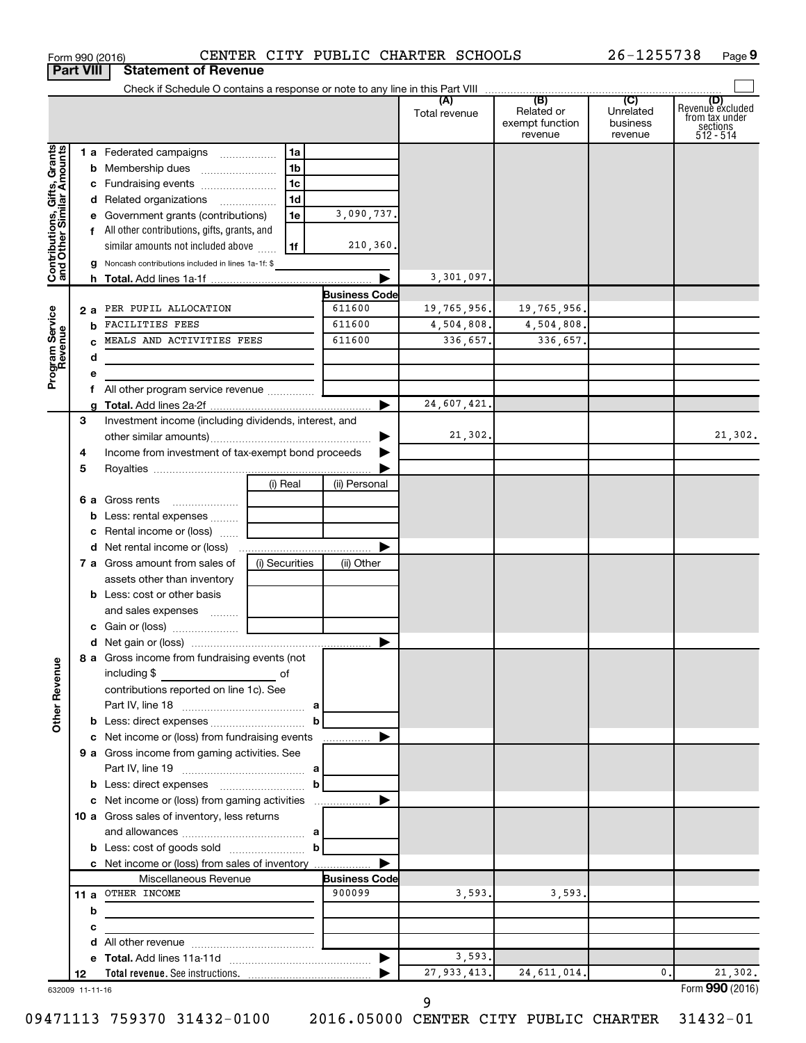Form 990 (2016) CENTER CITY PUBLIC CHARTER SCHOOLS 26-1255738 Page 9

## Part VIII Statement of Revenue

Check if Schedule O contains a response or note to any line in this Part VIII

| | | | (A) Total revenue | (B) Related or exempt function revenue | (C) Unrelated business revenue | (D) Revenue excluded from tax under sections 512 - 514 |
|---|---|---|---|---|---|---|
| **Contributions, Gifts, Grants and Other Similar Amounts** | | | | | | |
| 1 a | Federated campaigns | 1a | | | | |
| b | Membership dues | 1b | | | | |
| c | Fundraising events | 1c | | | | |
| d | Related organizations | 1d | | | | |
| e | Government grants (contributions) | 1e 3,090,737. | | | | |
| f | All other contributions, gifts, grants, and similar amounts not included above | 1f 210,360. | | | | |
| g | Noncash contributions included in lines 1a-1f: $ | | | | | |
| h | **Total.** Add lines 1a-1f | | 3,301,097. | | | |
| **Program Service Revenue** | | **Business Code** | | | | |
| 2 a | PER PUPIL ALLOCATION | 611600 | 19,765,956. | 19,765,956. | | |
| b | FACILITIES FEES | 611600 | 4,504,808. | 4,504,808. | | |
| c | MEALS AND ACTIVITIES FEES | 611600 | 336,657. | 336,657. | | |
| d | | | | | | |
| e | | | | | | |
| f | All other program service revenue | | | | | |
| g | **Total.** Add lines 2a-2f | | 24,607,421. | | | |
| **Other Revenue** | | | | | | |
| 3 | Investment income (including dividends, interest, and other similar amounts) | | 21,302. | | | 21,302. |
| 4 | Income from investment of tax-exempt bond proceeds | | | | | |
| 5 | Royalties | | | | | |
| | | (i) Real / (ii) Personal | | | | |
| 6 a | Gross rents | | | | | |
| b | Less: rental expenses | | | | | |
| c | Rental income or (loss) | | | | | |
| d | Net rental income or (loss) | | | | | |
| | | (i) Securities / (ii) Other | | | | |
| 7 a | Gross amount from sales of assets other than inventory | | | | | |
| b | Less: cost or other basis and sales expenses | | | | | |
| c | Gain or (loss) | | | | | |
| d | Net gain or (loss) | | | | | |
| 8 a | Gross income from fundraising events (not including $ of contributions reported on line 1c). See Part IV, line 18 | a | | | | |
| b | Less: direct expenses | b | | | | |
| c | Net income or (loss) from fundraising events | | | | | |
| 9 a | Gross income from gaming activities. See Part IV, line 19 | a | | | | |
| b | Less: direct expenses | b | | | | |
| c | Net income or (loss) from gaming activities | | | | | |
| 10 a | Gross sales of inventory, less returns and allowances | a | | | | |
| b | Less: cost of goods sold | b | | | | |
| c | Net income or (loss) from sales of inventory | | | | | |
| | Miscellaneous Revenue | **Business Code** | | | | |
| 11 a | OTHER INCOME | 900099 | 3,593. | 3,593. | | |
| b | | | | | | |
| c | | | | | | |
| d | All other revenue | | | | | |
| e | **Total.** Add lines 11a-11d | | 3,593. | | | |
| 12 | **Total revenue.** See instructions. | | 27,933,413. | 24,611,014. | 0. | 21,302. |

632009 11-11-16

Form **990** (2016)

09471113 759370 31432-0100 2016.05000 CENTER CITY PUBLIC CHARTER 31432-01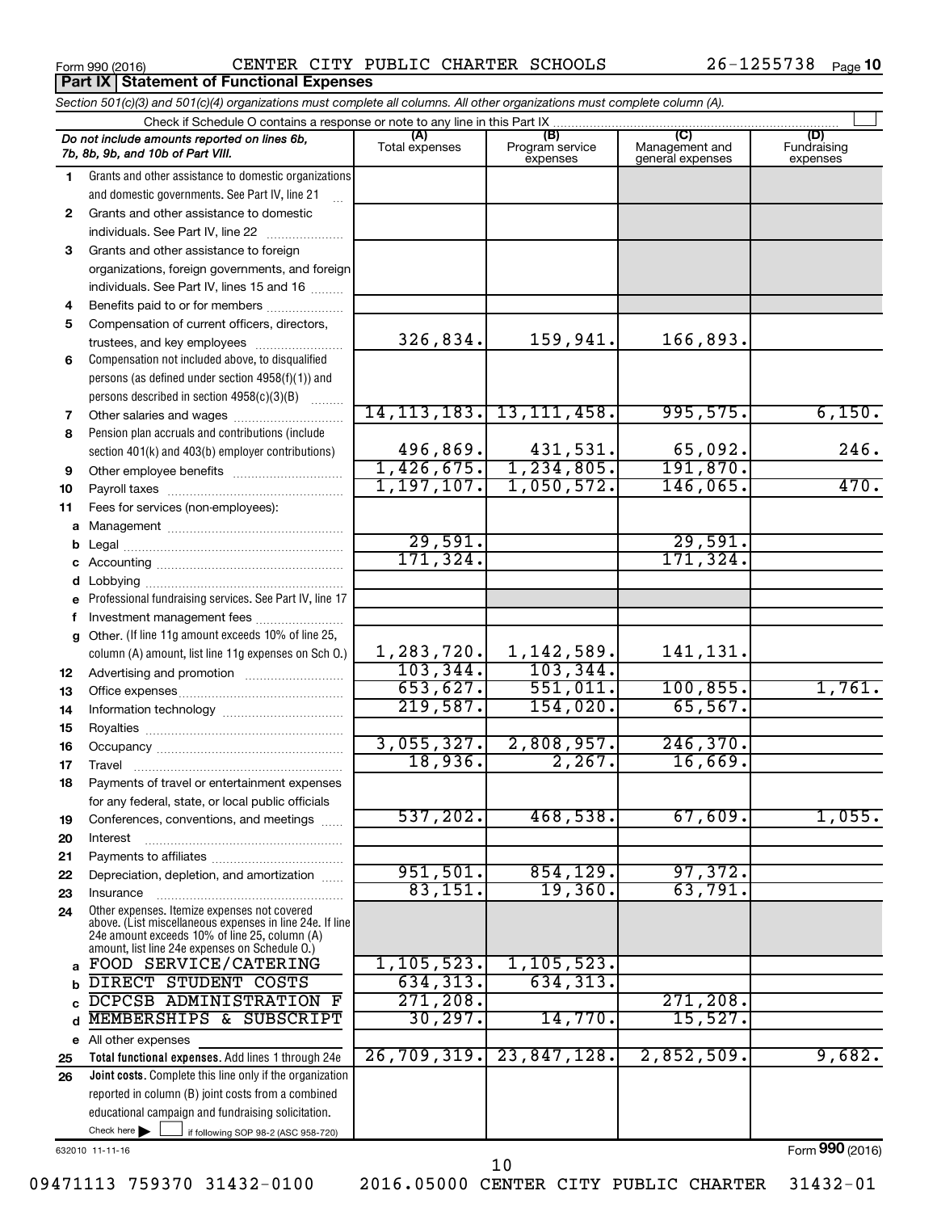Form 990 (2016) CENTER CITY PUBLIC CHARTER SCHOOLS 26-1255738 Page **10**

**Part IX Statement of Functional Expenses**

*Section 501(c)(3) and 501(c)(4) organizations must complete all columns. All other organizations must complete column (A).*

Check if Schedule O contains a response or note to any line in this Part IX

| *Do not include amounts reported on lines 6b, 7b, 8b, 9b, and 10b of Part VIII.* | (A) Total expenses | (B) Program service expenses | (C) Management and general expenses | (D) Fundraising expenses |
|---|---|---|---|---|
| **1** Grants and other assistance to domestic organizations and domestic governments. See Part IV, line 21 | | | | |
| **2** Grants and other assistance to domestic individuals. See Part IV, line 22 | | | | |
| **3** Grants and other assistance to foreign organizations, foreign governments, and foreign individuals. See Part IV, lines 15 and 16 | | | | |
| **4** Benefits paid to or for members | | | | |
| **5** Compensation of current officers, directors, trustees, and key employees | 326,834. | 159,941. | 166,893. | |
| **6** Compensation not included above, to disqualified persons (as defined under section 4958(f)(1)) and persons described in section 4958(c)(3)(B) | | | | |
| **7** Other salaries and wages | 14,113,183. | 13,111,458. | 995,575. | 6,150. |
| **8** Pension plan accruals and contributions (include section 401(k) and 403(b) employer contributions) | 496,869. | 431,531. | 65,092. | 246. |
| **9** Other employee benefits | 1,426,675. | 1,234,805. | 191,870. | |
| **10** Payroll taxes | 1,197,107. | 1,050,572. | 146,065. | 470. |
| **11** Fees for services (non-employees): | | | | |
| **a** Management | | | | |
| **b** Legal | 29,591. | | 29,591. | |
| **c** Accounting | 171,324. | | 171,324. | |
| **d** Lobbying | | | | |
| **e** Professional fundraising services. See Part IV, line 17 | | | | |
| **f** Investment management fees | | | | |
| **g** Other. (If line 11g amount exceeds 10% of line 25, column (A) amount, list line 11g expenses on Sch O.) | 1,283,720. | 1,142,589. | 141,131. | |
| **12** Advertising and promotion | 103,344. | 103,344. | | |
| **13** Office expenses | 653,627. | 551,011. | 100,855. | 1,761. |
| **14** Information technology | 219,587. | 154,020. | 65,567. | |
| **15** Royalties | | | | |
| **16** Occupancy | 3,055,327. | 2,808,957. | 246,370. | |
| **17** Travel | 18,936. | 2,267. | 16,669. | |
| **18** Payments of travel or entertainment expenses for any federal, state, or local public officials | | | | |
| **19** Conferences, conventions, and meetings | 537,202. | 468,538. | 67,609. | 1,055. |
| **20** Interest | | | | |
| **21** Payments to affiliates | | | | |
| **22** Depreciation, depletion, and amortization | 951,501. | 854,129. | 97,372. | |
| **23** Insurance | 83,151. | 19,360. | 63,791. | |
| **24** Other expenses. Itemize expenses not covered above. (List miscellaneous expenses in line 24e. If line 24e amount exceeds 10% of line 25, column (A) amount, list line 24e expenses on Schedule O.) | | | | |
| **a** FOOD SERVICE/CATERING | 1,105,523. | 1,105,523. | | |
| **b** DIRECT STUDENT COSTS | 634,313. | 634,313. | | |
| **c** DCPCSB ADMINISTRATION F | 271,208. | | 271,208. | |
| **d** MEMBERSHIPS & SUBSCRIPT | 30,297. | 14,770. | 15,527. | |
| **e** All other expenses | | | | |
| **25** **Total functional expenses.** Add lines 1 through 24e | 26,709,319. | 23,847,128. | 2,852,509. | 9,682. |
| **26** **Joint costs.** Complete this line only if the organization reported in column (B) joint costs from a combined educational campaign and fundraising solicitation. Check here ☐ if following SOP 98-2 (ASC 958-720) | | | | |

632010 11-11-16 Form **990** (2016)

09471113 759370 31432-0100 2016.05000 CENTER CITY PUBLIC CHARTER 31432-01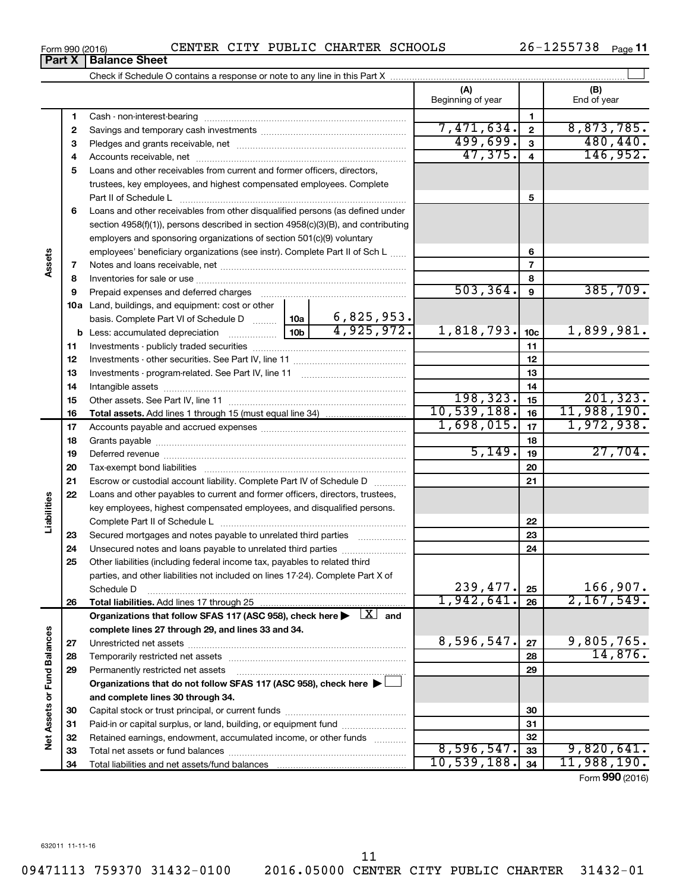Form 990 (2016) CENTER CITY PUBLIC CHARTER SCHOOLS 26-1255738

**Part X | Balance Sheet**

Check if Schedule O contains a response or note to any line in this Part X ☐

| | | | | (A) Beginning of year | | (B) End of year |
|---|---|---|---|---|---|---|
| **Assets** | 1 | Cash - non-interest-bearing | | | 1 | |
| | 2 | Savings and temporary cash investments | | 7,471,634. | 2 | 8,873,785. |
| | 3 | Pledges and grants receivable, net | | 499,699. | 3 | 480,440. |
| | 4 | Accounts receivable, net | | 47,375. | 4 | 146,952. |
| | 5 | Loans and other receivables from current and former officers, directors, trustees, key employees, and highest compensated employees. Complete Part II of Schedule L | | | 5 | |
| | 6 | Loans and other receivables from other disqualified persons (as defined under section 4958(f)(1)), persons described in section 4958(c)(3)(B), and contributing employers and sponsoring organizations of section 501(c)(9) voluntary employees' beneficiary organizations (see instr). Complete Part II of Sch L | | | 6 | |
| | 7 | Notes and loans receivable, net | | | 7 | |
| | 8 | Inventories for sale or use | | | 8 | |
| | 9 | Prepaid expenses and deferred charges | | 503,364. | 9 | 385,709. |
| | 10a | Land, buildings, and equipment: cost or other basis. Complete Part VI of Schedule D | 10a 6,825,953. | | | |
| | b | Less: accumulated depreciation | 10b 4,925,972. | 1,818,793. | 10c | 1,899,981. |
| | 11 | Investments - publicly traded securities | | | 11 | |
| | 12 | Investments - other securities. See Part IV, line 11 | | | 12 | |
| | 13 | Investments - program-related. See Part IV, line 11 | | | 13 | |
| | 14 | Intangible assets | | | 14 | |
| | 15 | Other assets. See Part IV, line 11 | | 198,323. | 15 | 201,323. |
| | 16 | **Total assets.** Add lines 1 through 15 (must equal line 34) | | 10,539,188. | 16 | 11,988,190. |
| **Liabilities** | 17 | Accounts payable and accrued expenses | | 1,698,015. | 17 | 1,972,938. |
| | 18 | Grants payable | | | 18 | |
| | 19 | Deferred revenue | | 5,149. | 19 | 27,704. |
| | 20 | Tax-exempt bond liabilities | | | 20 | |
| | 21 | Escrow or custodial account liability. Complete Part IV of Schedule D | | | 21 | |
| | 22 | Loans and other payables to current and former officers, directors, trustees, key employees, highest compensated employees, and disqualified persons. Complete Part II of Schedule L | | | 22 | |
| | 23 | Secured mortgages and notes payable to unrelated third parties | | | 23 | |
| | 24 | Unsecured notes and loans payable to unrelated third parties | | | 24 | |
| | 25 | Other liabilities (including federal income tax, payables to related third parties, and other liabilities not included on lines 17-24). Complete Part X of Schedule D | | 239,477. | 25 | 166,907. |
| | 26 | **Total liabilities.** Add lines 17 through 25 | | 1,942,641. | 26 | 2,167,549. |
| **Net Assets or Fund Balances** | | **Organizations that follow SFAS 117 (ASC 958), check here ▶ [X] and complete lines 27 through 29, and lines 33 and 34.** | | | | |
| | 27 | Unrestricted net assets | | 8,596,547. | 27 | 9,805,765. |
| | 28 | Temporarily restricted net assets | | | 28 | 14,876. |
| | 29 | Permanently restricted net assets | | | 29 | |
| | | **Organizations that do not follow SFAS 117 (ASC 958), check here ▶ ☐ and complete lines 30 through 34.** | | | | |
| | 30 | Capital stock or trust principal, or current funds | | | 30 | |
| | 31 | Paid-in or capital surplus, or land, building, or equipment fund | | | 31 | |
| | 32 | Retained earnings, endowment, accumulated income, or other funds | | | 32 | |
| | 33 | Total net assets or fund balances | | 8,596,547. | 33 | 9,820,641. |
| | 34 | Total liabilities and net assets/fund balances | | 10,539,188. | 34 | 11,988,190. |

Form **990** (2016)

632011 11-11-16

09471113 759370 31432-0100 2016.05000 CENTER CITY PUBLIC CHARTER 31432-01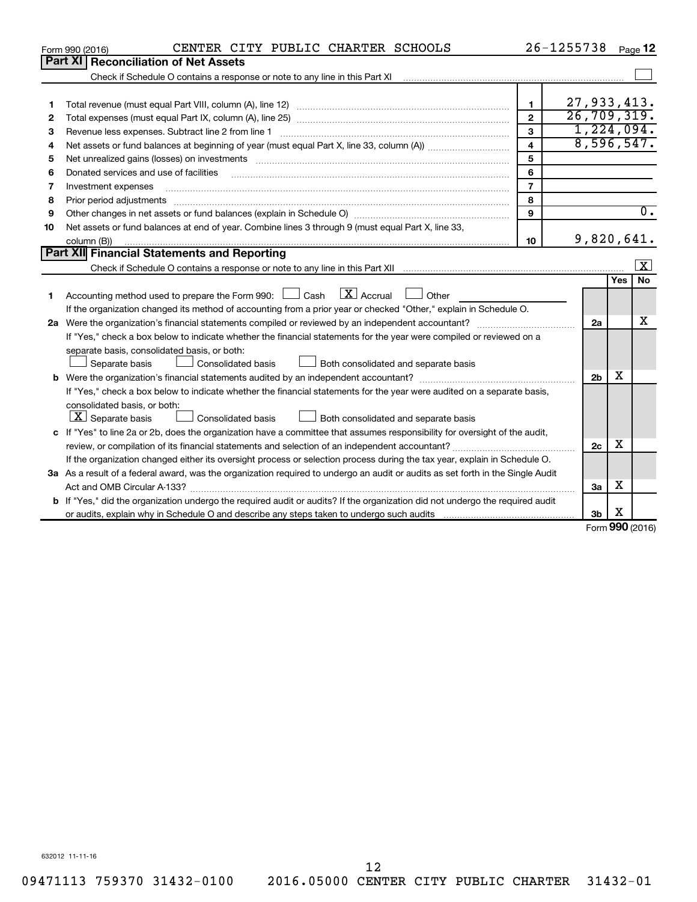Form 990 (2016) CENTER CITY PUBLIC CHARTER SCHOOLS 26-1255738 Page 12

## Part XI Reconciliation of Net Assets

Check if Schedule O contains a response or note to any line in this Part XI [ ]

| | | | |
|---|---|---|---|
| 1 | Total revenue (must equal Part VIII, column (A), line 12) | 1 | 27,933,413. |
| 2 | Total expenses (must equal Part IX, column (A), line 25) | 2 | 26,709,319. |
| 3 | Revenue less expenses. Subtract line 2 from line 1 | 3 | 1,224,094. |
| 4 | Net assets or fund balances at beginning of year (must equal Part X, line 33, column (A)) | 4 | 8,596,547. |
| 5 | Net unrealized gains (losses) on investments | 5 | |
| 6 | Donated services and use of facilities | 6 | |
| 7 | Investment expenses | 7 | |
| 8 | Prior period adjustments | 8 | |
| 9 | Other changes in net assets or fund balances (explain in Schedule O) | 9 | 0. |
| 10 | Net assets or fund balances at end of year. Combine lines 3 through 9 (must equal Part X, line 33, column (B)) | 10 | 9,820,641. |

## Part XII Financial Statements and Reporting

Check if Schedule O contains a response or note to any line in this Part XII [X]

| | | | Yes | No |
|---|---|---|---|---|
| 1 | Accounting method used to prepare the Form 990: [ ] Cash [X] Accrual [ ] Other<br>If the organization changed its method of accounting from a prior year or checked "Other," explain in Schedule O. | | | |
| 2a | Were the organization's financial statements compiled or reviewed by an independent accountant?<br>If "Yes," check a box below to indicate whether the financial statements for the year were compiled or reviewed on a separate basis, consolidated basis, or both:<br>[ ] Separate basis [ ] Consolidated basis [ ] Both consolidated and separate basis | 2a | | X |
| b | Were the organization's financial statements audited by an independent accountant?<br>If "Yes," check a box below to indicate whether the financial statements for the year were audited on a separate basis, consolidated basis, or both:<br>[X] Separate basis [ ] Consolidated basis [ ] Both consolidated and separate basis | 2b | X | |
| c | If "Yes" to line 2a or 2b, does the organization have a committee that assumes responsibility for oversight of the audit, review, or compilation of its financial statements and selection of an independent accountant?<br>If the organization changed either its oversight process or selection process during the tax year, explain in Schedule O. | 2c | X | |
| 3a | As a result of a federal award, was the organization required to undergo an audit or audits as set forth in the Single Audit Act and OMB Circular A-133? | 3a | X | |
| b | If "Yes," did the organization undergo the required audit or audits? If the organization did not undergo the required audit or audits, explain why in Schedule O and describe any steps taken to undergo such audits | 3b | X | |

Form 990 (2016)

632012 11-11-16

09471113 759370 31432-0100 2016.05000 CENTER CITY PUBLIC CHARTER 31432-01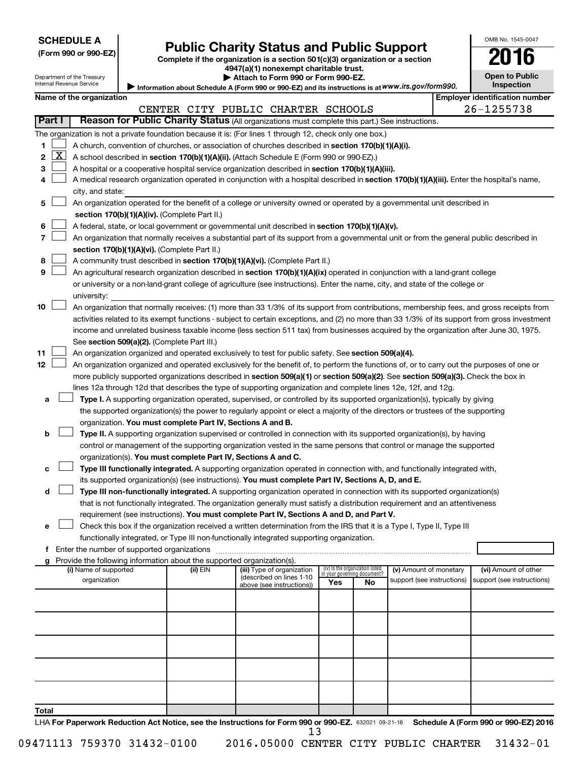**SCHEDULE A**
**(Form 990 or 990-EZ)**

Department of the Treasury
Internal Revenue Service

# Public Charity Status and Public Support

**Complete if the organization is a section 501(c)(3) organization or a section 4947(a)(1) nonexempt charitable trust.**
**▶ Attach to Form 990 or Form 990-EZ.**
**▶ Information about Schedule A (Form 990 or 990-EZ) and its instructions is at *www.irs.gov/form990.***

OMB No. 1545-0047
**2016**
**Open to Public Inspection**

**Name of the organization:** CENTER CITY PUBLIC CHARTER SCHOOLS
**Employer identification number:** 26-1255738

## Part I — Reason for Public Charity Status (All organizations must complete this part.) See instructions.

The organization is not a private foundation because it is: (For lines 1 through 12, check only one box.)

1. ☐ A church, convention of churches, or association of churches described in **section 170(b)(1)(A)(i).**
2. ☒ A school described in **section 170(b)(1)(A)(ii).** (Attach Schedule E (Form 990 or 990-EZ).)
3. ☐ A hospital or a cooperative hospital service organization described in **section 170(b)(1)(A)(iii).**
4. ☐ A medical research organization operated in conjunction with a hospital described in **section 170(b)(1)(A)(iii).** Enter the hospital's name, city, and state:
5. ☐ An organization operated for the benefit of a college or university owned or operated by a governmental unit described in **section 170(b)(1)(A)(iv).** (Complete Part II.)
6. ☐ A federal, state, or local government or governmental unit described in **section 170(b)(1)(A)(v).**
7. ☐ An organization that normally receives a substantial part of its support from a governmental unit or from the general public described in **section 170(b)(1)(A)(vi).** (Complete Part II.)
8. ☐ A community trust described in **section 170(b)(1)(A)(vi).** (Complete Part II.)
9. ☐ An agricultural research organization described in **section 170(b)(1)(A)(ix)** operated in conjunction with a land-grant college or university or a non-land-grant college of agriculture (see instructions). Enter the name, city, and state of the college or university:
10. ☐ An organization that normally receives: (1) more than 33 1/3% of its support from contributions, membership fees, and gross receipts from activities related to its exempt functions - subject to certain exceptions, and (2) no more than 33 1/3% of its support from gross investment income and unrelated business taxable income (less section 511 tax) from businesses acquired by the organization after June 30, 1975. See **section 509(a)(2).** (Complete Part III.)
11. ☐ An organization organized and operated exclusively to test for public safety. See **section 509(a)(4).**
12. ☐ An organization organized and operated exclusively for the benefit of, to perform the functions of, or to carry out the purposes of one or more publicly supported organizations described in **section 509(a)(1)** or **section 509(a)(2).** See **section 509(a)(3).** Check the box in lines 12a through 12d that describes the type of supporting organization and complete lines 12e, 12f, and 12g.
   - **a** ☐ **Type I.** A supporting organization operated, supervised, or controlled by its supported organization(s), typically by giving the supported organization(s) the power to regularly appoint or elect a majority of the directors or trustees of the supporting organization. **You must complete Part IV, Sections A and B.**
   - **b** ☐ **Type II.** A supporting organization supervised or controlled in connection with its supported organization(s), by having control or management of the supporting organization vested in the same persons that control or manage the supported organization(s). **You must complete Part IV, Sections A and C.**
   - **c** ☐ **Type III functionally integrated.** A supporting organization operated in connection with, and functionally integrated with, its supported organization(s) (see instructions). **You must complete Part IV, Sections A, D, and E.**
   - **d** ☐ **Type III non-functionally integrated.** A supporting organization operated in connection with its supported organization(s) that is not functionally integrated. The organization generally must satisfy a distribution requirement and an attentiveness requirement (see instructions). **You must complete Part IV, Sections A and D, and Part V.**
   - **e** ☐ Check this box if the organization received a written determination from the IRS that it is a Type I, Type II, Type III functionally integrated, or Type III non-functionally integrated supporting organization.
   - **f** Enter the number of supported organizations
   - **g** Provide the following information about the supported organization(s).

| (i) Name of supported organization | (ii) EIN | (iii) Type of organization (described on lines 1-10 above (see instructions)) | (iv) Is the organization listed in your governing document? Yes | No | (v) Amount of monetary support (see instructions) | (vi) Amount of other support (see instructions) |
|---|---|---|---|---|---|---|
| | | | | | | |
| | | | | | | |
| | | | | | | |
| | | | | | | |
| | | | | | | |
| **Total** | | | | | | |

LHA **For Paperwork Reduction Act Notice, see the Instructions for Form 990 or 990-EZ.** 632021 09-21-16 **Schedule A (Form 990 or 990-EZ) 2016**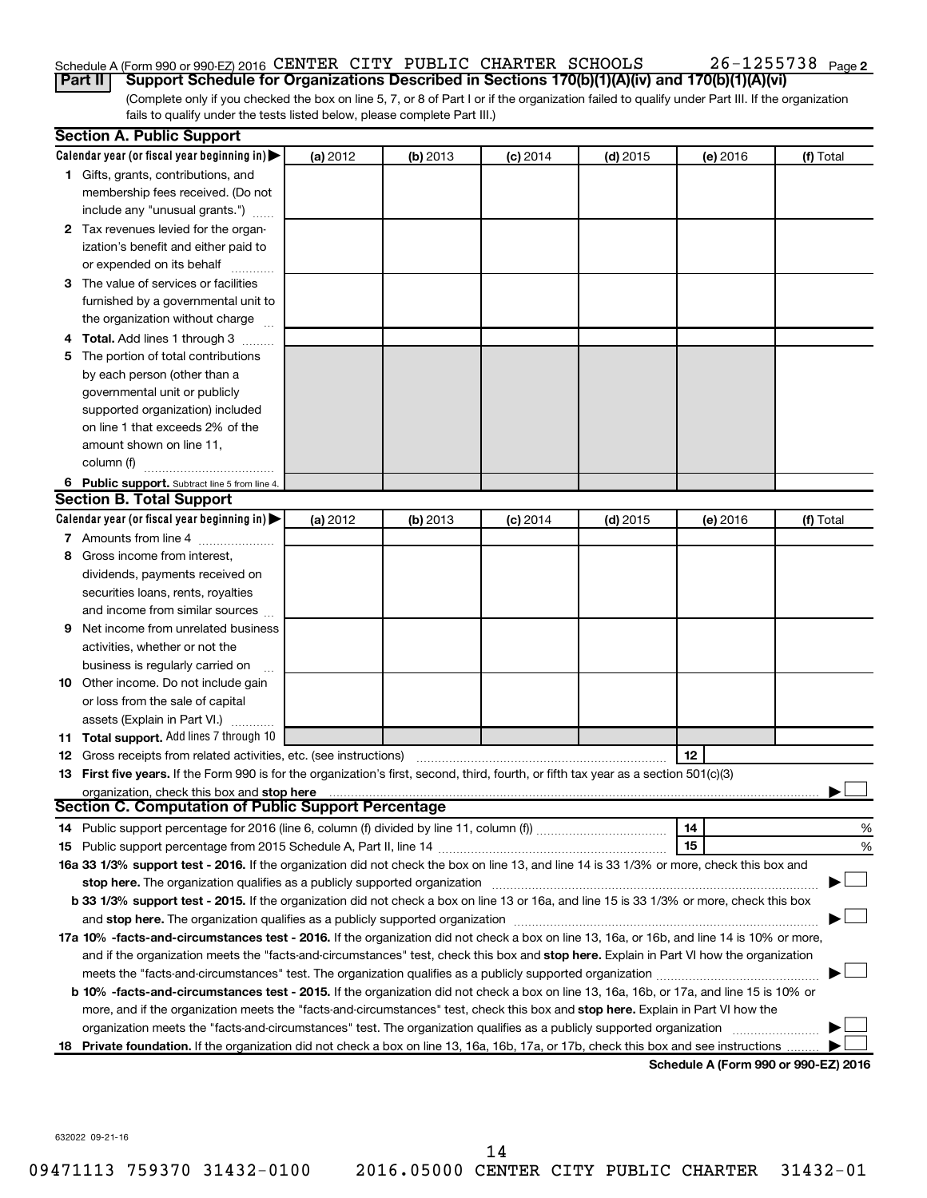Schedule A (Form 990 or 990-EZ) 2016 CENTER CITY PUBLIC CHARTER SCHOOLS 26-1255738 Page 2

**Part II** **Support Schedule for Organizations Described in Sections 170(b)(1)(A)(iv) and 170(b)(1)(A)(vi)**

(Complete only if you checked the box on line 5, 7, or 8 of Part I or if the organization failed to qualify under Part III. If the organization fails to qualify under the tests listed below, please complete Part III.)

## Section A. Public Support

| Calendar year (or fiscal year beginning in) ▶ | (a) 2012 | (b) 2013 | (c) 2014 | (d) 2015 | (e) 2016 | (f) Total |
|---|---|---|---|---|---|---|
| 1 Gifts, grants, contributions, and membership fees received. (Do not include any "unusual grants.") | | | | | | |
| 2 Tax revenues levied for the organization's benefit and either paid to or expended on its behalf | | | | | | |
| 3 The value of services or facilities furnished by a governmental unit to the organization without charge | | | | | | |
| 4 **Total.** Add lines 1 through 3 | | | | | | |
| 5 The portion of total contributions by each person (other than a governmental unit or publicly supported organization) included on line 1 that exceeds 2% of the amount shown on line 11, column (f) | | | | | | |
| 6 **Public support.** Subtract line 5 from line 4. | | | | | | |

## Section B. Total Support

| Calendar year (or fiscal year beginning in) ▶ | (a) 2012 | (b) 2013 | (c) 2014 | (d) 2015 | (e) 2016 | (f) Total |
|---|---|---|---|---|---|---|
| 7 Amounts from line 4 | | | | | | |
| 8 Gross income from interest, dividends, payments received on securities loans, rents, royalties and income from similar sources | | | | | | |
| 9 Net income from unrelated business activities, whether or not the business is regularly carried on | | | | | | |
| 10 Other income. Do not include gain or loss from the sale of capital assets (Explain in Part VI.) | | | | | | |
| 11 **Total support.** Add lines 7 through 10 | | | | | | |

12 Gross receipts from related activities, etc. (see instructions) | 12 |

13 **First five years.** If the Form 990 is for the organization's first, second, third, fourth, or fifth tax year as a section 501(c)(3) organization, check this box and **stop here** ▶ ☐

## Section C. Computation of Public Support Percentage

14 Public support percentage for 2016 (line 6, column (f) divided by line 11, column (f)) | 14 | %

15 Public support percentage from 2015 Schedule A, Part II, line 14 | 15 | %

**16a 33 1/3% support test - 2016.** If the organization did not check the box on line 13, and line 14 is 33 1/3% or more, check this box and **stop here.** The organization qualifies as a publicly supported organization ▶ ☐

**b 33 1/3% support test - 2015.** If the organization did not check a box on line 13 or 16a, and line 15 is 33 1/3% or more, check this box and **stop here.** The organization qualifies as a publicly supported organization ▶ ☐

**17a 10% -facts-and-circumstances test - 2016.** If the organization did not check a box on line 13, 16a, or 16b, and line 14 is 10% or more, and if the organization meets the "facts-and-circumstances" test, check this box and **stop here.** Explain in Part VI how the organization meets the "facts-and-circumstances" test. The organization qualifies as a publicly supported organization ▶ ☐

**b 10% -facts-and-circumstances test - 2015.** If the organization did not check a box on line 13, 16a, 16b, or 17a, and line 15 is 10% or more, and if the organization meets the "facts-and-circumstances" test, check this box and **stop here.** Explain in Part VI how the organization meets the "facts-and-circumstances" test. The organization qualifies as a publicly supported organization ▶ ☐

**18 Private foundation.** If the organization did not check a box on line 13, 16a, 16b, 17a, or 17b, check this box and see instructions ▶ ☐

**Schedule A (Form 990 or 990-EZ) 2016**

632022 09-21-16

09471113 759370 31432-0100 2016.05000 CENTER CITY PUBLIC CHARTER 31432-01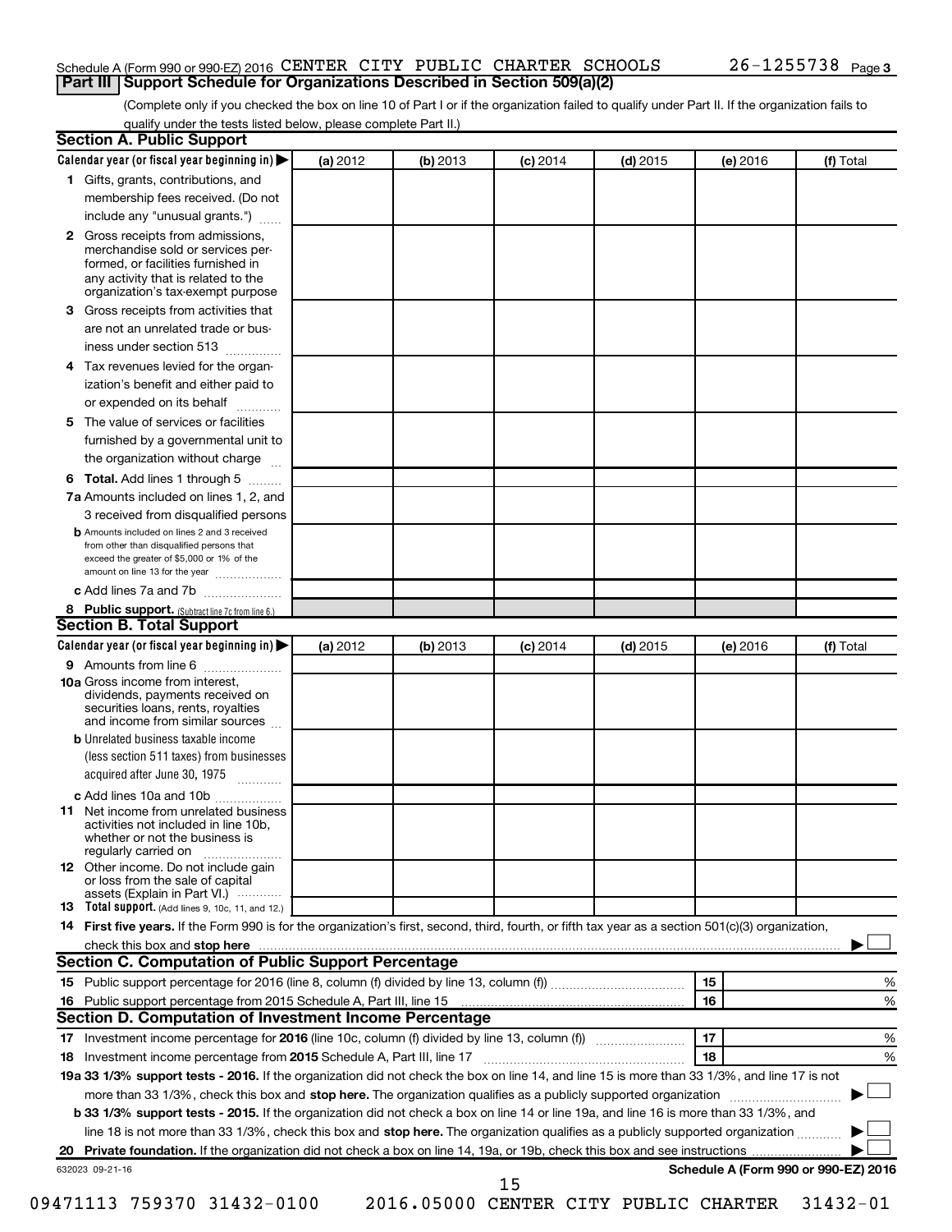Schedule A (Form 990 or 990-EZ) 2016 CENTER CITY PUBLIC CHARTER SCHOOLS 26-1255738

## Part III Support Schedule for Organizations Described in Section 509(a)(2)

(Complete only if you checked the box on line 10 of Part I or if the organization failed to qualify under Part II. If the organization fails to qualify under the tests listed below, please complete Part II.)

### Section A. Public Support

| Calendar year (or fiscal year beginning in) ▶ | (a) 2012 | (b) 2013 | (c) 2014 | (d) 2015 | (e) 2016 | (f) Total |
|---|---|---|---|---|---|---|
| 1 Gifts, grants, contributions, and membership fees received. (Do not include any "unusual grants.") | | | | | | |
| 2 Gross receipts from admissions, merchandise sold or services performed, or facilities furnished in any activity that is related to the organization's tax-exempt purpose | | | | | | |
| 3 Gross receipts from activities that are not an unrelated trade or business under section 513 | | | | | | |
| 4 Tax revenues levied for the organization's benefit and either paid to or expended on its behalf | | | | | | |
| 5 The value of services or facilities furnished by a governmental unit to the organization without charge | | | | | | |
| 6 Total. Add lines 1 through 5 | | | | | | |
| 7a Amounts included on lines 1, 2, and 3 received from disqualified persons | | | | | | |
| b Amounts included on lines 2 and 3 received from other than disqualified persons that exceed the greater of $5,000 or 1% of the amount on line 13 for the year | | | | | | |
| c Add lines 7a and 7b | | | | | | |
| 8 Public support. (Subtract line 7c from line 6.) | | | | | | |

### Section B. Total Support

| Calendar year (or fiscal year beginning in) ▶ | (a) 2012 | (b) 2013 | (c) 2014 | (d) 2015 | (e) 2016 | (f) Total |
|---|---|---|---|---|---|---|
| 9 Amounts from line 6 | | | | | | |
| 10a Gross income from interest, dividends, payments received on securities loans, rents, royalties and income from similar sources | | | | | | |
| b Unrelated business taxable income (less section 511 taxes) from businesses acquired after June 30, 1975 | | | | | | |
| c Add lines 10a and 10b | | | | | | |
| 11 Net income from unrelated business activities not included in line 10b, whether or not the business is regularly carried on | | | | | | |
| 12 Other income. Do not include gain or loss from the sale of capital assets (Explain in Part VI.) | | | | | | |
| 13 Total support. (Add lines 9, 10c, 11, and 12.) | | | | | | |

14 **First five years.** If the Form 990 is for the organization's first, second, third, fourth, or fifth tax year as a section 501(c)(3) organization, check this box and **stop here** ▶ ☐

### Section C. Computation of Public Support Percentage

| | | | |
|---|---|---|---|
| 15 | Public support percentage for 2016 (line 8, column (f) divided by line 13, column (f)) | 15 | % |
| 16 | Public support percentage from 2015 Schedule A, Part III, line 15 | 16 | % |

### Section D. Computation of Investment Income Percentage

| | | | |
|---|---|---|---|
| 17 | Investment income percentage for **2016** (line 10c, column (f) divided by line 13, column (f)) | 17 | % |
| 18 | Investment income percentage from **2015** Schedule A, Part III, line 17 | 18 | % |

**19a 33 1/3% support tests - 2016.** If the organization did not check the box on line 14, and line 15 is more than 33 1/3%, and line 17 is not more than 33 1/3%, check this box and **stop here.** The organization qualifies as a publicly supported organization ▶ ☐

**b 33 1/3% support tests - 2015.** If the organization did not check a box on line 14 or line 19a, and line 16 is more than 33 1/3%, and line 18 is not more than 33 1/3%, check this box and **stop here.** The organization qualifies as a publicly supported organization ▶ ☐

**20 Private foundation.** If the organization did not check a box on line 14, 19a, or 19b, check this box and see instructions ▶ ☐

632023 09-21-16 **Schedule A (Form 990 or 990-EZ) 2016**

09471113 759370 31432-0100 2016.05000 CENTER CITY PUBLIC CHARTER 31432-01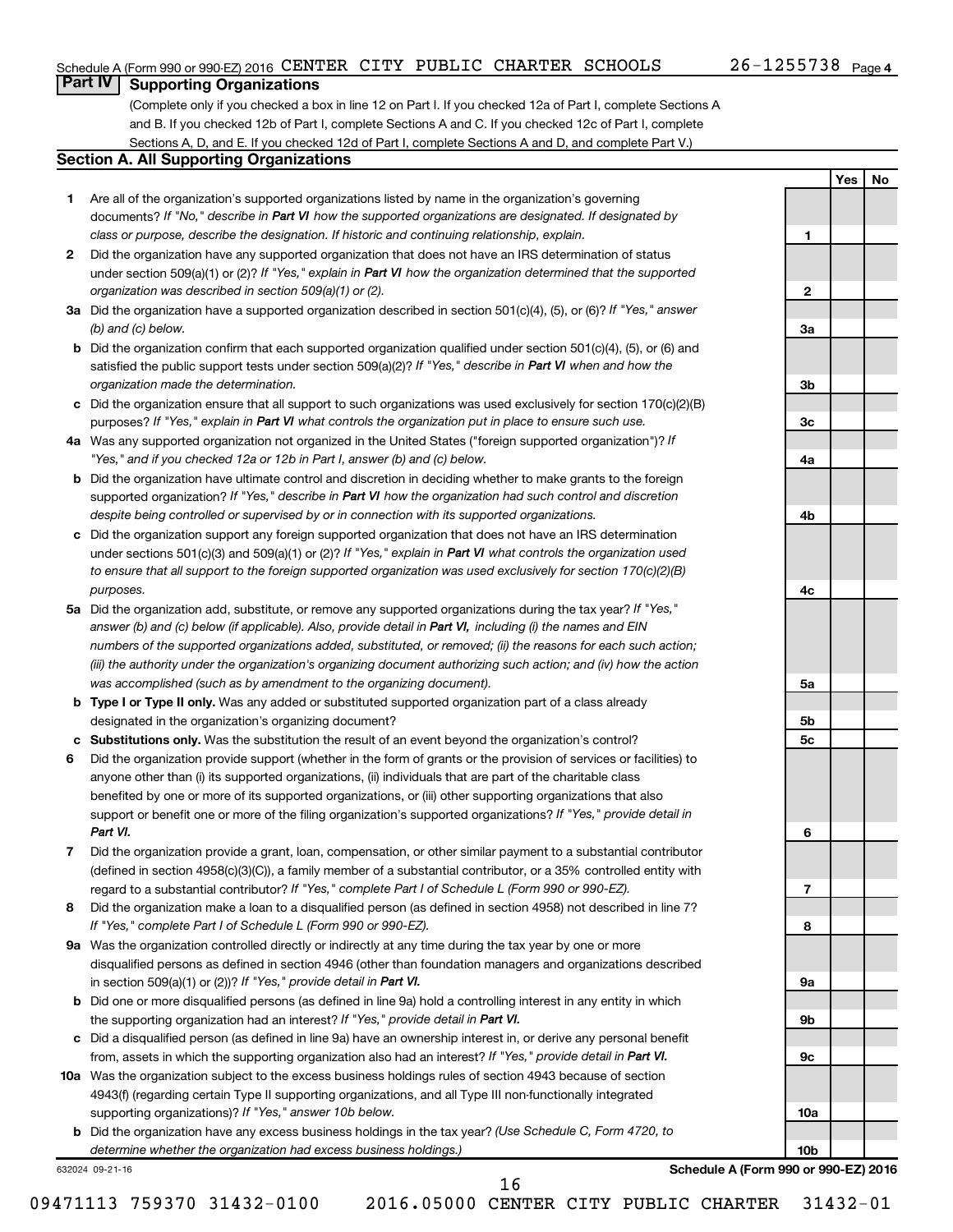Schedule A (Form 990 or 990-EZ) 2016 CENTER CITY PUBLIC CHARTER SCHOOLS 26-1255738 Page 4

## Part IV Supporting Organizations

(Complete only if you checked a box in line 12 on Part I. If you checked 12a of Part I, complete Sections A and B. If you checked 12b of Part I, complete Sections A and C. If you checked 12c of Part I, complete Sections A, D, and E. If you checked 12d of Part I, complete Sections A and D, and complete Part V.)

### Section A. All Supporting Organizations

| | | | Yes | No |
|---|---|---|---|---|
| 1 | Are all of the organization's supported organizations listed by name in the organization's governing documents? *If "No," describe in* ***Part VI*** *how the supported organizations are designated. If designated by class or purpose, describe the designation. If historic and continuing relationship, explain.* | 1 | | |
| 2 | Did the organization have any supported organization that does not have an IRS determination of status under section 509(a)(1) or (2)? *If "Yes," explain in* ***Part VI*** *how the organization determined that the supported organization was described in section 509(a)(1) or (2).* | 2 | | |
| 3a | Did the organization have a supported organization described in section 501(c)(4), (5), or (6)? *If "Yes," answer (b) and (c) below.* | 3a | | |
| b | Did the organization confirm that each supported organization qualified under section 501(c)(4), (5), or (6) and satisfied the public support tests under section 509(a)(2)? *If "Yes," describe in* ***Part VI*** *when and how the organization made the determination.* | 3b | | |
| c | Did the organization ensure that all support to such organizations was used exclusively for section 170(c)(2)(B) purposes? *If "Yes," explain in* ***Part VI*** *what controls the organization put in place to ensure such use.* | 3c | | |
| 4a | Was any supported organization not organized in the United States ("foreign supported organization")? *If "Yes," and if you checked 12a or 12b in Part I, answer (b) and (c) below.* | 4a | | |
| b | Did the organization have ultimate control and discretion in deciding whether to make grants to the foreign supported organization? *If "Yes," describe in* ***Part VI*** *how the organization had such control and discretion despite being controlled or supervised by or in connection with its supported organizations.* | 4b | | |
| c | Did the organization support any foreign supported organization that does not have an IRS determination under sections 501(c)(3) and 509(a)(1) or (2)? *If "Yes," explain in* ***Part VI*** *what controls the organization used to ensure that all support to the foreign supported organization was used exclusively for section 170(c)(2)(B) purposes.* | 4c | | |
| 5a | Did the organization add, substitute, or remove any supported organizations during the tax year? *If "Yes," answer (b) and (c) below (if applicable). Also, provide detail in* ***Part VI,*** *including (i) the names and EIN numbers of the supported organizations added, substituted, or removed; (ii) the reasons for each such action; (iii) the authority under the organization's organizing document authorizing such action; and (iv) how the action was accomplished (such as by amendment to the organizing document).* | 5a | | |
| b | **Type I or Type II only.** Was any added or substituted supported organization part of a class already designated in the organization's organizing document? | 5b | | |
| c | **Substitutions only.** Was the substitution the result of an event beyond the organization's control? | 5c | | |
| 6 | Did the organization provide support (whether in the form of grants or the provision of services or facilities) to anyone other than (i) its supported organizations, (ii) individuals that are part of the charitable class benefited by one or more of its supported organizations, or (iii) other supporting organizations that also support or benefit one or more of the filing organization's supported organizations? *If "Yes," provide detail in* ***Part VI.*** | 6 | | |
| 7 | Did the organization provide a grant, loan, compensation, or other similar payment to a substantial contributor (defined in section 4958(c)(3)(C)), a family member of a substantial contributor, or a 35% controlled entity with regard to a substantial contributor? *If "Yes," complete Part I of Schedule L (Form 990 or 990-EZ).* | 7 | | |
| 8 | Did the organization make a loan to a disqualified person (as defined in section 4958) not described in line 7? *If "Yes," complete Part I of Schedule L (Form 990 or 990-EZ).* | 8 | | |
| 9a | Was the organization controlled directly or indirectly at any time during the tax year by one or more disqualified persons as defined in section 4946 (other than foundation managers and organizations described in section 509(a)(1) or (2))? *If "Yes," provide detail in* ***Part VI.*** | 9a | | |
| b | Did one or more disqualified persons (as defined in line 9a) hold a controlling interest in any entity in which the supporting organization had an interest? *If "Yes," provide detail in* ***Part VI.*** | 9b | | |
| c | Did a disqualified person (as defined in line 9a) have an ownership interest in, or derive any personal benefit from, assets in which the supporting organization also had an interest? *If "Yes," provide detail in* ***Part VI.*** | 9c | | |
| 10a | Was the organization subject to the excess business holdings rules of section 4943 because of section 4943(f) (regarding certain Type II supporting organizations, and all Type III non-functionally integrated supporting organizations)? *If "Yes," answer 10b below.* | 10a | | |
| b | Did the organization have any excess business holdings in the tax year? *(Use Schedule C, Form 4720, to determine whether the organization had excess business holdings.)* | 10b | | |

632024 09-21-16 **Schedule A (Form 990 or 990-EZ) 2016**

09471113 759370 31432-0100 2016.05000 CENTER CITY PUBLIC CHARTER 31432-01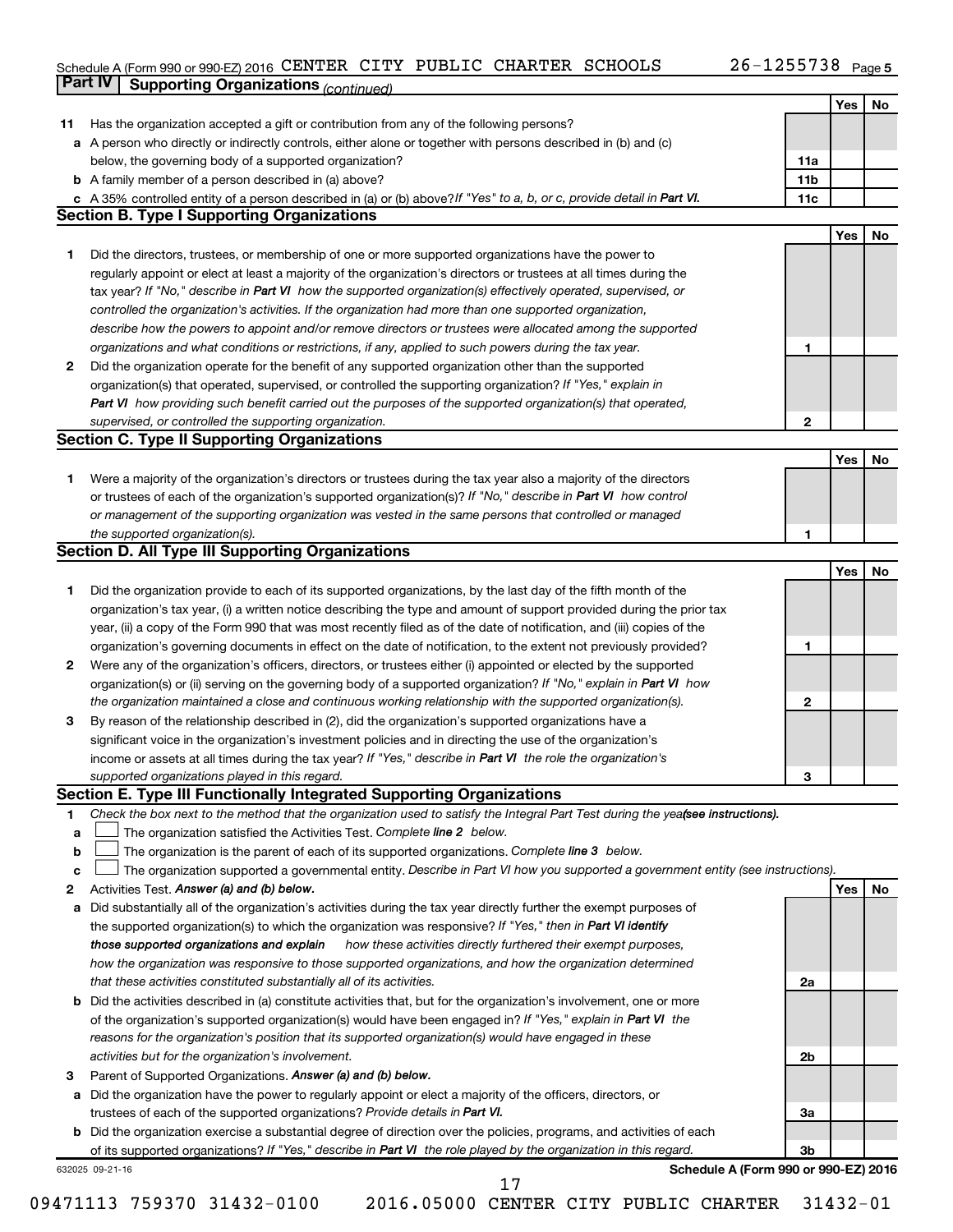Schedule A (Form 990 or 990-EZ) 2016 CENTER CITY PUBLIC CHARTER SCHOOLS 26-1255738 Page 5

## Part IV Supporting Organizations *(continued)*

| | | | Yes | No |
|---|---|---|---|---|
| **11** | Has the organization accepted a gift or contribution from any of the following persons? | | | |
| **a** | A person who directly or indirectly controls, either alone or together with persons described in (b) and (c) below, the governing body of a supported organization? | 11a | | |
| **b** | A family member of a person described in (a) above? | 11b | | |
| **c** | A 35% controlled entity of a person described in (a) or (b) above? *If "Yes" to a, b, or c, provide detail in* ***Part VI.*** | 11c | | |

### Section B. Type I Supporting Organizations

| | | | Yes | No |
|---|---|---|---|---|
| **1** | Did the directors, trustees, or membership of one or more supported organizations have the power to regularly appoint or elect at least a majority of the organization's directors or trustees at all times during the tax year? *If "No," describe in* ***Part VI*** *how the supported organization(s) effectively operated, supervised, or controlled the organization's activities. If the organization had more than one supported organization, describe how the powers to appoint and/or remove directors or trustees were allocated among the supported organizations and what conditions or restrictions, if any, applied to such powers during the tax year.* | 1 | | |
| **2** | Did the organization operate for the benefit of any supported organization other than the supported organization(s) that operated, supervised, or controlled the supporting organization? *If "Yes," explain in* ***Part VI*** *how providing such benefit carried out the purposes of the supported organization(s) that operated, supervised, or controlled the supporting organization.* | 2 | | |

### Section C. Type II Supporting Organizations

| | | | Yes | No |
|---|---|---|---|---|
| **1** | Were a majority of the organization's directors or trustees during the tax year also a majority of the directors or trustees of each of the organization's supported organization(s)? *If "No," describe in* ***Part VI*** *how control or management of the supporting organization was vested in the same persons that controlled or managed the supported organization(s).* | 1 | | |

### Section D. All Type III Supporting Organizations

| | | | Yes | No |
|---|---|---|---|---|
| **1** | Did the organization provide to each of its supported organizations, by the last day of the fifth month of the organization's tax year, (i) a written notice describing the type and amount of support provided during the prior tax year, (ii) a copy of the Form 990 that was most recently filed as of the date of notification, and (iii) copies of the organization's governing documents in effect on the date of notification, to the extent not previously provided? | 1 | | |
| **2** | Were any of the organization's officers, directors, or trustees either (i) appointed or elected by the supported organization(s) or (ii) serving on the governing body of a supported organization? *If "No," explain in* ***Part VI*** *how the organization maintained a close and continuous working relationship with the supported organization(s).* | 2 | | |
| **3** | By reason of the relationship described in (2), did the organization's supported organizations have a significant voice in the organization's investment policies and in directing the use of the organization's income or assets at all times during the tax year? *If "Yes," describe in* ***Part VI*** *the role the organization's supported organizations played in this regard.* | 3 | | |

### Section E. Type III Functionally Integrated Supporting Organizations

**1** *Check the box next to the method that the organization used to satisfy the Integral Part Test during the year* ***(see instructions).***

- **a** ☐ The organization satisfied the Activities Test. *Complete* ***line 2*** *below.*
- **b** ☐ The organization is the parent of each of its supported organizations. *Complete* ***line 3*** *below.*
- **c** ☐ The organization supported a governmental entity. *Describe in Part VI how you supported a government entity (see instructions).*

| | | | Yes | No |
|---|---|---|---|---|
| **2** | Activities Test. ***Answer (a) and (b) below.*** | | | |
| **a** | Did substantially all of the organization's activities during the tax year directly further the exempt purposes of the supported organization(s) to which the organization was responsive? *If "Yes," then in* ***Part VI identify those supported organizations and explain*** *how these activities directly furthered their exempt purposes, how the organization was responsive to those supported organizations, and how the organization determined that these activities constituted substantially all of its activities.* | 2a | | |
| **b** | Did the activities described in (a) constitute activities that, but for the organization's involvement, one or more of the organization's supported organization(s) would have been engaged in? *If "Yes," explain in* ***Part VI*** *the reasons for the organization's position that its supported organization(s) would have engaged in these activities but for the organization's involvement.* | 2b | | |
| **3** | Parent of Supported Organizations. ***Answer (a) and (b) below.*** | | | |
| **a** | Did the organization have the power to regularly appoint or elect a majority of the officers, directors, or trustees of each of the supported organizations? *Provide details in* ***Part VI.*** | 3a | | |
| **b** | Did the organization exercise a substantial degree of direction over the policies, programs, and activities of each of its supported organizations? *If "Yes," describe in* ***Part VI*** *the role played by the organization in this regard.* | 3b | | |

632025 09-21-16 **Schedule A (Form 990 or 990-EZ) 2016**

09471113 759370 31432-0100 2016.05000 CENTER CITY PUBLIC CHARTER 31432-01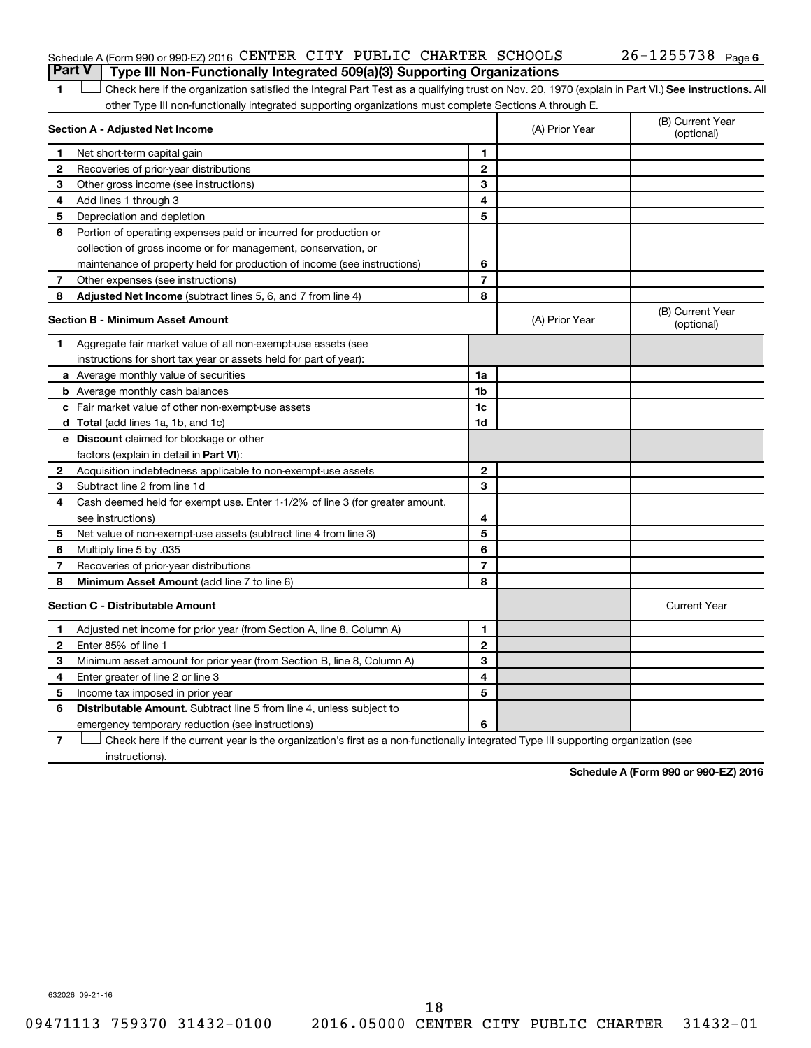Schedule A (Form 990 or 990-EZ) 2016 CENTER CITY PUBLIC CHARTER SCHOOLS 26-1255738 Page 6

## Part V Type III Non-Functionally Integrated 509(a)(3) Supporting Organizations

1 ☐ Check here if the organization satisfied the Integral Part Test as a qualifying trust on Nov. 20, 1970 (explain in Part VI.) **See instructions.** All other Type III non-functionally integrated supporting organizations must complete Sections A through E.

| **Section A - Adjusted Net Income** | | | (A) Prior Year | (B) Current Year (optional) |
|---|---|---|---|---|
| 1 | Net short-term capital gain | 1 | | |
| 2 | Recoveries of prior-year distributions | 2 | | |
| 3 | Other gross income (see instructions) | 3 | | |
| 4 | Add lines 1 through 3 | 4 | | |
| 5 | Depreciation and depletion | 5 | | |
| 6 | Portion of operating expenses paid or incurred for production or collection of gross income or for management, conservation, or maintenance of property held for production of income (see instructions) | 6 | | |
| 7 | Other expenses (see instructions) | 7 | | |
| 8 | **Adjusted Net Income** (subtract lines 5, 6, and 7 from line 4) | 8 | | |

| **Section B - Minimum Asset Amount** | | | (A) Prior Year | (B) Current Year (optional) |
|---|---|---|---|---|
| 1 | Aggregate fair market value of all non-exempt-use assets (see instructions for short tax year or assets held for part of year): | | | |
| a | Average monthly value of securities | 1a | | |
| b | Average monthly cash balances | 1b | | |
| c | Fair market value of other non-exempt-use assets | 1c | | |
| d | **Total** (add lines 1a, 1b, and 1c) | 1d | | |
| e | **Discount** claimed for blockage or other factors (explain in detail in **Part VI**): | | | |
| 2 | Acquisition indebtedness applicable to non-exempt-use assets | 2 | | |
| 3 | Subtract line 2 from line 1d | 3 | | |
| 4 | Cash deemed held for exempt use. Enter 1-1/2% of line 3 (for greater amount, see instructions) | 4 | | |
| 5 | Net value of non-exempt-use assets (subtract line 4 from line 3) | 5 | | |
| 6 | Multiply line 5 by .035 | 6 | | |
| 7 | Recoveries of prior-year distributions | 7 | | |
| 8 | **Minimum Asset Amount** (add line 7 to line 6) | 8 | | |

| **Section C - Distributable Amount** | | | | Current Year |
|---|---|---|---|---|
| 1 | Adjusted net income for prior year (from Section A, line 8, Column A) | 1 | | |
| 2 | Enter 85% of line 1 | 2 | | |
| 3 | Minimum asset amount for prior year (from Section B, line 8, Column A) | 3 | | |
| 4 | Enter greater of line 2 or line 3 | 4 | | |
| 5 | Income tax imposed in prior year | 5 | | |
| 6 | **Distributable Amount.** Subtract line 5 from line 4, unless subject to emergency temporary reduction (see instructions) | 6 | | |

7 ☐ Check here if the current year is the organization's first as a non-functionally integrated Type III supporting organization (see instructions).

**Schedule A (Form 990 or 990-EZ) 2016**

632026 09-21-16

18

09471113 759370 31432-0100 2016.05000 CENTER CITY PUBLIC CHARTER 31432-01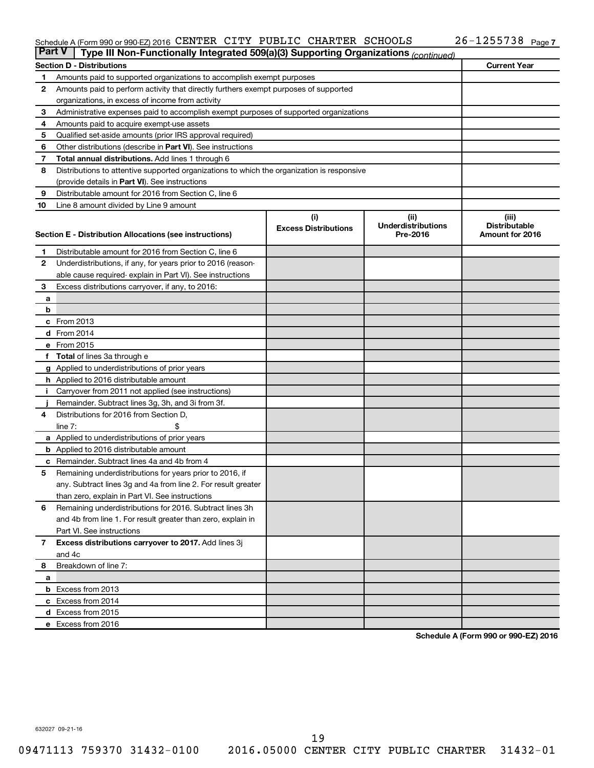Schedule A (Form 990 or 990-EZ) 2016 CENTER CITY PUBLIC CHARTER SCHOOLS 26-1255738 Page 7

**Part V | Type III Non-Functionally Integrated 509(a)(3) Supporting Organizations** *(continued)*

| Section D - Distributions | | Current Year |
|---|---|---|
| 1 | Amounts paid to supported organizations to accomplish exempt purposes | |
| 2 | Amounts paid to perform activity that directly furthers exempt purposes of supported organizations, in excess of income from activity | |
| 3 | Administrative expenses paid to accomplish exempt purposes of supported organizations | |
| 4 | Amounts paid to acquire exempt-use assets | |
| 5 | Qualified set-aside amounts (prior IRS approval required) | |
| 6 | Other distributions (describe in **Part VI**). See instructions | |
| 7 | **Total annual distributions.** Add lines 1 through 6 | |
| 8 | Distributions to attentive supported organizations to which the organization is responsive (provide details in **Part VI**). See instructions | |
| 9 | Distributable amount for 2016 from Section C, line 6 | |
| 10 | Line 8 amount divided by Line 9 amount | |

| Section E - Distribution Allocations (see instructions) | | (i) Excess Distributions | (ii) Underdistributions Pre-2016 | (iii) Distributable Amount for 2016 |
|---|---|---|---|---|
| 1 | Distributable amount for 2016 from Section C, line 6 | | | |
| 2 | Underdistributions, if any, for years prior to 2016 (reasonable cause required- explain in Part VI). See instructions | | | |
| 3 | Excess distributions carryover, if any, to 2016: | | | |
| a | | | | |
| b | | | | |
| c | From 2013 | | | |
| d | From 2014 | | | |
| e | From 2015 | | | |
| f | **Total** of lines 3a through e | | | |
| g | Applied to underdistributions of prior years | | | |
| h | Applied to 2016 distributable amount | | | |
| i | Carryover from 2011 not applied (see instructions) | | | |
| j | Remainder. Subtract lines 3g, 3h, and 3i from 3f. | | | |
| 4 | Distributions for 2016 from Section D, line 7: $ | | | |
| a | Applied to underdistributions of prior years | | | |
| b | Applied to 2016 distributable amount | | | |
| c | Remainder. Subtract lines 4a and 4b from 4 | | | |
| 5 | Remaining underdistributions for years prior to 2016, if any. Subtract lines 3g and 4a from line 2. For result greater than zero, explain in Part VI. See instructions | | | |
| 6 | Remaining underdistributions for 2016. Subtract lines 3h and 4b from line 1. For result greater than zero, explain in Part VI. See instructions | | | |
| 7 | **Excess distributions carryover to 2017.** Add lines 3j and 4c | | | |
| 8 | Breakdown of line 7: | | | |
| a | | | | |
| b | Excess from 2013 | | | |
| c | Excess from 2014 | | | |
| d | Excess from 2015 | | | |
| e | Excess from 2016 | | | |

**Schedule A (Form 990 or 990-EZ) 2016**

632027 09-21-16

09471113 759370 31432-0100 2016.05000 CENTER CITY PUBLIC CHARTER 31432-01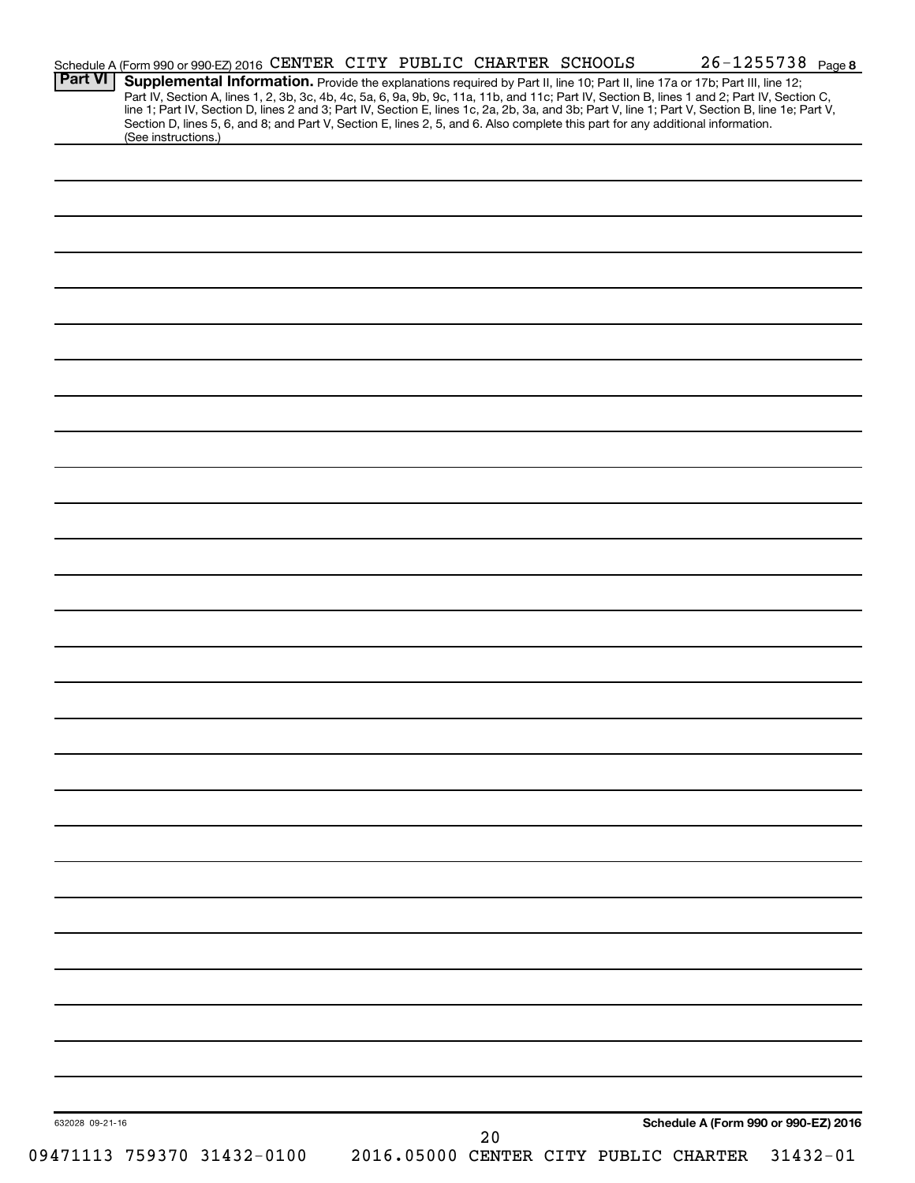Schedule A (Form 990 or 990-EZ) 2016 CENTER CITY PUBLIC CHARTER SCHOOLS 26-1255738 Page 8

**Part VI** **Supplemental Information.** Provide the explanations required by Part II, line 10; Part II, line 17a or 17b; Part III, line 12; Part IV, Section A, lines 1, 2, 3b, 3c, 4b, 4c, 5a, 6, 9a, 9b, 9c, 11a, 11b, and 11c; Part IV, Section B, lines 1 and 2; Part IV, Section C, line 1; Part IV, Section D, lines 2 and 3; Part IV, Section E, lines 1c, 2a, 2b, 3a, and 3b; Part V, line 1; Part V, Section B, line 1e; Part V, Section D, lines 5, 6, and 8; and Part V, Section E, lines 2, 5, and 6. Also complete this part for any additional information. (See instructions.)

632028 09-21-16

**Schedule A (Form 990 or 990-EZ) 2016**

09471113 759370 31432-0100 2016.05000 CENTER CITY PUBLIC CHARTER 31432-01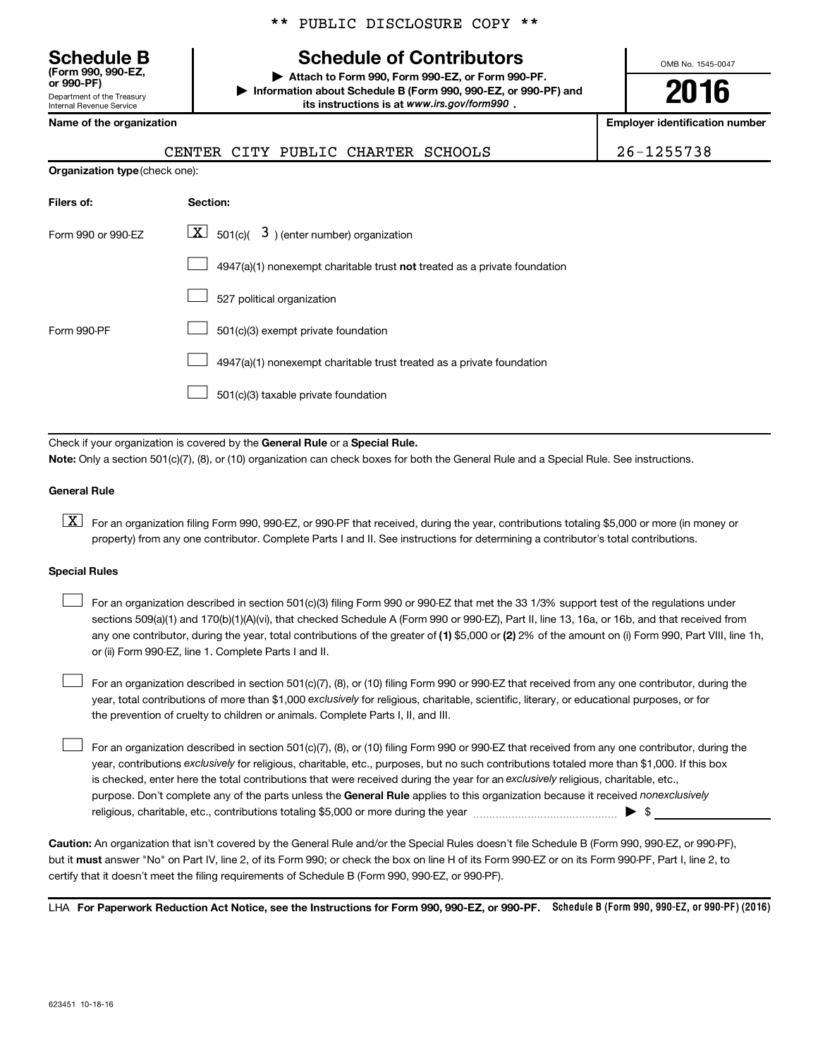\*\* PUBLIC DISCLOSURE COPY \*\*

**Schedule B**
**(Form 990, 990-EZ, or 990-PF)**
Department of the Treasury
Internal Revenue Service

# Schedule of Contributors

▶ **Attach to Form 990, Form 990-EZ, or Form 990-PF.**
▶ **Information about Schedule B (Form 990, 990-EZ, or 990-PF) and its instructions is at www.irs.gov/form990 .**

OMB No. 1545-0047

**2016**

| Name of the organization | Employer identification number |
|---|---|
| CENTER CITY PUBLIC CHARTER SCHOOLS | 26-1255738 |

**Organization type** (check one):

| Filers of: | Section: |
|---|---|
| Form 990 or 990-EZ | [X] 501(c)( 3 ) (enter number) organization |
| | [ ] 4947(a)(1) nonexempt charitable trust **not** treated as a private foundation |
| | [ ] 527 political organization |
| Form 990-PF | [ ] 501(c)(3) exempt private foundation |
| | [ ] 4947(a)(1) nonexempt charitable trust treated as a private foundation |
| | [ ] 501(c)(3) taxable private foundation |

Check if your organization is covered by the **General Rule** or a **Special Rule.**

**Note:** Only a section 501(c)(7), (8), or (10) organization can check boxes for both the General Rule and a Special Rule. See instructions.

**General Rule**

[X] For an organization filing Form 990, 990-EZ, or 990-PF that received, during the year, contributions totaling $5,000 or more (in money or property) from any one contributor. Complete Parts I and II. See instructions for determining a contributor's total contributions.

**Special Rules**

[ ] For an organization described in section 501(c)(3) filing Form 990 or 990-EZ that met the 33 1/3% support test of the regulations under sections 509(a)(1) and 170(b)(1)(A)(vi), that checked Schedule A (Form 990 or 990-EZ), Part II, line 13, 16a, or 16b, and that received from any one contributor, during the year, total contributions of the greater of **(1)** $5,000 or **(2)** 2% of the amount on (i) Form 990, Part VIII, line 1h, or (ii) Form 990-EZ, line 1. Complete Parts I and II.

[ ] For an organization described in section 501(c)(7), (8), or (10) filing Form 990 or 990-EZ that received from any one contributor, during the year, total contributions of more than $1,000 *exclusively* for religious, charitable, scientific, literary, or educational purposes, or for the prevention of cruelty to children or animals. Complete Parts I, II, and III.

[ ] For an organization described in section 501(c)(7), (8), or (10) filing Form 990 or 990-EZ that received from any one contributor, during the year, contributions *exclusively* for religious, charitable, etc., purposes, but no such contributions totaled more than $1,000. If this box is checked, enter here the total contributions that were received during the year for an *exclusively* religious, charitable, etc., purpose. Don't complete any of the parts unless the **General Rule** applies to this organization because it received *nonexclusively* religious, charitable, etc., contributions totaling $5,000 or more during the year ▶ $ ____________

**Caution:** An organization that isn't covered by the General Rule and/or the Special Rules doesn't file Schedule B (Form 990, 990-EZ, or 990-PF), but it **must** answer "No" on Part IV, line 2, of its Form 990; or check the box on line H of its Form 990-EZ or on its Form 990-PF, Part I, line 2, to certify that it doesn't meet the filing requirements of Schedule B (Form 990, 990-EZ, or 990-PF).

LHA **For Paperwork Reduction Act Notice, see the Instructions for Form 990, 990-EZ, or 990-PF.** **Schedule B (Form 990, 990-EZ, or 990-PF) (2016)**

623451 10-18-16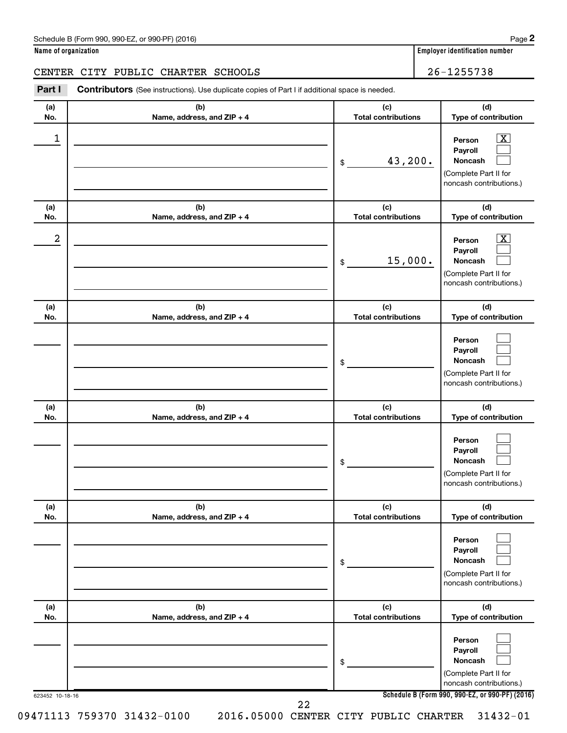Schedule B (Form 990, 990-EZ, or 990-PF) (2016)

**Name of organization**

CENTER CITY PUBLIC CHARTER SCHOOLS

**Employer identification number**

26-1255738

**Part I** **Contributors** (See instructions). Use duplicate copies of Part I if additional space is needed.

| (a) No. | (b) Name, address, and ZIP + 4 | (c) Total contributions | (d) Type of contribution |
|---|---|---|---|
| 1 | | $ 43,200. | Person [X] Payroll [ ] Noncash [ ] (Complete Part II for noncash contributions.) |
| 2 | | $ 15,000. | Person [X] Payroll [ ] Noncash [ ] (Complete Part II for noncash contributions.) |
| | | $ | Person [ ] Payroll [ ] Noncash [ ] (Complete Part II for noncash contributions.) |
| | | $ | Person [ ] Payroll [ ] Noncash [ ] (Complete Part II for noncash contributions.) |
| | | $ | Person [ ] Payroll [ ] Noncash [ ] (Complete Part II for noncash contributions.) |
| | | $ | Person [ ] Payroll [ ] Noncash [ ] (Complete Part II for noncash contributions.) |

623452 10-18-16

**Schedule B (Form 990, 990-EZ, or 990-PF) (2016)**

09471113 759370 31432-0100    2016.05000 CENTER CITY PUBLIC CHARTER    31432-01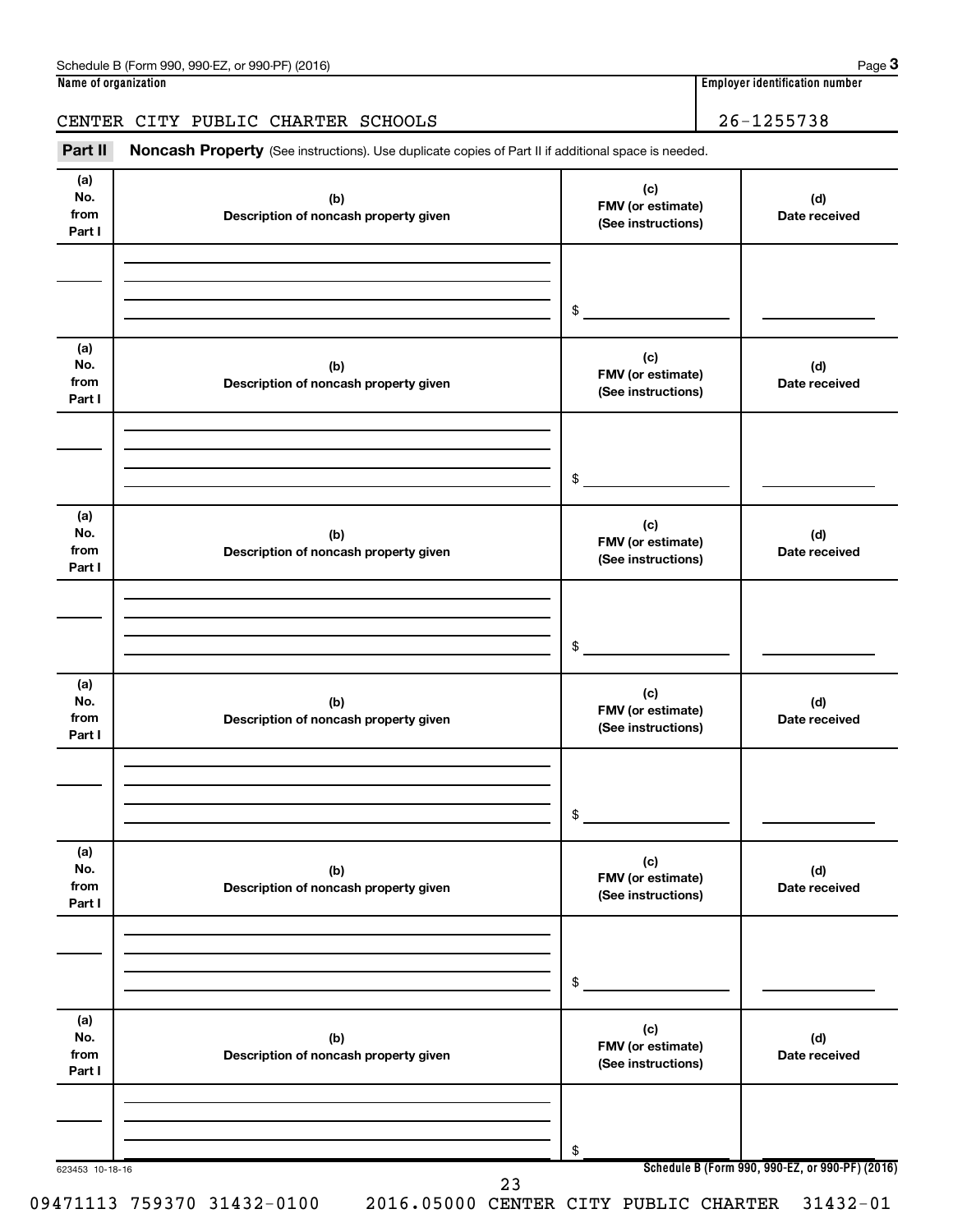**Name of organization** | **Employer identification number**

CENTER CITY PUBLIC CHARTER SCHOOLS | 26-1255738

**Part II** **Noncash Property** (See instructions). Use duplicate copies of Part II if additional space is needed.

| (a) No. from Part I | (b) Description of noncash property given | (c) FMV (or estimate) (See instructions) | (d) Date received |
|---|---|---|---|
| | | $ | |

| (a) No. from Part I | (b) Description of noncash property given | (c) FMV (or estimate) (See instructions) | (d) Date received |
|---|---|---|---|
| | | $ | |

| (a) No. from Part I | (b) Description of noncash property given | (c) FMV (or estimate) (See instructions) | (d) Date received |
|---|---|---|---|
| | | $ | |

| (a) No. from Part I | (b) Description of noncash property given | (c) FMV (or estimate) (See instructions) | (d) Date received |
|---|---|---|---|
| | | $ | |

| (a) No. from Part I | (b) Description of noncash property given | (c) FMV (or estimate) (See instructions) | (d) Date received |
|---|---|---|---|
| | | $ | |

| (a) No. from Part I | (b) Description of noncash property given | (c) FMV (or estimate) (See instructions) | (d) Date received |
|---|---|---|---|
| | | $ | |

623453 10-18-16

**Schedule B (Form 990, 990-EZ, or 990-PF) (2016)**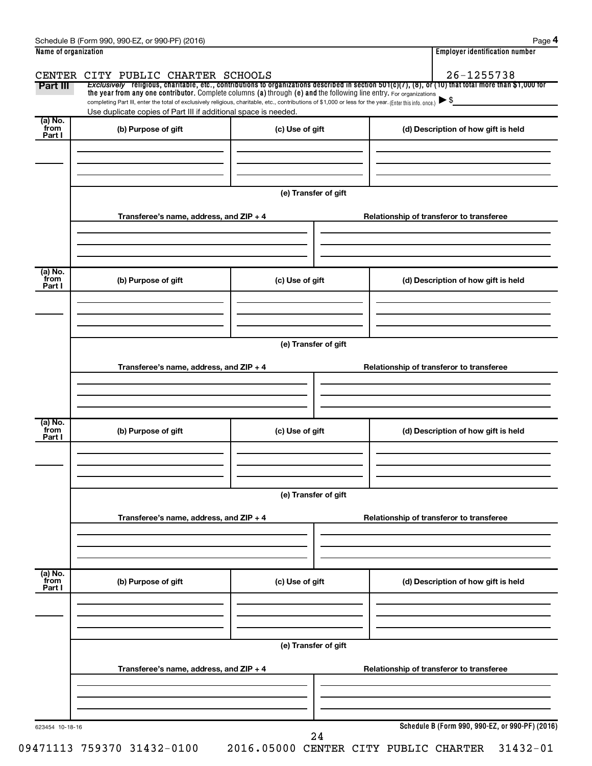**Name of organization**

CENTER CITY PUBLIC CHARTER SCHOOLS

**Employer identification number**

26-1255738

**Part III** *Exclusively* religious, charitable, etc., contributions to organizations described in section 501(c)(7), (8), or (10) that total more than $1,000 for the year from any one contributor. Complete columns (a) through (e) and the following line entry. For organizations completing Part III, enter the total of exclusively religious, charitable, etc., contributions of $1,000 or less for the year. (Enter this info. once.) ▶ $

Use duplicate copies of Part III if additional space is needed.

| (a) No. from Part I | (b) Purpose of gift | (c) Use of gift | (d) Description of how gift is held |
|---|---|---|---|
| | | | |

(e) Transfer of gift

| Transferee's name, address, and ZIP + 4 | Relationship of transferor to transferee |
|---|---|
| | |

| (a) No. from Part I | (b) Purpose of gift | (c) Use of gift | (d) Description of how gift is held |
|---|---|---|---|
| | | | |

(e) Transfer of gift

| Transferee's name, address, and ZIP + 4 | Relationship of transferor to transferee |
|---|---|
| | |

| (a) No. from Part I | (b) Purpose of gift | (c) Use of gift | (d) Description of how gift is held |
|---|---|---|---|
| | | | |

(e) Transfer of gift

| Transferee's name, address, and ZIP + 4 | Relationship of transferor to transferee |
|---|---|
| | |

| (a) No. from Part I | (b) Purpose of gift | (c) Use of gift | (d) Description of how gift is held |
|---|---|---|---|
| | | | |

(e) Transfer of gift

| Transferee's name, address, and ZIP + 4 | Relationship of transferor to transferee |
|---|---|
| | |

623454 10-18-16 **Schedule B (Form 990, 990-EZ, or 990-PF) (2016)**

09471113 759370 31432-0100 2016.05000 CENTER CITY PUBLIC CHARTER 31432-01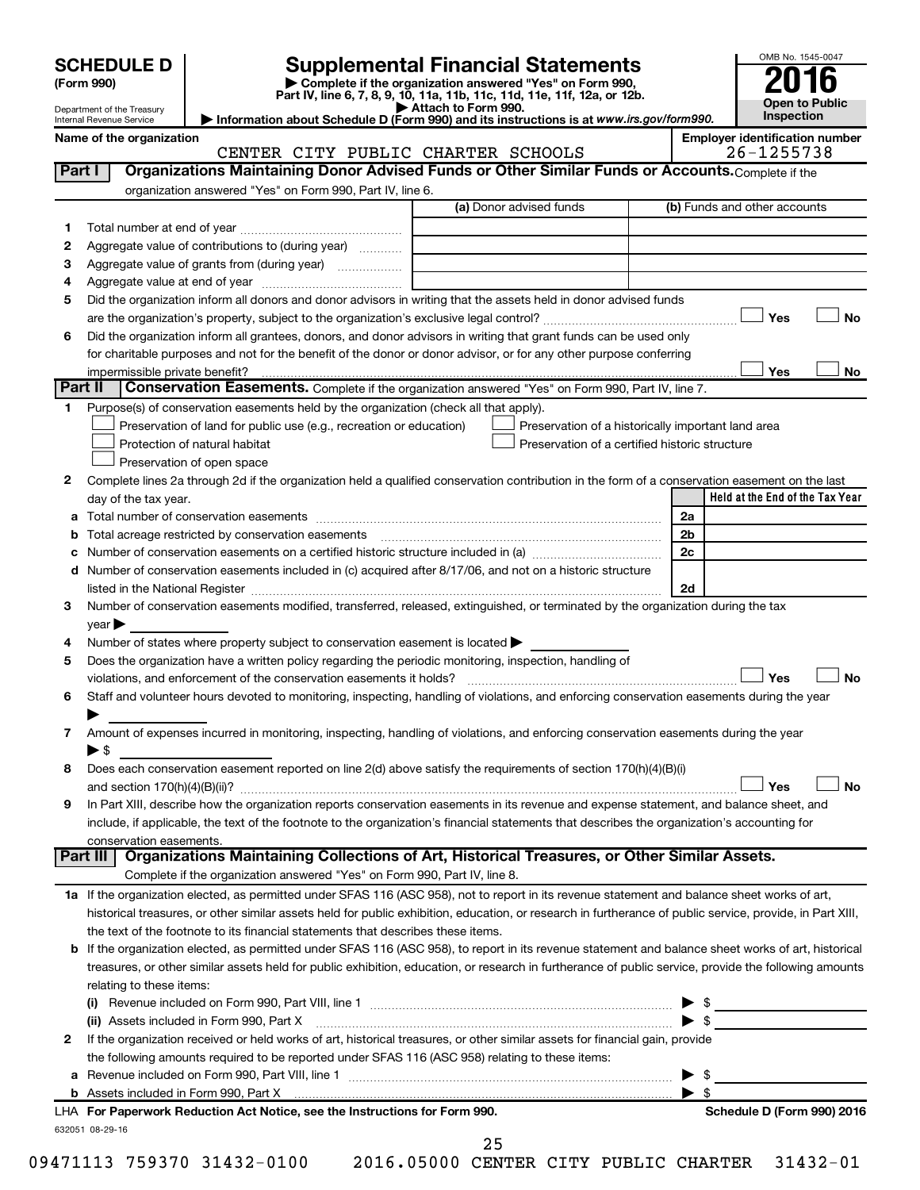# SCHEDULE D (Form 990)

Department of the Treasury
Internal Revenue Service

# Supplemental Financial Statements

▶ Complete if the organization answered "Yes" on Form 990, Part IV, line 6, 7, 8, 9, 10, 11a, 11b, 11c, 11d, 11e, 11f, 12a, or 12b.
▶ Attach to Form 990.
▶ Information about Schedule D (Form 990) and its instructions is at www.irs.gov/form990.

OMB No. 1545-0047
**2016**
**Open to Public Inspection**

Name of the organization: CENTER CITY PUBLIC CHARTER SCHOOLS
Employer identification number: 26-1255738

## Part I Organizations Maintaining Donor Advised Funds or Other Similar Funds or Accounts. Complete if the organization answered "Yes" on Form 990, Part IV, line 6.

| | | (a) Donor advised funds | (b) Funds and other accounts |
|---|---|---|---|
| 1 | Total number at end of year | | |
| 2 | Aggregate value of contributions to (during year) | | |
| 3 | Aggregate value of grants from (during year) | | |
| 4 | Aggregate value at end of year | | |

5 Did the organization inform all donors and donor advisors in writing that the assets held in donor advised funds are the organization's property, subject to the organization's exclusive legal control? ☐ Yes ☐ No

6 Did the organization inform all grantees, donors, and donor advisors in writing that grant funds can be used only for charitable purposes and not for the benefit of the donor or donor advisor, or for any other purpose conferring impermissible private benefit? ☐ Yes ☐ No

## Part II Conservation Easements. Complete if the organization answered "Yes" on Form 990, Part IV, line 7.

1 Purpose(s) of conservation easements held by the organization (check all that apply).
- ☐ Preservation of land for public use (e.g., recreation or education)
- ☐ Protection of natural habitat
- ☐ Preservation of open space
- ☐ Preservation of a historically important land area
- ☐ Preservation of a certified historic structure

2 Complete lines 2a through 2d if the organization held a qualified conservation contribution in the form of a conservation easement on the last day of the tax year.

| | | | Held at the End of the Tax Year |
|---|---|---|---|
| a | Total number of conservation easements | 2a | |
| b | Total acreage restricted by conservation easements | 2b | |
| c | Number of conservation easements on a certified historic structure included in (a) | 2c | |
| d | Number of conservation easements included in (c) acquired after 8/17/06, and not on a historic structure listed in the National Register | 2d | |

3 Number of conservation easements modified, transferred, released, extinguished, or terminated by the organization during the tax year ▶

4 Number of states where property subject to conservation easement is located ▶

5 Does the organization have a written policy regarding the periodic monitoring, inspection, handling of violations, and enforcement of the conservation easements it holds? ☐ Yes ☐ No

6 Staff and volunteer hours devoted to monitoring, inspecting, handling of violations, and enforcing conservation easements during the year ▶

7 Amount of expenses incurred in monitoring, inspecting, handling of violations, and enforcing conservation easements during the year ▶ $

8 Does each conservation easement reported on line 2(d) above satisfy the requirements of section 170(h)(4)(B)(i) and section 170(h)(4)(B)(ii)? ☐ Yes ☐ No

9 In Part XIII, describe how the organization reports conservation easements in its revenue and expense statement, and balance sheet, and include, if applicable, the text of the footnote to the organization's financial statements that describes the organization's accounting for conservation easements.

## Part III Organizations Maintaining Collections of Art, Historical Treasures, or Other Similar Assets. Complete if the organization answered "Yes" on Form 990, Part IV, line 8.

1a If the organization elected, as permitted under SFAS 116 (ASC 958), not to report in its revenue statement and balance sheet works of art, historical treasures, or other similar assets held for public exhibition, education, or research in furtherance of public service, provide, in Part XIII, the text of the footnote to its financial statements that describes these items.

b If the organization elected, as permitted under SFAS 116 (ASC 958), to report in its revenue statement and balance sheet works of art, historical treasures, or other similar assets held for public exhibition, education, or research in furtherance of public service, provide the following amounts relating to these items:

(i) Revenue included on Form 990, Part VIII, line 1 ▶ $

(ii) Assets included in Form 990, Part X ▶ $

2 If the organization received or held works of art, historical treasures, or other similar assets for financial gain, provide the following amounts required to be reported under SFAS 116 (ASC 958) relating to these items:

a Revenue included on Form 990, Part VIII, line 1 ▶ $

b Assets included in Form 990, Part X ▶ $

LHA For Paperwork Reduction Act Notice, see the Instructions for Form 990. Schedule D (Form 990) 2016

632051 08-29-16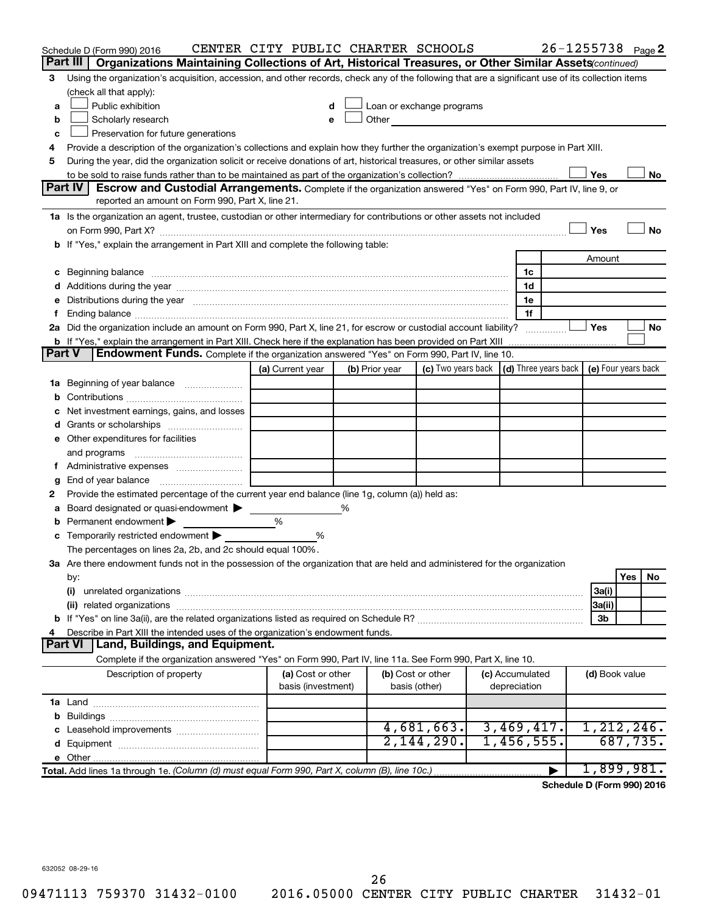Schedule D (Form 990) 2016 CENTER CITY PUBLIC CHARTER SCHOOLS 26-1255738 Page 2

## Part III Organizations Maintaining Collections of Art, Historical Treasures, or Other Similar Assets *(continued)*

3 Using the organization's acquisition, accession, and other records, check any of the following that are a significant use of its collection items (check all that apply):

- a ☐ Public exhibition
- b ☐ Scholarly research
- c ☐ Preservation for future generations
- d ☐ Loan or exchange programs
- e ☐ Other

4 Provide a description of the organization's collections and explain how they further the organization's exempt purpose in Part XIII.

5 During the year, did the organization solicit or receive donations of art, historical treasures, or other similar assets to be sold to raise funds rather than to be maintained as part of the organization's collection? ☐ Yes ☐ No

## Part IV Escrow and Custodial Arrangements.

Complete if the organization answered "Yes" on Form 990, Part IV, line 9, or reported an amount on Form 990, Part X, line 21.

1a Is the organization an agent, trustee, custodian or other intermediary for contributions or other assets not included on Form 990, Part X? ☐ Yes ☐ No

b If "Yes," explain the arrangement in Part XIII and complete the following table:

| | | Amount |
|---|---|---|
| c Beginning balance | 1c | |
| d Additions during the year | 1d | |
| e Distributions during the year | 1e | |
| f Ending balance | 1f | |

2a Did the organization include an amount on Form 990, Part X, line 21, for escrow or custodial account liability? ☐ Yes ☐ No

b If "Yes," explain the arrangement in Part XIII. Check here if the explanation has been provided on Part XIII ☐

## Part V Endowment Funds.

Complete if the organization answered "Yes" on Form 990, Part IV, line 10.

| | (a) Current year | (b) Prior year | (c) Two years back | (d) Three years back | (e) Four years back |
|---|---|---|---|---|---|
| 1a Beginning of year balance | | | | | |
| b Contributions | | | | | |
| c Net investment earnings, gains, and losses | | | | | |
| d Grants or scholarships | | | | | |
| e Other expenditures for facilities and programs | | | | | |
| f Administrative expenses | | | | | |
| g End of year balance | | | | | |

2 Provide the estimated percentage of the current year end balance (line 1g, column (a)) held as:

- a Board designated or quasi-endowment ▶ %
- b Permanent endowment ▶ %
- c Temporarily restricted endowment ▶ %

The percentages on lines 2a, 2b, and 2c should equal 100%.

3a Are there endowment funds not in the possession of the organization that are held and administered for the organization by:

| | | Yes | No |
|---|---|---|---|
| (i) unrelated organizations | 3a(i) | | |
| (ii) related organizations | 3a(ii) | | |
| b If "Yes" on line 3a(ii), are the related organizations listed as required on Schedule R? | 3b | | |

4 Describe in Part XIII the intended uses of the organization's endowment funds.

## Part VI Land, Buildings, and Equipment.

Complete if the organization answered "Yes" on Form 990, Part IV, line 11a. See Form 990, Part X, line 10.

| Description of property | (a) Cost or other basis (investment) | (b) Cost or other basis (other) | (c) Accumulated depreciation | (d) Book value |
|---|---|---|---|---|
| 1a Land | | | | |
| b Buildings | | | | |
| c Leasehold improvements | | 4,681,663. | 3,469,417. | 1,212,246. |
| d Equipment | | 2,144,290. | 1,456,555. | 687,735. |
| e Other | | | | |
| **Total.** Add lines 1a through 1e. *(Column (d) must equal Form 990, Part X, column (B), line 10c.)* | | | ▶ | 1,899,981. |

**Schedule D (Form 990) 2016**

632052 08-29-16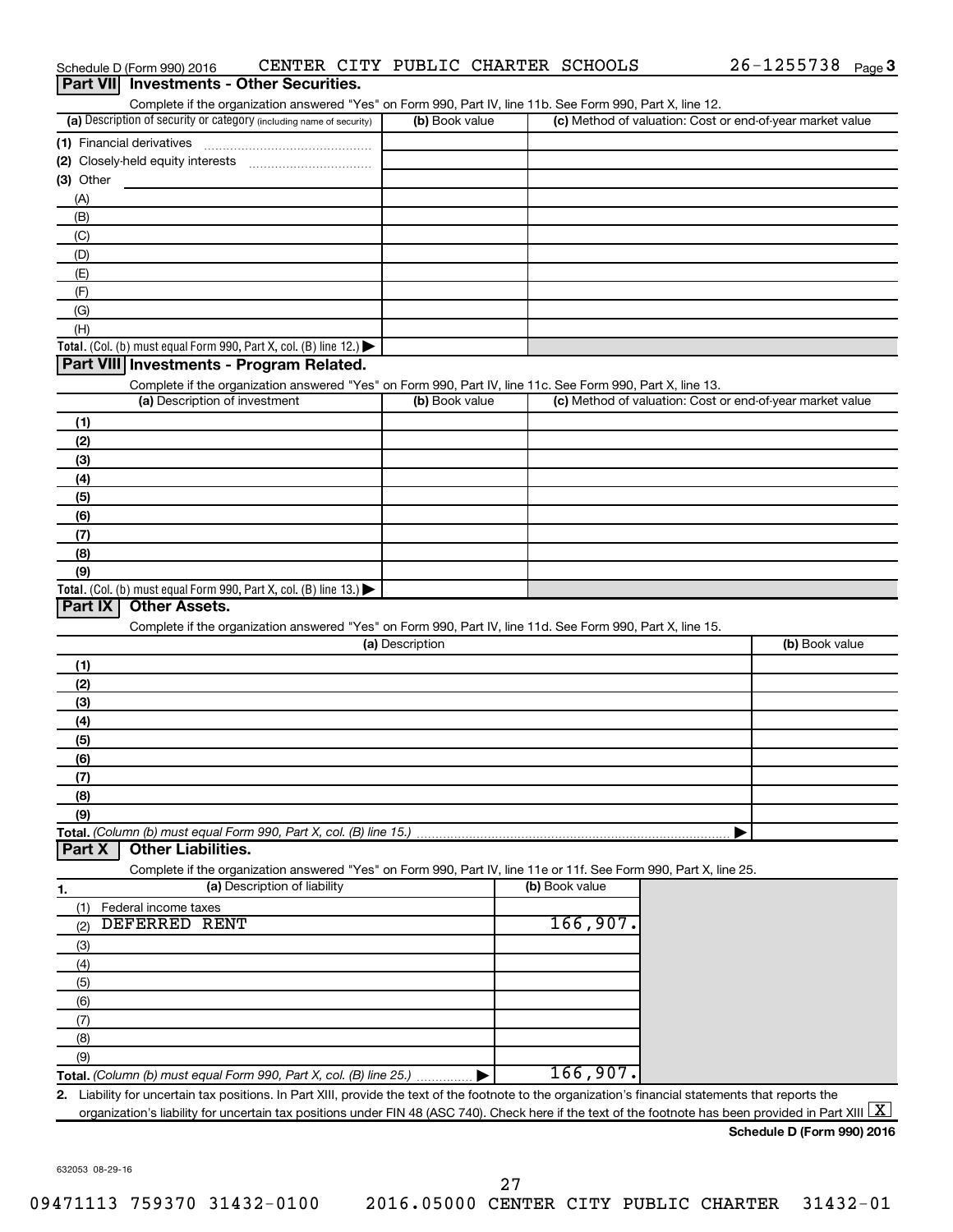Schedule D (Form 990) 2016 CENTER CITY PUBLIC CHARTER SCHOOLS 26-1255738 Page 3

## Part VII Investments - Other Securities.

Complete if the organization answered "Yes" on Form 990, Part IV, line 11b. See Form 990, Part X, line 12.

| (a) Description of security or category (including name of security) | (b) Book value | (c) Method of valuation: Cost or end-of-year market value |
|---|---|---|
| (1) Financial derivatives | | |
| (2) Closely-held equity interests | | |
| (3) Other | | |
| (A) | | |
| (B) | | |
| (C) | | |
| (D) | | |
| (E) | | |
| (F) | | |
| (G) | | |
| (H) | | |
| **Total.** (Col. (b) must equal Form 990, Part X, col. (B) line 12.) | | |

## Part VIII Investments - Program Related.

Complete if the organization answered "Yes" on Form 990, Part IV, line 11c. See Form 990, Part X, line 13.

| (a) Description of investment | (b) Book value | (c) Method of valuation: Cost or end-of-year market value |
|---|---|---|
| (1) | | |
| (2) | | |
| (3) | | |
| (4) | | |
| (5) | | |
| (6) | | |
| (7) | | |
| (8) | | |
| (9) | | |
| **Total.** (Col. (b) must equal Form 990, Part X, col. (B) line 13.) | | |

## Part IX Other Assets.

Complete if the organization answered "Yes" on Form 990, Part IV, line 11d. See Form 990, Part X, line 15.

| (a) Description | (b) Book value |
|---|---|
| (1) | |
| (2) | |
| (3) | |
| (4) | |
| (5) | |
| (6) | |
| (7) | |
| (8) | |
| (9) | |
| **Total.** *(Column (b) must equal Form 990, Part X, col. (B) line 15.)* | |

## Part X Other Liabilities.

Complete if the organization answered "Yes" on Form 990, Part IV, line 11e or 11f. See Form 990, Part X, line 25.

| 1. (a) Description of liability | (b) Book value |
|---|---|
| (1) Federal income taxes | |
| (2) DEFERRED RENT | 166,907. |
| (3) | |
| (4) | |
| (5) | |
| (6) | |
| (7) | |
| (8) | |
| (9) | |
| **Total.** *(Column (b) must equal Form 990, Part X, col. (B) line 25.)* | 166,907. |

2. Liability for uncertain tax positions. In Part XIII, provide the text of the footnote to the organization's financial statements that reports the organization's liability for uncertain tax positions under FIN 48 (ASC 740). Check here if the text of the footnote has been provided in Part XIII [X]

**Schedule D (Form 990) 2016**

632053 08-29-16

09471113 759370 31432-0100 2016.05000 CENTER CITY PUBLIC CHARTER 31432-01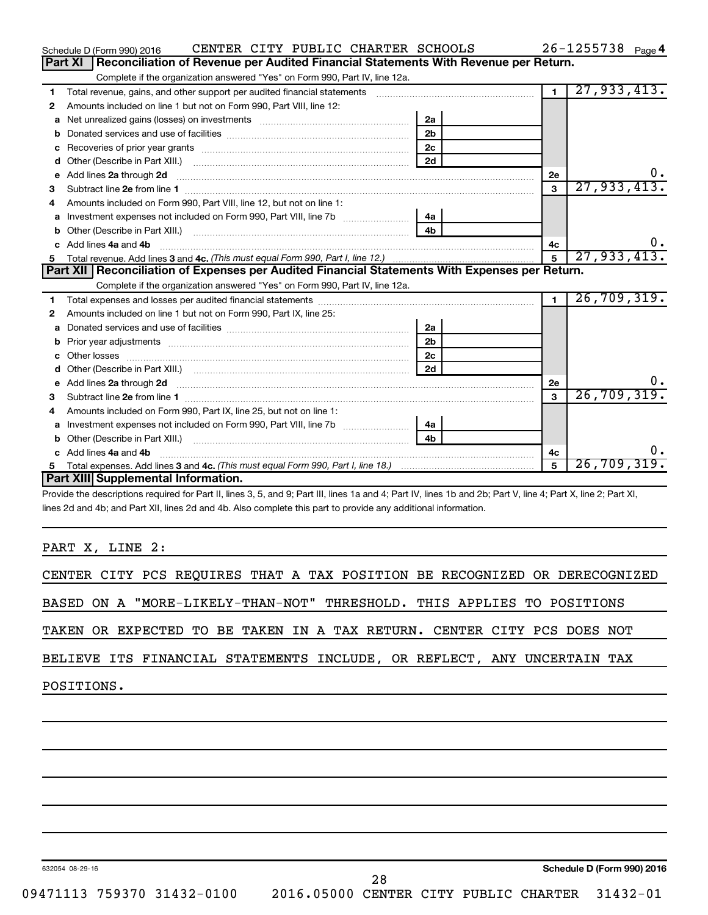Schedule D (Form 990) 2016 CENTER CITY PUBLIC CHARTER SCHOOLS 26-1255738 Page 4

## Part XI Reconciliation of Revenue per Audited Financial Statements With Revenue per Return.

Complete if the organization answered "Yes" on Form 990, Part IV, line 12a.

| | | | | | |
|---|---|---|---|---|---|
| 1 | Total revenue, gains, and other support per audited financial statements | | | 1 | 27,933,413. |
| 2 | Amounts included on line 1 but not on Form 990, Part VIII, line 12: | | | | |
| a | Net unrealized gains (losses) on investments | 2a | | | |
| b | Donated services and use of facilities | 2b | | | |
| c | Recoveries of prior year grants | 2c | | | |
| d | Other (Describe in Part XIII.) | 2d | | | |
| e | Add lines 2a through 2d | | | 2e | 0. |
| 3 | Subtract line 2e from line 1 | | | 3 | 27,933,413. |
| 4 | Amounts included on Form 990, Part VIII, line 12, but not on line 1: | | | | |
| a | Investment expenses not included on Form 990, Part VIII, line 7b | 4a | | | |
| b | Other (Describe in Part XIII.) | 4b | | | |
| c | Add lines 4a and 4b | | | 4c | 0. |
| 5 | Total revenue. Add lines 3 and 4c. *(This must equal Form 990, Part I, line 12.)* | | | 5 | 27,933,413. |

## Part XII Reconciliation of Expenses per Audited Financial Statements With Expenses per Return.

Complete if the organization answered "Yes" on Form 990, Part IV, line 12a.

| | | | | | |
|---|---|---|---|---|---|
| 1 | Total expenses and losses per audited financial statements | | | 1 | 26,709,319. |
| 2 | Amounts included on line 1 but not on Form 990, Part IX, line 25: | | | | |
| a | Donated services and use of facilities | 2a | | | |
| b | Prior year adjustments | 2b | | | |
| c | Other losses | 2c | | | |
| d | Other (Describe in Part XIII.) | 2d | | | |
| e | Add lines 2a through 2d | | | 2e | 0. |
| 3 | Subtract line 2e from line 1 | | | 3 | 26,709,319. |
| 4 | Amounts included on Form 990, Part IX, line 25, but not on line 1: | | | | |
| a | Investment expenses not included on Form 990, Part VIII, line 7b | 4a | | | |
| b | Other (Describe in Part XIII.) | 4b | | | |
| c | Add lines 4a and 4b | | | 4c | 0. |
| 5 | Total expenses. Add lines 3 and 4c. *(This must equal Form 990, Part I, line 18.)* | | | 5 | 26,709,319. |

## Part XIII Supplemental Information.

Provide the descriptions required for Part II, lines 3, 5, and 9; Part III, lines 1a and 4; Part IV, lines 1b and 2b; Part V, line 4; Part X, line 2; Part XI, lines 2d and 4b; and Part XII, lines 2d and 4b. Also complete this part to provide any additional information.

PART X, LINE 2:

CENTER CITY PCS REQUIRES THAT A TAX POSITION BE RECOGNIZED OR DERECOGNIZED BASED ON A "MORE-LIKELY-THAN-NOT" THRESHOLD. THIS APPLIES TO POSITIONS TAKEN OR EXPECTED TO BE TAKEN IN A TAX RETURN. CENTER CITY PCS DOES NOT BELIEVE ITS FINANCIAL STATEMENTS INCLUDE, OR REFLECT, ANY UNCERTAIN TAX POSITIONS.

632054 08-29-16 **Schedule D (Form 990) 2016**

09471113 759370 31432-0100 2016.05000 CENTER CITY PUBLIC CHARTER 31432-01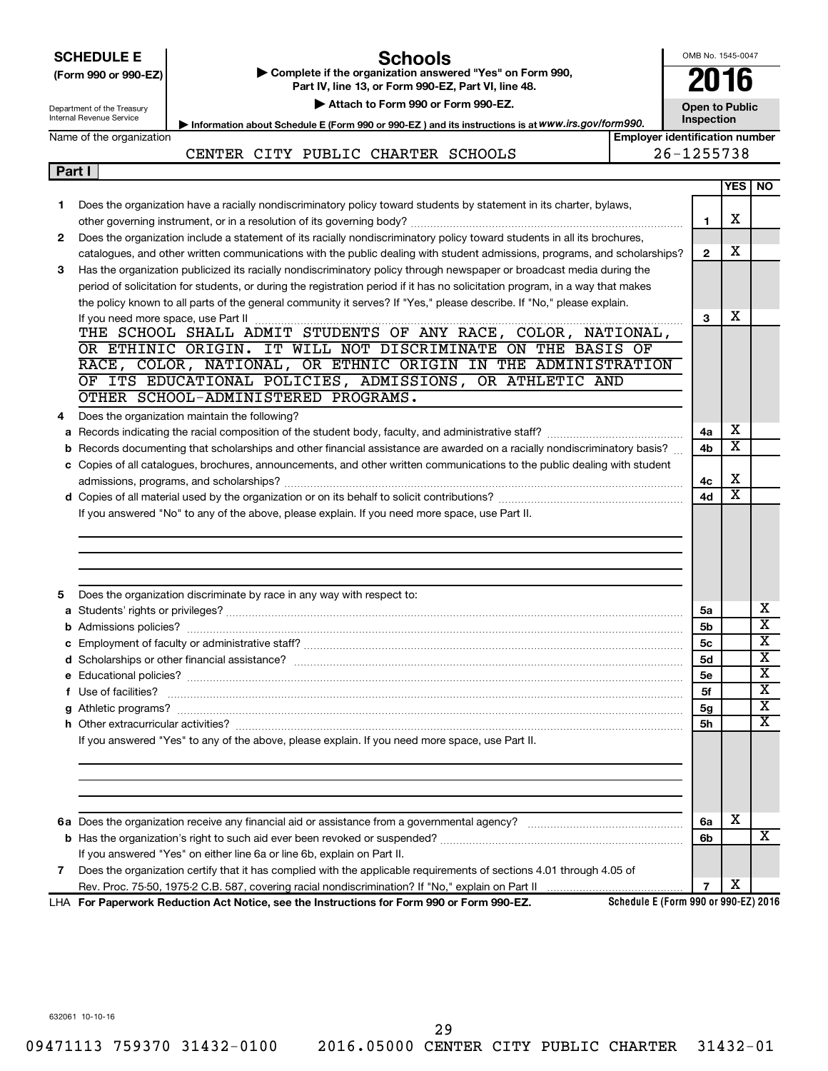**SCHEDULE E**
**(Form 990 or 990-EZ)**

Department of the Treasury
Internal Revenue Service

# Schools

▶ Complete if the organization answered "Yes" on Form 990, Part IV, line 13, or Form 990-EZ, Part VI, line 48.

▶ Attach to Form 990 or Form 990-EZ.

▶ Information about Schedule E (Form 990 or 990-EZ) and its instructions is at www.irs.gov/form990.

OMB No. 1545-0047

**2016**

**Open to Public Inspection**

Name of the organization: CENTER CITY PUBLIC CHARTER SCHOOLS

Employer identification number: 26-1255738

**Part I**

| | | | YES | NO |
|---|---|---|---|---|
| 1 | Does the organization have a racially nondiscriminatory policy toward students by statement in its charter, bylaws, other governing instrument, or in a resolution of its governing body? | 1 | X | |
| 2 | Does the organization include a statement of its racially nondiscriminatory policy toward students in all its brochures, catalogues, and other written communications with the public dealing with student admissions, programs, and scholarships? | 2 | X | |
| 3 | Has the organization publicized its racially nondiscriminatory policy through newspaper or broadcast media during the period of solicitation for students, or during the registration period if it has no solicitation program, in a way that makes the policy known to all parts of the general community it serves? If "Yes," please describe. If "No," please explain. If you need more space, use Part II | 3 | X | |

THE SCHOOL SHALL ADMIT STUDENTS OF ANY RACE, COLOR, NATIONAL, OR ETHINIC ORIGIN. IT WILL NOT DISCRIMINATE ON THE BASIS OF RACE, COLOR, NATIONAL, OR ETHNIC ORIGIN IN THE ADMINISTRATION OF ITS EDUCATIONAL POLICIES, ADMISSIONS, OR ATHLETIC AND OTHER SCHOOL-ADMINISTERED PROGRAMS.

| | | | YES | NO |
|---|---|---|---|---|
| 4 | Does the organization maintain the following? | | | |
| a | Records indicating the racial composition of the student body, faculty, and administrative staff? | 4a | X | |
| b | Records documenting that scholarships and other financial assistance are awarded on a racially nondiscriminatory basis? | 4b | X | |
| c | Copies of all catalogues, brochures, announcements, and other written communications to the public dealing with student admissions, programs, and scholarships? | 4c | X | |
| d | Copies of all material used by the organization or on its behalf to solicit contributions? | 4d | X | |

If you answered "No" to any of the above, please explain. If you need more space, use Part II.

| | | | YES | NO |
|---|---|---|---|---|
| 5 | Does the organization discriminate by race in any way with respect to: | | | |
| a | Students' rights or privileges? | 5a | | X |
| b | Admissions policies? | 5b | | X |
| c | Employment of faculty or administrative staff? | 5c | | X |
| d | Scholarships or other financial assistance? | 5d | | X |
| e | Educational policies? | 5e | | X |
| f | Use of facilities? | 5f | | X |
| g | Athletic programs? | 5g | | X |
| h | Other extracurricular activities? | 5h | | X |

If you answered "Yes" to any of the above, please explain. If you need more space, use Part II.

| | | | YES | NO |
|---|---|---|---|---|
| 6a | Does the organization receive any financial aid or assistance from a governmental agency? | 6a | X | |
| b | Has the organization's right to such aid ever been revoked or suspended? | 6b | | X |
| | If you answered "Yes" on either line 6a or line 6b, explain on Part II. | | | |
| 7 | Does the organization certify that it has complied with the applicable requirements of sections 4.01 through 4.05 of Rev. Proc. 75-50, 1975-2 C.B. 587, covering racial nondiscrimination? If "No," explain on Part II | 7 | X | |

LHA **For Paperwork Reduction Act Notice, see the Instructions for Form 990 or Form 990-EZ.** **Schedule E (Form 990 or 990-EZ) 2016**

632061 10-10-16

09471113 759370 31432-0100 2016.05000 CENTER CITY PUBLIC CHARTER 31432-01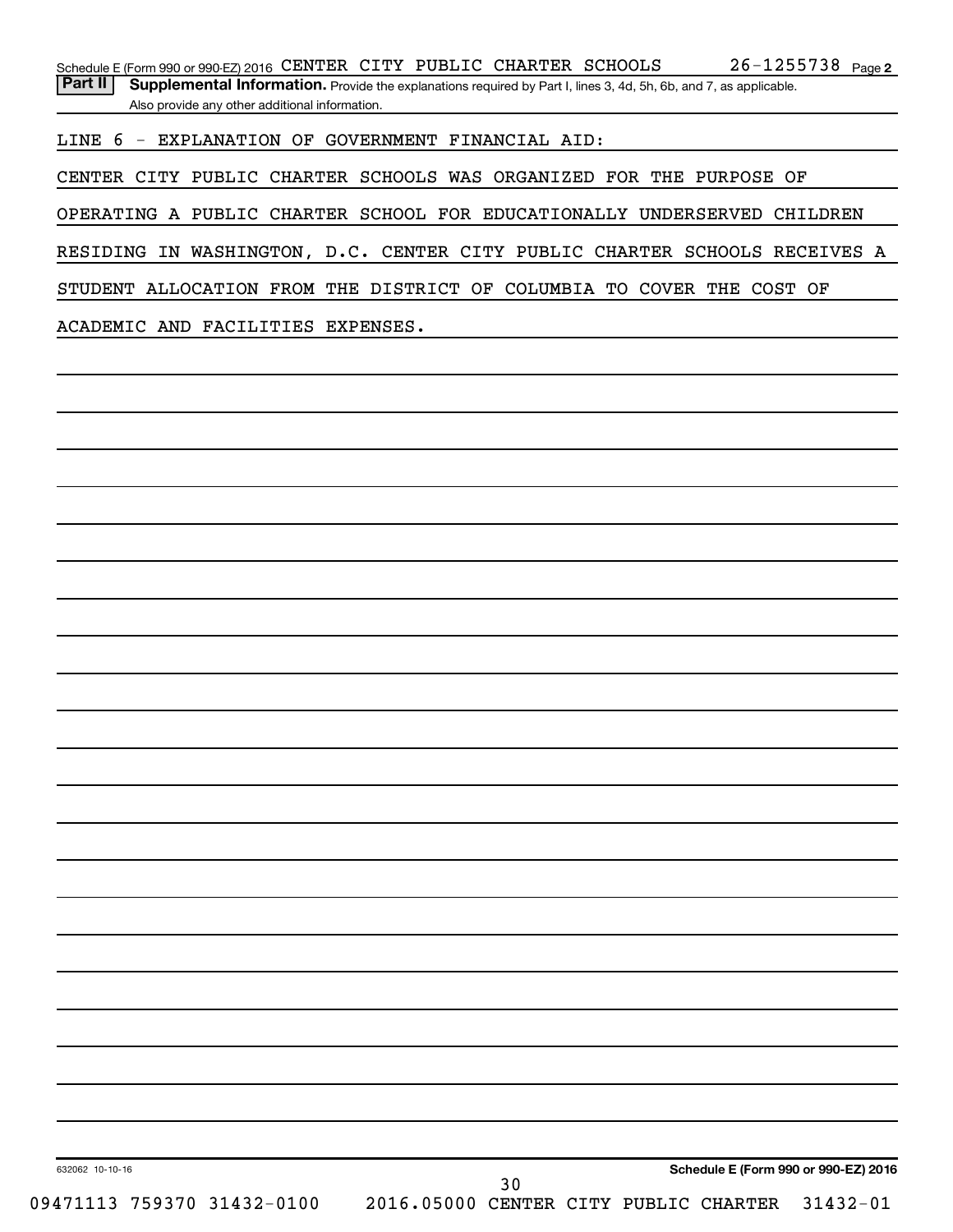Schedule E (Form 990 or 990-EZ) 2016 CENTER CITY PUBLIC CHARTER SCHOOLS 26-1255738 Page 2

**Part II** **Supplemental Information.** Provide the explanations required by Part I, lines 3, 4d, 5h, 6b, and 7, as applicable. Also provide any other additional information.

LINE 6 - EXPLANATION OF GOVERNMENT FINANCIAL AID:

CENTER CITY PUBLIC CHARTER SCHOOLS WAS ORGANIZED FOR THE PURPOSE OF OPERATING A PUBLIC CHARTER SCHOOL FOR EDUCATIONALLY UNDERSERVED CHILDREN RESIDING IN WASHINGTON, D.C. CENTER CITY PUBLIC CHARTER SCHOOLS RECEIVES A STUDENT ALLOCATION FROM THE DISTRICT OF COLUMBIA TO COVER THE COST OF ACADEMIC AND FACILITIES EXPENSES.

632062 10-10-16 **Schedule E (Form 990 or 990-EZ) 2016**

09471113 759370 31432-0100 2016.05000 CENTER CITY PUBLIC CHARTER 31432-01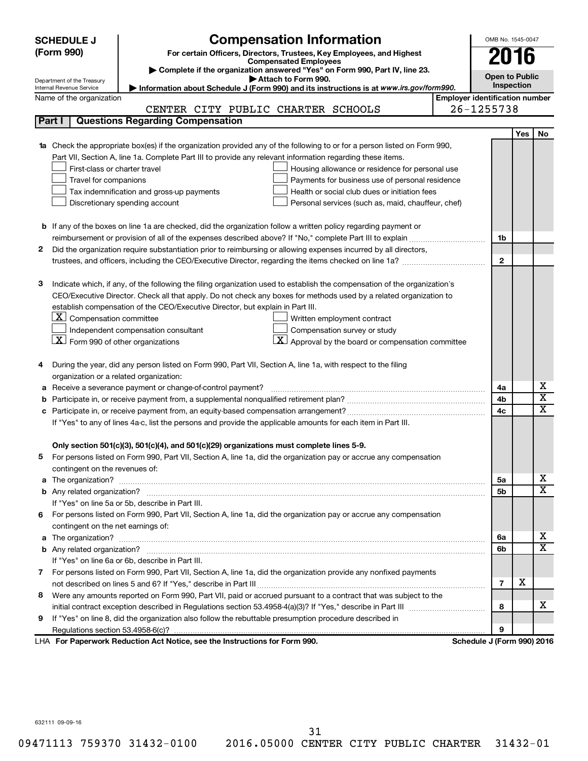# SCHEDULE J (Form 990)

## Compensation Information

**For certain Officers, Directors, Trustees, Key Employees, and Highest Compensated Employees**

▶ Complete if the organization answered "Yes" on Form 990, Part IV, line 23.

▶ Attach to Form 990.

▶ Information about Schedule J (Form 990) and its instructions is at *www.irs.gov/form990.*

Department of the Treasury
Internal Revenue Service

OMB No. 1545-0047

**2016**

**Open to Public Inspection**

Name of the organization: CENTER CITY PUBLIC CHARTER SCHOOLS

Employer identification number: 26-1255738

### Part I Questions Regarding Compensation

| | | Line | Yes | No |
|---|---|---|---|---|
| **1a** | Check the appropriate box(es) if the organization provided any of the following to or for a person listed on Form 990, Part VII, Section A, line 1a. Complete Part III to provide any relevant information regarding these items.<br>☐ First-class or charter travel ☐ Housing allowance or residence for personal use<br>☐ Travel for companions ☐ Payments for business use of personal residence<br>☐ Tax indemnification and gross-up payments ☐ Health or social club dues or initiation fees<br>☐ Discretionary spending account ☐ Personal services (such as, maid, chauffeur, chef) | | | |
| **b** | If any of the boxes on line 1a are checked, did the organization follow a written policy regarding payment or reimbursement or provision of all of the expenses described above? If "No," complete Part III to explain | 1b | | |
| **2** | Did the organization require substantiation prior to reimbursing or allowing expenses incurred by all directors, trustees, and officers, including the CEO/Executive Director, regarding the items checked on line 1a? | 2 | | |
| **3** | Indicate which, if any, of the following the filing organization used to establish the compensation of the organization's CEO/Executive Director. Check all that apply. Do not check any boxes for methods used by a related organization to establish compensation of the CEO/Executive Director, but explain in Part III.<br>☒ Compensation committee ☐ Written employment contract<br>☐ Independent compensation consultant ☐ Compensation survey or study<br>☒ Form 990 of other organizations ☒ Approval by the board or compensation committee | | | |
| **4** | During the year, did any person listed on Form 990, Part VII, Section A, line 1a, with respect to the filing organization or a related organization: | | | |
| **a** | Receive a severance payment or change-of-control payment? | 4a | | X |
| **b** | Participate in, or receive payment from, a supplemental nonqualified retirement plan? | 4b | | X |
| **c** | Participate in, or receive payment from, an equity-based compensation arrangement? | 4c | | X |
| | If "Yes" to any of lines 4a-c, list the persons and provide the applicable amounts for each item in Part III. | | | |
| | **Only section 501(c)(3), 501(c)(4), and 501(c)(29) organizations must complete lines 5-9.** | | | |
| **5** | For persons listed on Form 990, Part VII, Section A, line 1a, did the organization pay or accrue any compensation contingent on the revenues of: | | | |
| **a** | The organization? | 5a | | X |
| **b** | Any related organization? | 5b | | X |
| | If "Yes" on line 5a or 5b, describe in Part III. | | | |
| **6** | For persons listed on Form 990, Part VII, Section A, line 1a, did the organization pay or accrue any compensation contingent on the net earnings of: | | | |
| **a** | The organization? | 6a | | X |
| **b** | Any related organization? | 6b | | X |
| | If "Yes" on line 6a or 6b, describe in Part III. | | | |
| **7** | For persons listed on Form 990, Part VII, Section A, line 1a, did the organization provide any nonfixed payments not described on lines 5 and 6? If "Yes," describe in Part III | 7 | X | |
| **8** | Were any amounts reported on Form 990, Part VII, paid or accrued pursuant to a contract that was subject to the initial contract exception described in Regulations section 53.4958-4(a)(3)? If "Yes," describe in Part III | 8 | | X |
| **9** | If "Yes" on line 8, did the organization also follow the rebuttable presumption procedure described in Regulations section 53.4958-6(c)? | 9 | | |

LHA **For Paperwork Reduction Act Notice, see the Instructions for Form 990.** **Schedule J (Form 990) 2016**

632111 09-09-16

09471113 759370 31432-0100 2016.05000 CENTER CITY PUBLIC CHARTER 31432-01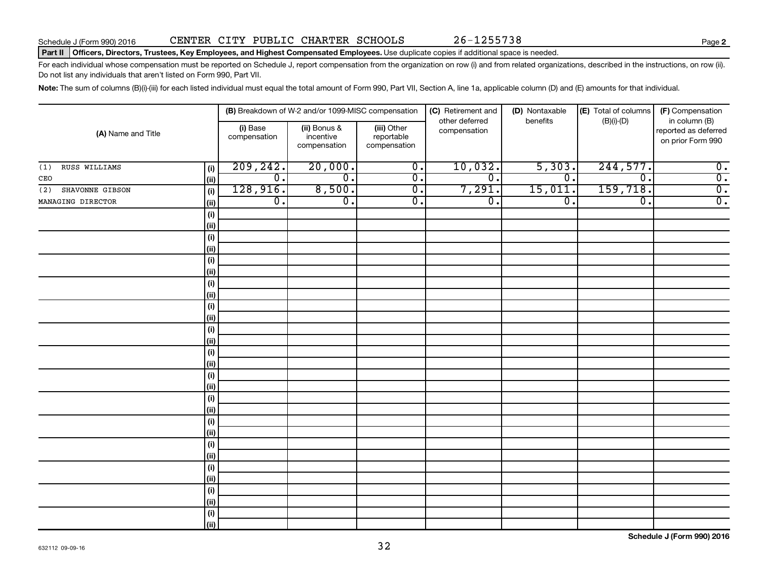Schedule J (Form 990) 2016 CENTER CITY PUBLIC CHARTER SCHOOLS 26-1255738 Page **2**

**Part II Officers, Directors, Trustees, Key Employees, and Highest Compensated Employees.** Use duplicate copies if additional space is needed.

For each individual whose compensation must be reported on Schedule J, report compensation from the organization on row (i) and from related organizations, described in the instructions, on row (ii). Do not list any individuals that aren't listed on Form 990, Part VII.

**Note:** The sum of columns (B)(i)-(iii) for each listed individual must equal the total amount of Form 990, Part VII, Section A, line 1a, applicable column (D) and (E) amounts for that individual.

| (A) Name and Title | | (B) Breakdown of W-2 and/or 1099-MISC compensation | | | (C) Retirement and other deferred compensation | (D) Nontaxable benefits | (E) Total of columns (B)(i)-(D) | (F) Compensation in column (B) reported as deferred on prior Form 990 |
|---|---|---|---|---|---|---|---|---|
| | | (i) Base compensation | (ii) Bonus & incentive compensation | (iii) Other reportable compensation | | | | |
| (1) RUSS WILLIAMS | (i) | 209,242. | 20,000. | 0. | 10,032. | 5,303. | 244,577. | 0. |
| CEO | (ii) | 0. | 0. | 0. | 0. | 0. | 0. | 0. |
| (2) SHAVONNE GIBSON | (i) | 128,916. | 8,500. | 0. | 7,291. | 15,011. | 159,718. | 0. |
| MANAGING DIRECTOR | (ii) | 0. | 0. | 0. | 0. | 0. | 0. | 0. |
| | (i) | | | | | | | |
| | (ii) | | | | | | | |
| | (i) | | | | | | | |
| | (ii) | | | | | | | |
| | (i) | | | | | | | |
| | (ii) | | | | | | | |
| | (i) | | | | | | | |
| | (ii) | | | | | | | |
| | (i) | | | | | | | |
| | (ii) | | | | | | | |
| | (i) | | | | | | | |
| | (ii) | | | | | | | |
| | (i) | | | | | | | |
| | (ii) | | | | | | | |
| | (i) | | | | | | | |
| | (ii) | | | | | | | |
| | (i) | | | | | | | |
| | (ii) | | | | | | | |
| | (i) | | | | | | | |
| | (ii) | | | | | | | |
| | (i) | | | | | | | |
| | (ii) | | | | | | | |
| | (i) | | | | | | | |
| | (ii) | | | | | | | |
| | (i) | | | | | | | |
| | (ii) | | | | | | | |
| | (i) | | | | | | | |
| | (ii) | | | | | | | |

632112 09-09-16

**Schedule J (Form 990) 2016**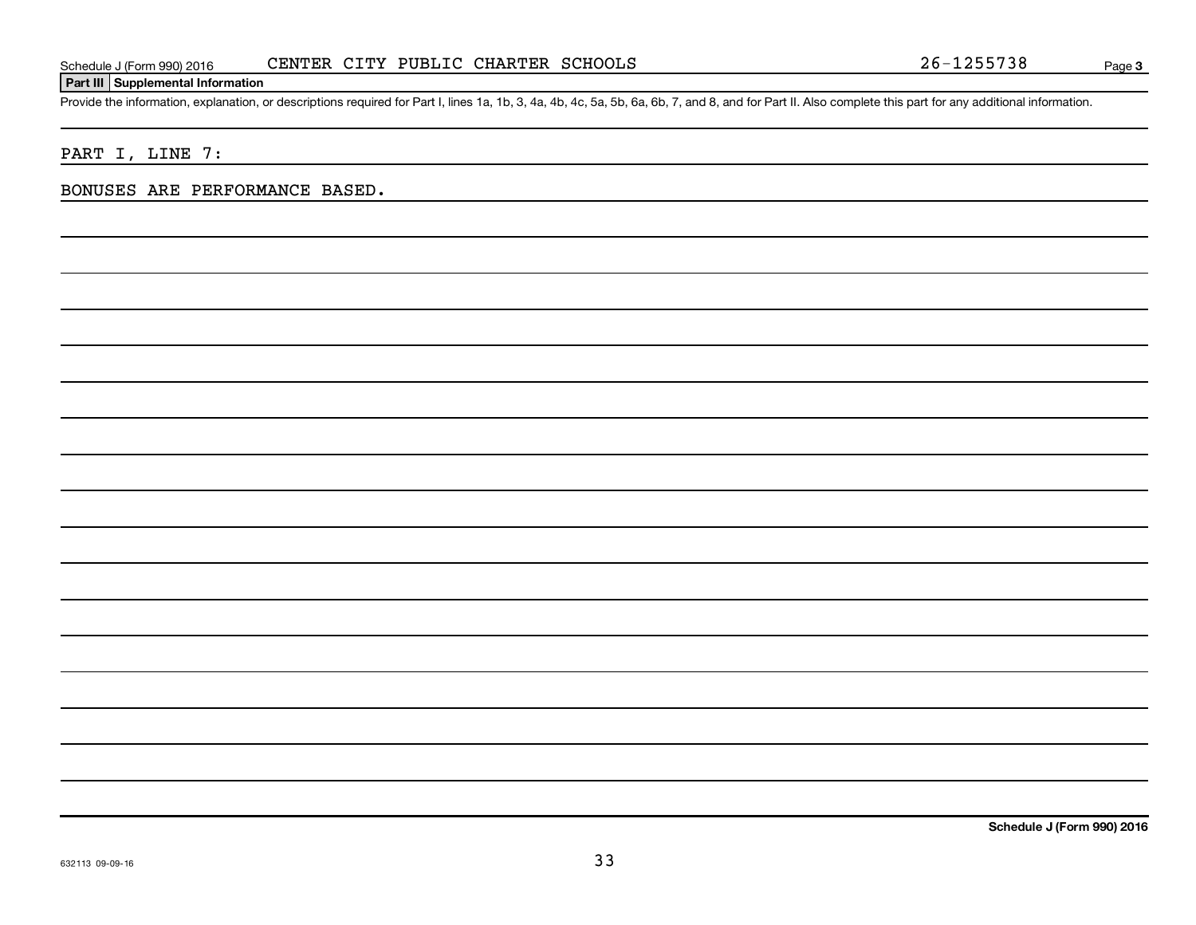Schedule J (Form 990) 2016 CENTER CITY PUBLIC CHARTER SCHOOLS 26-1255738

**Part III Supplemental Information**

Provide the information, explanation, or descriptions required for Part I, lines 1a, 1b, 3, 4a, 4b, 4c, 5a, 5b, 6a, 6b, 7, and 8, and for Part II. Also complete this part for any additional information.

PART I, LINE 7:

BONUSES ARE PERFORMANCE BASED.

**Schedule J (Form 990) 2016**

632113 09-09-16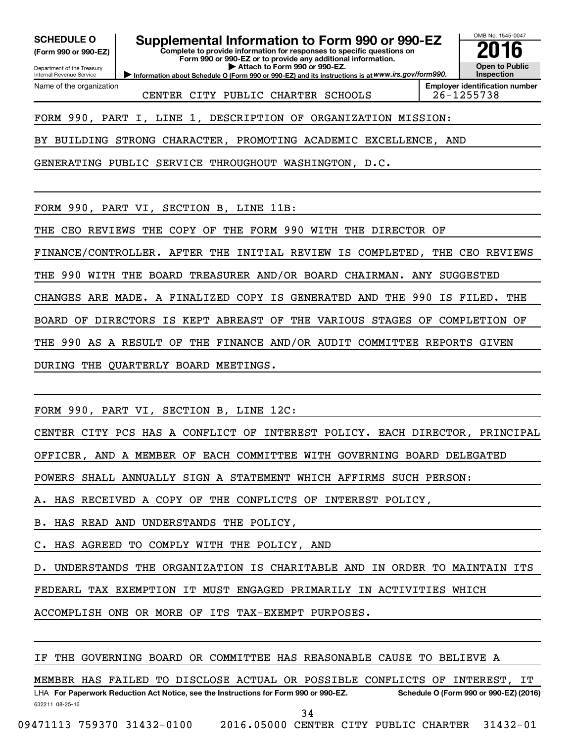**SCHEDULE O**
**(Form 990 or 990-EZ)**

Department of the Treasury
Internal Revenue Service

# Supplemental Information to Form 990 or 990-EZ

**Complete to provide information for responses to specific questions on Form 990 or 990-EZ or to provide any additional information.**
**▶ Attach to Form 990 or 990-EZ.**
**▶ Information about Schedule O (Form 990 or 990-EZ) and its instructions is at** *www.irs.gov/form990.*

OMB No. 1545-0047

**2016**

**Open to Public Inspection**

| Name of the organization | Employer identification number |
|---|---|
| CENTER CITY PUBLIC CHARTER SCHOOLS | 26-1255738 |

FORM 990, PART I, LINE 1, DESCRIPTION OF ORGANIZATION MISSION:

BY BUILDING STRONG CHARACTER, PROMOTING ACADEMIC EXCELLENCE, AND GENERATING PUBLIC SERVICE THROUGHOUT WASHINGTON, D.C.

FORM 990, PART VI, SECTION B, LINE 11B:

THE CEO REVIEWS THE COPY OF THE FORM 990 WITH THE DIRECTOR OF FINANCE/CONTROLLER. AFTER THE INITIAL REVIEW IS COMPLETED, THE CEO REVIEWS THE 990 WITH THE BOARD TREASURER AND/OR BOARD CHAIRMAN. ANY SUGGESTED CHANGES ARE MADE. A FINALIZED COPY IS GENERATED AND THE 990 IS FILED. THE BOARD OF DIRECTORS IS KEPT ABREAST OF THE VARIOUS STAGES OF COMPLETION OF THE 990 AS A RESULT OF THE FINANCE AND/OR AUDIT COMMITTEE REPORTS GIVEN DURING THE QUARTERLY BOARD MEETINGS.

FORM 990, PART VI, SECTION B, LINE 12C:

CENTER CITY PCS HAS A CONFLICT OF INTEREST POLICY. EACH DIRECTOR, PRINCIPAL OFFICER, AND A MEMBER OF EACH COMMITTEE WITH GOVERNING BOARD DELEGATED POWERS SHALL ANNUALLY SIGN A STATEMENT WHICH AFFIRMS SUCH PERSON:

A. HAS RECEIVED A COPY OF THE CONFLICTS OF INTEREST POLICY,

B. HAS READ AND UNDERSTANDS THE POLICY,

C. HAS AGREED TO COMPLY WITH THE POLICY, AND

D. UNDERSTANDS THE ORGANIZATION IS CHARITABLE AND IN ORDER TO MAINTAIN ITS FEDEARL TAX EXEMPTION IT MUST ENGAGED PRIMARILY IN ACTIVITIES WHICH ACCOMPLISH ONE OR MORE OF ITS TAX-EXEMPT PURPOSES.

IF THE GOVERNING BOARD OR COMMITTEE HAS REASONABLE CAUSE TO BELIEVE A MEMBER HAS FAILED TO DISCLOSE ACTUAL OR POSSIBLE CONFLICTS OF INTEREST, IT

LHA **For Paperwork Reduction Act Notice, see the Instructions for Form 990 or 990-EZ.** **Schedule O (Form 990 or 990-EZ) (2016)**

632211 08-25-16

09471113 759370 31432-0100 2016.05000 CENTER CITY PUBLIC CHARTER 31432-01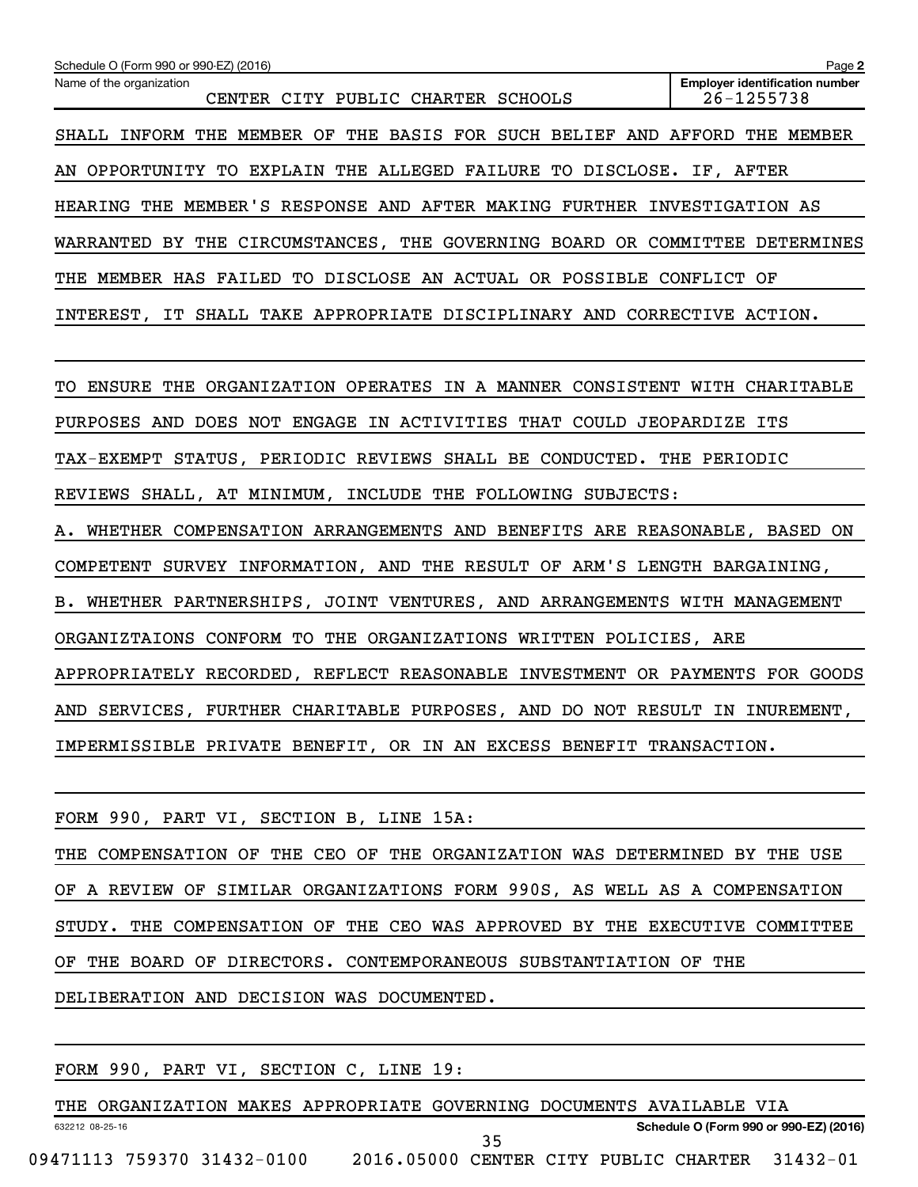Schedule O (Form 990 or 990-EZ) (2016)

Name of the organization: CENTER CITY PUBLIC CHARTER SCHOOLS

Employer identification number: 26-1255738

SHALL INFORM THE MEMBER OF THE BASIS FOR SUCH BELIEF AND AFFORD THE MEMBER AN OPPORTUNITY TO EXPLAIN THE ALLEGED FAILURE TO DISCLOSE. IF, AFTER HEARING THE MEMBER'S RESPONSE AND AFTER MAKING FURTHER INVESTIGATION AS WARRANTED BY THE CIRCUMSTANCES, THE GOVERNING BOARD OR COMMITTEE DETERMINES THE MEMBER HAS FAILED TO DISCLOSE AN ACTUAL OR POSSIBLE CONFLICT OF INTEREST, IT SHALL TAKE APPROPRIATE DISCIPLINARY AND CORRECTIVE ACTION.

TO ENSURE THE ORGANIZATION OPERATES IN A MANNER CONSISTENT WITH CHARITABLE PURPOSES AND DOES NOT ENGAGE IN ACTIVITIES THAT COULD JEOPARDIZE ITS TAX-EXEMPT STATUS, PERIODIC REVIEWS SHALL BE CONDUCTED. THE PERIODIC REVIEWS SHALL, AT MINIMUM, INCLUDE THE FOLLOWING SUBJECTS:

A. WHETHER COMPENSATION ARRANGEMENTS AND BENEFITS ARE REASONABLE, BASED ON COMPETENT SURVEY INFORMATION, AND THE RESULT OF ARM'S LENGTH BARGAINING,

B. WHETHER PARTNERSHIPS, JOINT VENTURES, AND ARRANGEMENTS WITH MANAGEMENT ORGANIZTAIONS CONFORM TO THE ORGANIZATIONS WRITTEN POLICIES, ARE APPROPRIATELY RECORDED, REFLECT REASONABLE INVESTMENT OR PAYMENTS FOR GOODS AND SERVICES, FURTHER CHARITABLE PURPOSES, AND DO NOT RESULT IN INUREMENT, IMPERMISSIBLE PRIVATE BENEFIT, OR IN AN EXCESS BENEFIT TRANSACTION.

FORM 990, PART VI, SECTION B, LINE 15A:

THE COMPENSATION OF THE CEO OF THE ORGANIZATION WAS DETERMINED BY THE USE OF A REVIEW OF SIMILAR ORGANIZATIONS FORM 990S, AS WELL AS A COMPENSATION STUDY. THE COMPENSATION OF THE CEO WAS APPROVED BY THE EXECUTIVE COMMITTEE OF THE BOARD OF DIRECTORS. CONTEMPORANEOUS SUBSTANTIATION OF THE DELIBERATION AND DECISION WAS DOCUMENTED.

FORM 990, PART VI, SECTION C, LINE 19:

THE ORGANIZATION MAKES APPROPRIATE GOVERNING DOCUMENTS AVAILABLE VIA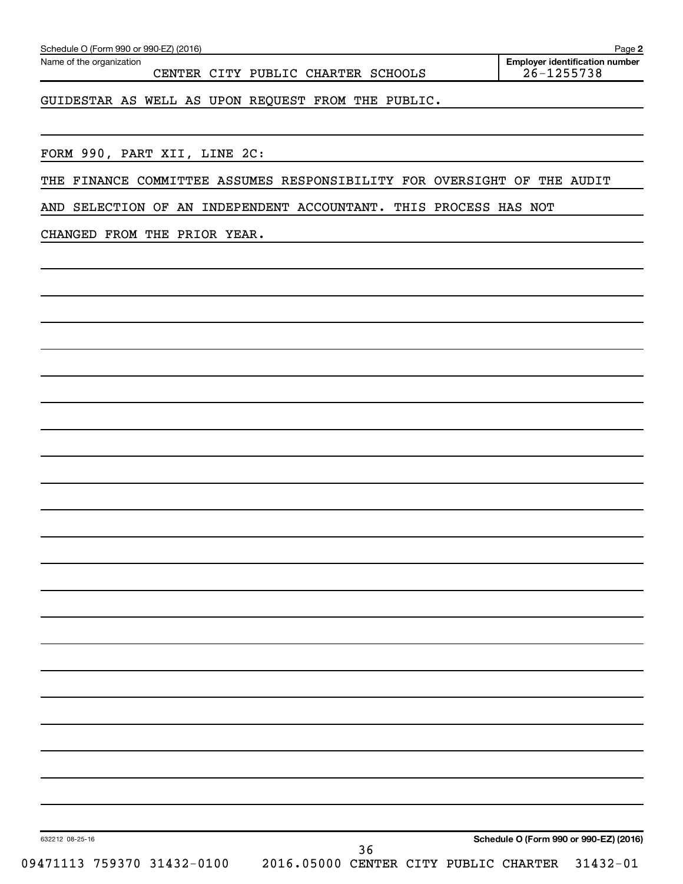Name of the organization: CENTER CITY PUBLIC CHARTER SCHOOLS

Employer identification number: 26-1255738

GUIDESTAR AS WELL AS UPON REQUEST FROM THE PUBLIC.

FORM 990, PART XII, LINE 2C:

THE FINANCE COMMITTEE ASSUMES RESPONSIBILITY FOR OVERSIGHT OF THE AUDIT AND SELECTION OF AN INDEPENDENT ACCOUNTANT. THIS PROCESS HAS NOT CHANGED FROM THE PRIOR YEAR.